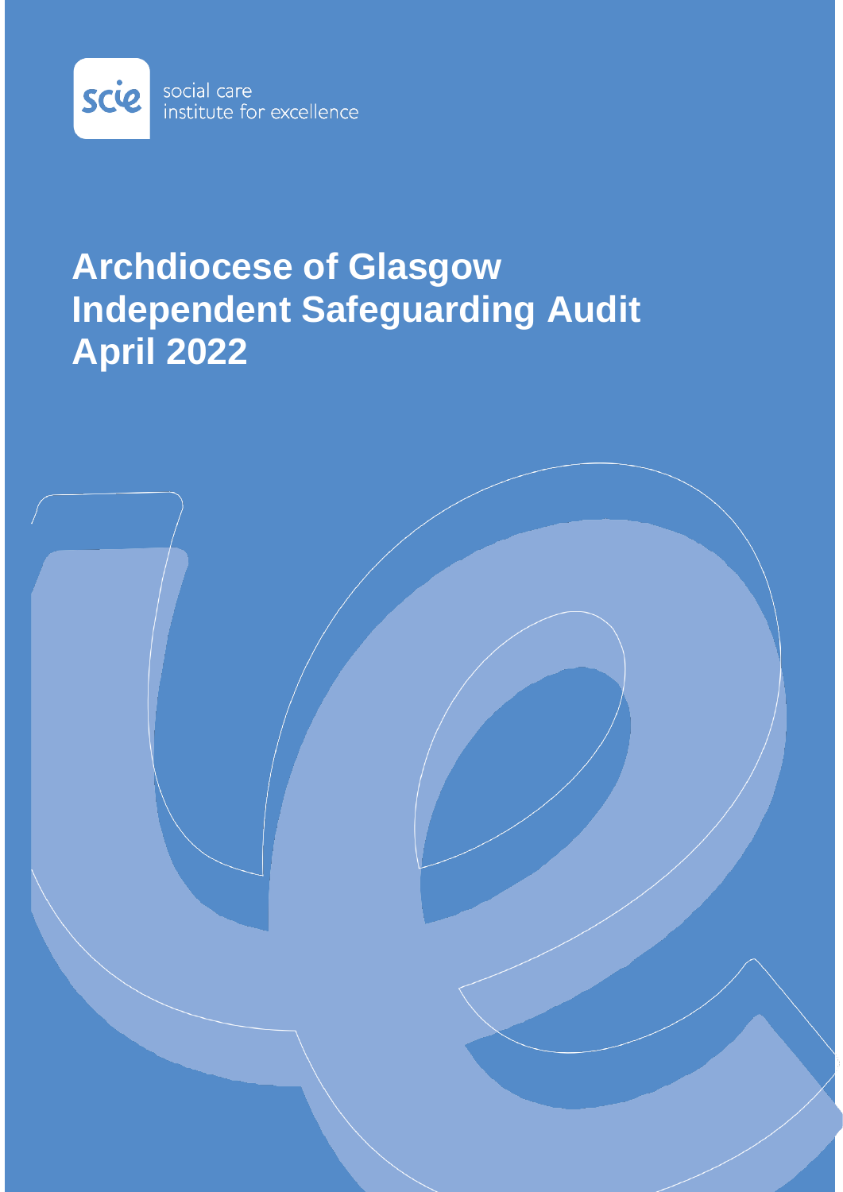social care institute for excellence

# Archdiocese of Glasgow Independent Safeguarding Audit April 2022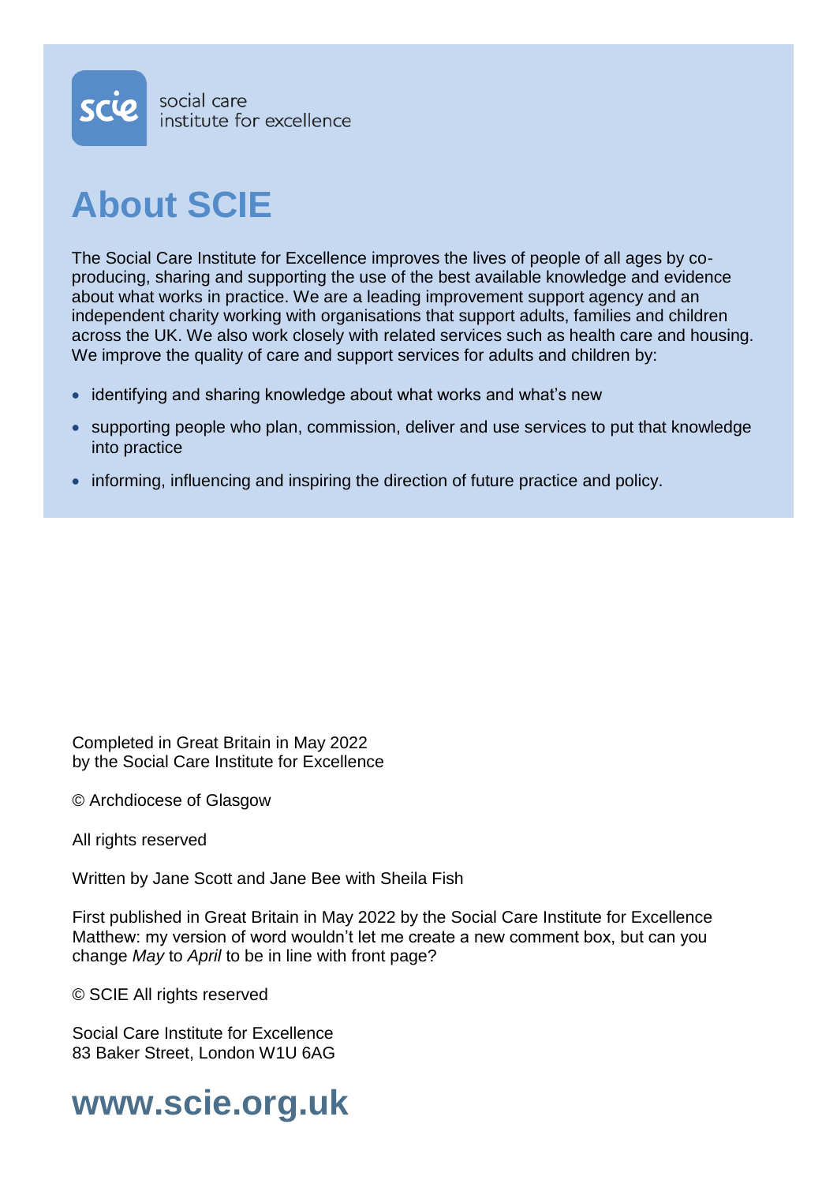social care
institute for excellence

# About SCIE

The Social Care Institute for Excellence improves the lives of people of all ages by co-producing, sharing and supporting the use of the best available knowledge and evidence about what works in practice. We are a leading improvement support agency and an independent charity working with organisations that support adults, families and children across the UK. We also work closely with related services such as health care and housing. We improve the quality of care and support services for adults and children by:

- identifying and sharing knowledge about what works and what's new
- supporting people who plan, commission, deliver and use services to put that knowledge into practice
- informing, influencing and inspiring the direction of future practice and policy.

Completed in Great Britain in May 2022
by the Social Care Institute for Excellence

© Archdiocese of Glasgow

All rights reserved

Written by Jane Scott and Jane Bee with Sheila Fish

First published in Great Britain in May 2022 by the Social Care Institute for Excellence
Matthew: my version of word wouldn't let me create a new comment box, but can you change *May* to *April* to be in line with front page?

© SCIE All rights reserved

Social Care Institute for Excellence
83 Baker Street, London W1U 6AG

## www.scie.org.uk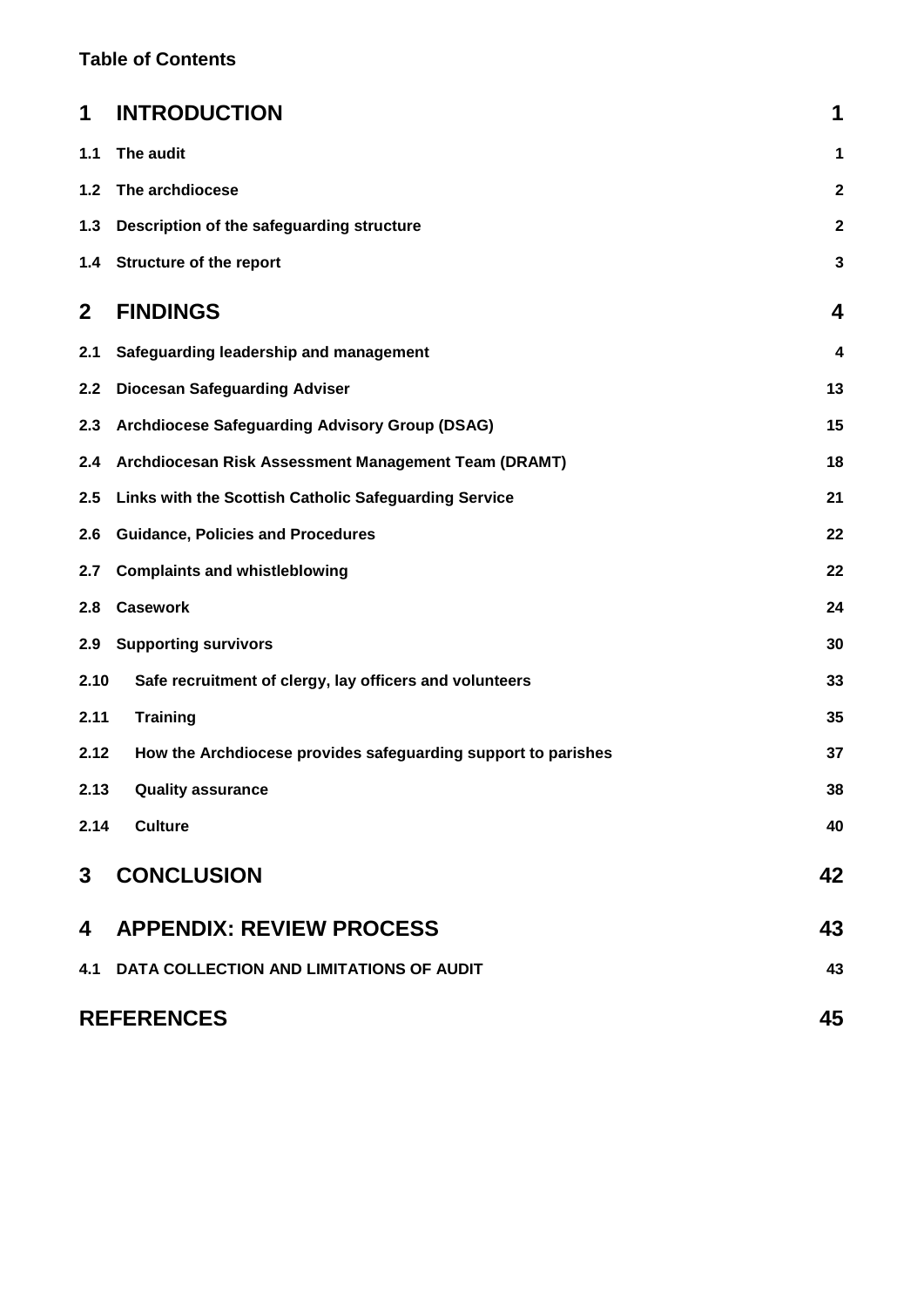**Table of Contents**

| | | |
|---|---|---|
| **1** | **INTRODUCTION** | **1** |
| **1.1** | **The audit** | **1** |
| **1.2** | **The archdiocese** | **2** |
| **1.3** | **Description of the safeguarding structure** | **2** |
| **1.4** | **Structure of the report** | **3** |
| **2** | **FINDINGS** | **4** |
| **2.1** | **Safeguarding leadership and management** | **4** |
| **2.2** | **Diocesan Safeguarding Adviser** | **13** |
| **2.3** | **Archdiocese Safeguarding Advisory Group (DSAG)** | **15** |
| **2.4** | **Archdiocesan Risk Assessment Management Team (DRAMT)** | **18** |
| **2.5** | **Links with the Scottish Catholic Safeguarding Service** | **21** |
| **2.6** | **Guidance, Policies and Procedures** | **22** |
| **2.7** | **Complaints and whistleblowing** | **22** |
| **2.8** | **Casework** | **24** |
| **2.9** | **Supporting survivors** | **30** |
| **2.10** | **Safe recruitment of clergy, lay officers and volunteers** | **33** |
| **2.11** | **Training** | **35** |
| **2.12** | **How the Archdiocese provides safeguarding support to parishes** | **37** |
| **2.13** | **Quality assurance** | **38** |
| **2.14** | **Culture** | **40** |
| **3** | **CONCLUSION** | **42** |
| **4** | **APPENDIX: REVIEW PROCESS** | **43** |
| **4.1** | **DATA COLLECTION AND LIMITATIONS OF AUDIT** | **43** |
| | **REFERENCES** | **45** |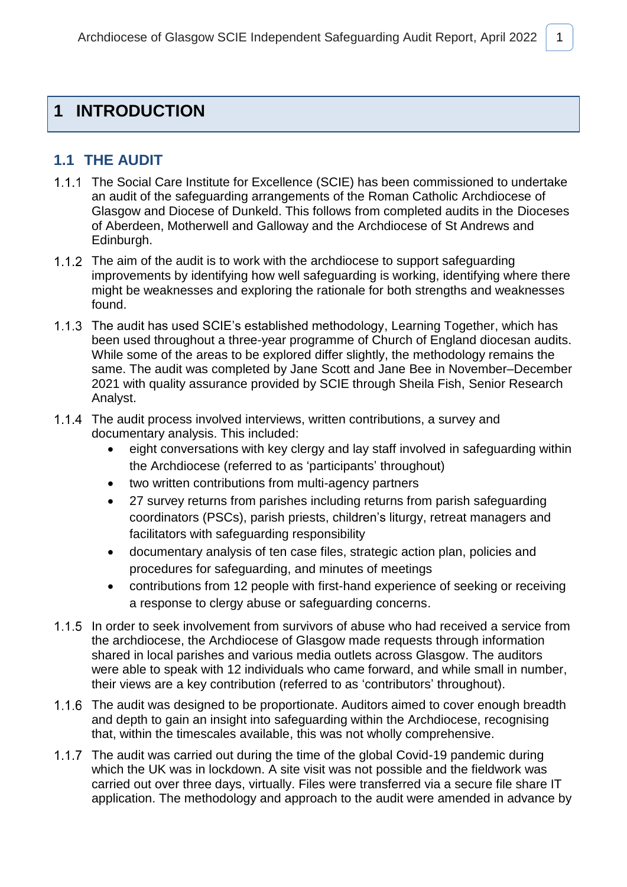# 1 INTRODUCTION

## 1.1 THE AUDIT

1.1.1 The Social Care Institute for Excellence (SCIE) has been commissioned to undertake an audit of the safeguarding arrangements of the Roman Catholic Archdiocese of Glasgow and Diocese of Dunkeld. This follows from completed audits in the Dioceses of Aberdeen, Motherwell and Galloway and the Archdiocese of St Andrews and Edinburgh.

1.1.2 The aim of the audit is to work with the archdiocese to support safeguarding improvements by identifying how well safeguarding is working, identifying where there might be weaknesses and exploring the rationale for both strengths and weaknesses found.

1.1.3 The audit has used SCIE's established methodology, Learning Together, which has been used throughout a three-year programme of Church of England diocesan audits. While some of the areas to be explored differ slightly, the methodology remains the same. The audit was completed by Jane Scott and Jane Bee in November–December 2021 with quality assurance provided by SCIE through Sheila Fish, Senior Research Analyst.

1.1.4 The audit process involved interviews, written contributions, a survey and documentary analysis. This included:

- eight conversations with key clergy and lay staff involved in safeguarding within the Archdiocese (referred to as 'participants' throughout)
- two written contributions from multi-agency partners
- 27 survey returns from parishes including returns from parish safeguarding coordinators (PSCs), parish priests, children's liturgy, retreat managers and facilitators with safeguarding responsibility
- documentary analysis of ten case files, strategic action plan, policies and procedures for safeguarding, and minutes of meetings
- contributions from 12 people with first-hand experience of seeking or receiving a response to clergy abuse or safeguarding concerns.

1.1.5 In order to seek involvement from survivors of abuse who had received a service from the archdiocese, the Archdiocese of Glasgow made requests through information shared in local parishes and various media outlets across Glasgow. The auditors were able to speak with 12 individuals who came forward, and while small in number, their views are a key contribution (referred to as 'contributors' throughout).

1.1.6 The audit was designed to be proportionate. Auditors aimed to cover enough breadth and depth to gain an insight into safeguarding within the Archdiocese, recognising that, within the timescales available, this was not wholly comprehensive.

1.1.7 The audit was carried out during the time of the global Covid-19 pandemic during which the UK was in lockdown. A site visit was not possible and the fieldwork was carried out over three days, virtually. Files were transferred via a secure file share IT application. The methodology and approach to the audit were amended in advance by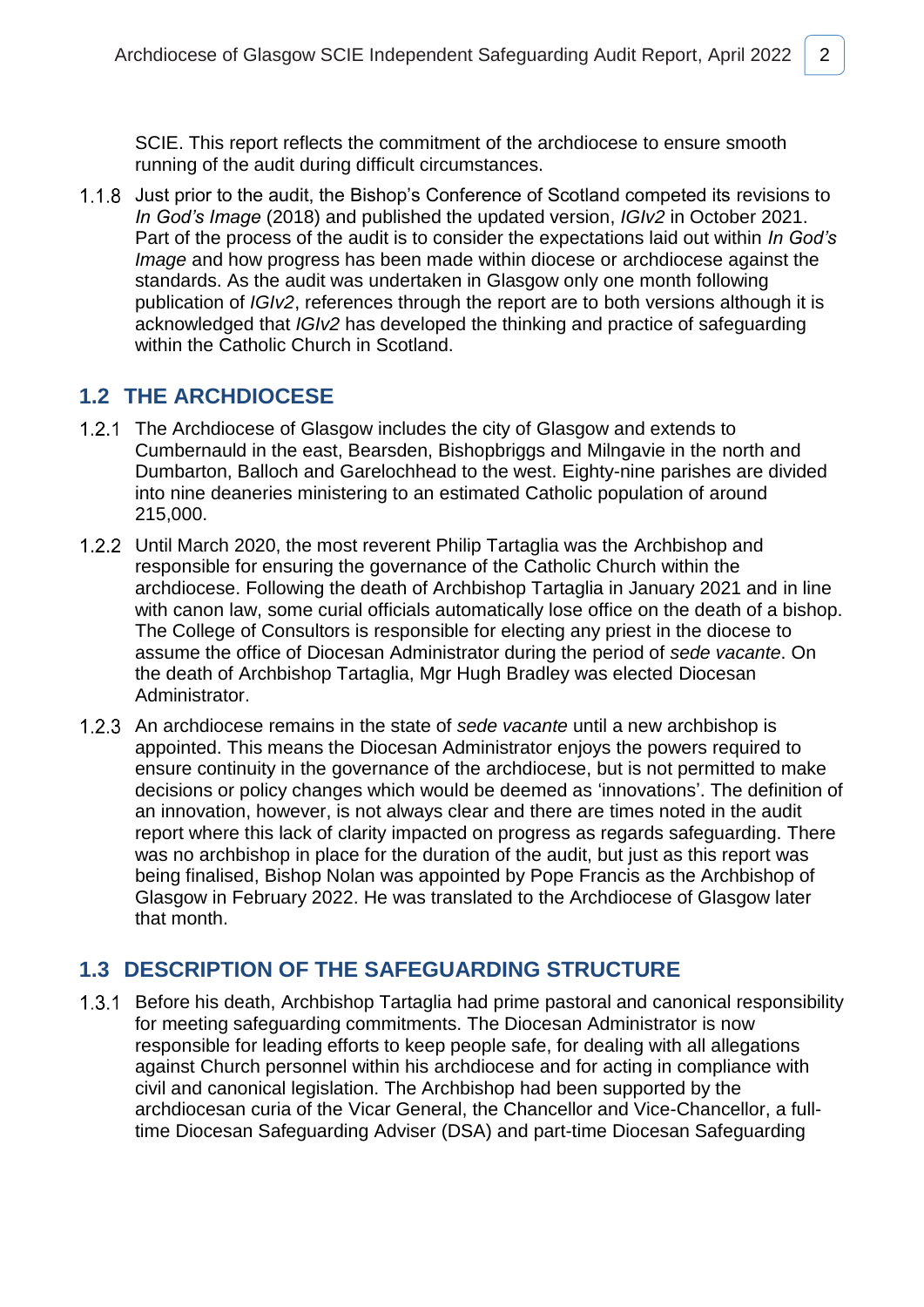SCIE. This report reflects the commitment of the archdiocese to ensure smooth running of the audit during difficult circumstances.

1.1.8 Just prior to the audit, the Bishop's Conference of Scotland competed its revisions to *In God's Image* (2018) and published the updated version, *IGIv2* in October 2021. Part of the process of the audit is to consider the expectations laid out within *In God's Image* and how progress has been made within diocese or archdiocese against the standards. As the audit was undertaken in Glasgow only one month following publication of *IGIv2*, references through the report are to both versions although it is acknowledged that *IGIv2* has developed the thinking and practice of safeguarding within the Catholic Church in Scotland.

## 1.2 THE ARCHDIOCESE

1.2.1 The Archdiocese of Glasgow includes the city of Glasgow and extends to Cumbernauld in the east, Bearsden, Bishopbriggs and Milngavie in the north and Dumbarton, Balloch and Garelochhead to the west. Eighty-nine parishes are divided into nine deaneries ministering to an estimated Catholic population of around 215,000.

1.2.2 Until March 2020, the most reverent Philip Tartaglia was the Archbishop and responsible for ensuring the governance of the Catholic Church within the archdiocese. Following the death of Archbishop Tartaglia in January 2021 and in line with canon law, some curial officials automatically lose office on the death of a bishop. The College of Consultors is responsible for electing any priest in the diocese to assume the office of Diocesan Administrator during the period of *sede vacante*. On the death of Archbishop Tartaglia, Mgr Hugh Bradley was elected Diocesan Administrator.

1.2.3 An archdiocese remains in the state of *sede vacante* until a new archbishop is appointed. This means the Diocesan Administrator enjoys the powers required to ensure continuity in the governance of the archdiocese, but is not permitted to make decisions or policy changes which would be deemed as 'innovations'. The definition of an innovation, however, is not always clear and there are times noted in the audit report where this lack of clarity impacted on progress as regards safeguarding. There was no archbishop in place for the duration of the audit, but just as this report was being finalised, Bishop Nolan was appointed by Pope Francis as the Archbishop of Glasgow in February 2022. He was translated to the Archdiocese of Glasgow later that month.

## 1.3 DESCRIPTION OF THE SAFEGUARDING STRUCTURE

1.3.1 Before his death, Archbishop Tartaglia had prime pastoral and canonical responsibility for meeting safeguarding commitments. The Diocesan Administrator is now responsible for leading efforts to keep people safe, for dealing with all allegations against Church personnel within his archdiocese and for acting in compliance with civil and canonical legislation. The Archbishop had been supported by the archdiocesan curia of the Vicar General, the Chancellor and Vice-Chancellor, a full-time Diocesan Safeguarding Adviser (DSA) and part-time Diocesan Safeguarding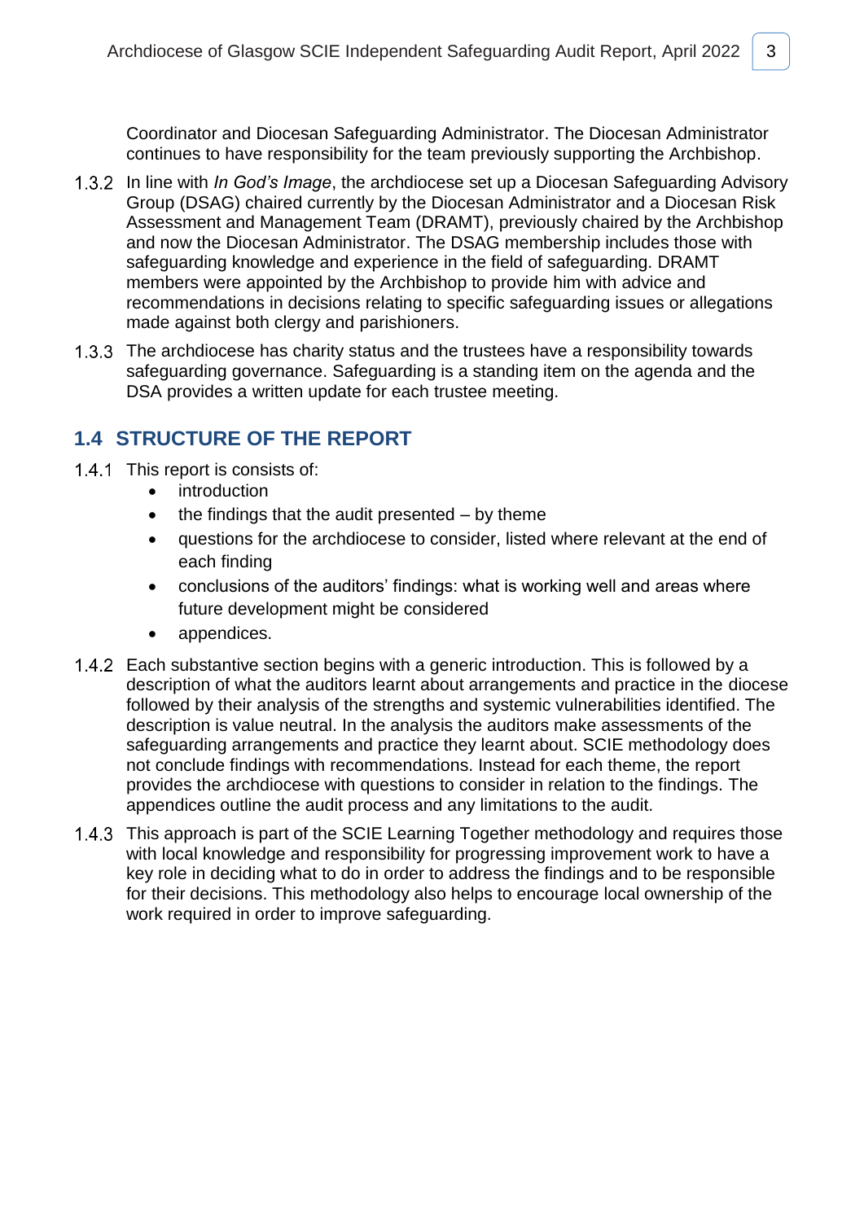Coordinator and Diocesan Safeguarding Administrator. The Diocesan Administrator continues to have responsibility for the team previously supporting the Archbishop.

1.3.2 In line with *In God's Image*, the archdiocese set up a Diocesan Safeguarding Advisory Group (DSAG) chaired currently by the Diocesan Administrator and a Diocesan Risk Assessment and Management Team (DRAMT), previously chaired by the Archbishop and now the Diocesan Administrator. The DSAG membership includes those with safeguarding knowledge and experience in the field of safeguarding. DRAMT members were appointed by the Archbishop to provide him with advice and recommendations in decisions relating to specific safeguarding issues or allegations made against both clergy and parishioners.

1.3.3 The archdiocese has charity status and the trustees have a responsibility towards safeguarding governance. Safeguarding is a standing item on the agenda and the DSA provides a written update for each trustee meeting.

## 1.4 STRUCTURE OF THE REPORT

1.4.1 This report is consists of:

- introduction
- the findings that the audit presented – by theme
- questions for the archdiocese to consider, listed where relevant at the end of each finding
- conclusions of the auditors' findings: what is working well and areas where future development might be considered
- appendices.

1.4.2 Each substantive section begins with a generic introduction. This is followed by a description of what the auditors learnt about arrangements and practice in the diocese followed by their analysis of the strengths and systemic vulnerabilities identified. The description is value neutral. In the analysis the auditors make assessments of the safeguarding arrangements and practice they learnt about. SCIE methodology does not conclude findings with recommendations. Instead for each theme, the report provides the archdiocese with questions to consider in relation to the findings. The appendices outline the audit process and any limitations to the audit.

1.4.3 This approach is part of the SCIE Learning Together methodology and requires those with local knowledge and responsibility for progressing improvement work to have a key role in deciding what to do in order to address the findings and to be responsible for their decisions. This methodology also helps to encourage local ownership of the work required in order to improve safeguarding.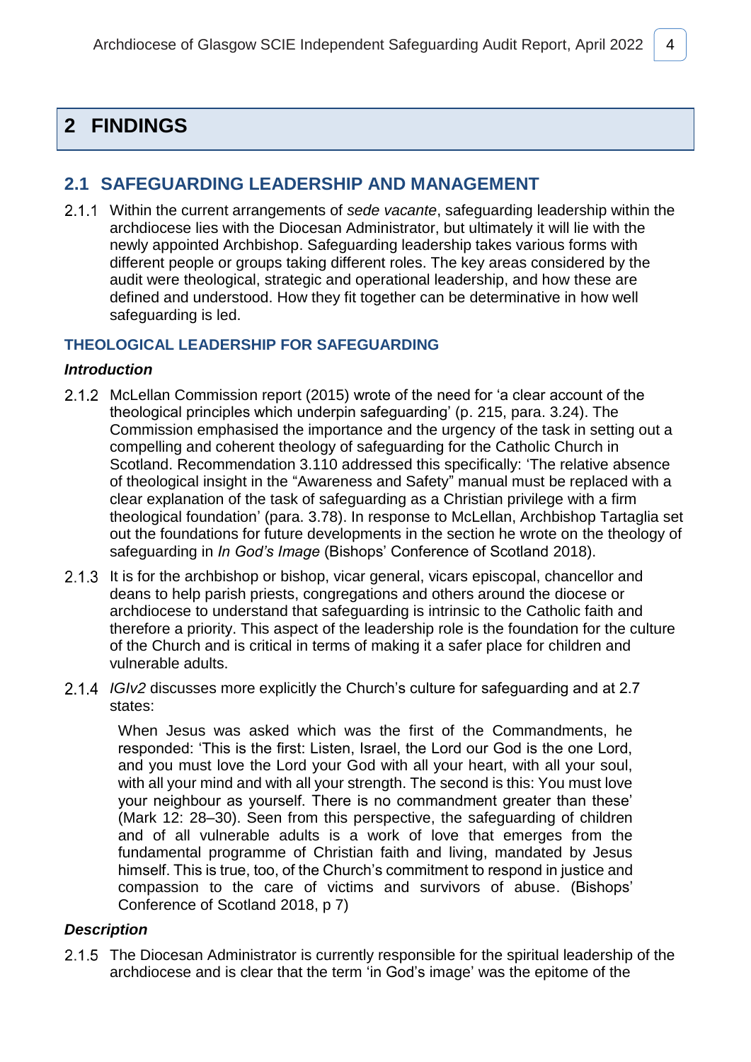# 2 FINDINGS

## 2.1 SAFEGUARDING LEADERSHIP AND MANAGEMENT

2.1.1 Within the current arrangements of *sede vacante*, safeguarding leadership within the archdiocese lies with the Diocesan Administrator, but ultimately it will lie with the newly appointed Archbishop. Safeguarding leadership takes various forms with different people or groups taking different roles. The key areas considered by the audit were theological, strategic and operational leadership, and how these are defined and understood. How they fit together can be determinative in how well safeguarding is led.

### THEOLOGICAL LEADERSHIP FOR SAFEGUARDING

#### *Introduction*

2.1.2 McLellan Commission report (2015) wrote of the need for 'a clear account of the theological principles which underpin safeguarding' (p. 215, para. 3.24). The Commission emphasised the importance and the urgency of the task in setting out a compelling and coherent theology of safeguarding for the Catholic Church in Scotland. Recommendation 3.110 addressed this specifically: 'The relative absence of theological insight in the "Awareness and Safety" manual must be replaced with a clear explanation of the task of safeguarding as a Christian privilege with a firm theological foundation' (para. 3.78). In response to McLellan, Archbishop Tartaglia set out the foundations for future developments in the section he wrote on the theology of safeguarding in *In God's Image* (Bishops' Conference of Scotland 2018).

2.1.3 It is for the archbishop or bishop, vicar general, vicars episcopal, chancellor and deans to help parish priests, congregations and others around the diocese or archdiocese to understand that safeguarding is intrinsic to the Catholic faith and therefore a priority. This aspect of the leadership role is the foundation for the culture of the Church and is critical in terms of making it a safer place for children and vulnerable adults.

2.1.4 *IGIv2* discusses more explicitly the Church's culture for safeguarding and at 2.7 states:

> When Jesus was asked which was the first of the Commandments, he responded: 'This is the first: Listen, Israel, the Lord our God is the one Lord, and you must love the Lord your God with all your heart, with all your soul, with all your mind and with all your strength. The second is this: You must love your neighbour as yourself. There is no commandment greater than these' (Mark 12: 28–30). Seen from this perspective, the safeguarding of children and of all vulnerable adults is a work of love that emerges from the fundamental programme of Christian faith and living, mandated by Jesus himself. This is true, too, of the Church's commitment to respond in justice and compassion to the care of victims and survivors of abuse. (Bishops' Conference of Scotland 2018, p 7)

#### *Description*

2.1.5 The Diocesan Administrator is currently responsible for the spiritual leadership of the archdiocese and is clear that the term 'in God's image' was the epitome of the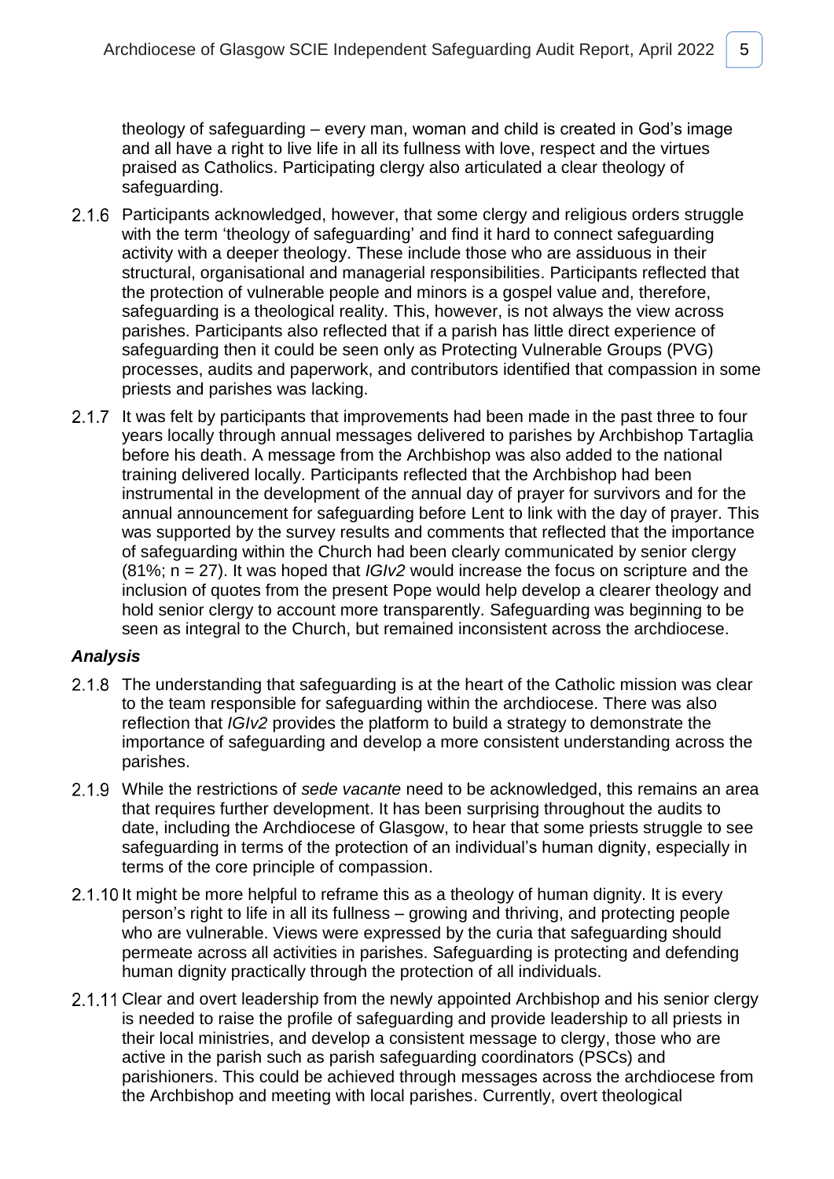theology of safeguarding – every man, woman and child is created in God's image and all have a right to live life in all its fullness with love, respect and the virtues praised as Catholics. Participating clergy also articulated a clear theology of safeguarding.

2.1.6 Participants acknowledged, however, that some clergy and religious orders struggle with the term 'theology of safeguarding' and find it hard to connect safeguarding activity with a deeper theology. These include those who are assiduous in their structural, organisational and managerial responsibilities. Participants reflected that the protection of vulnerable people and minors is a gospel value and, therefore, safeguarding is a theological reality. This, however, is not always the view across parishes. Participants also reflected that if a parish has little direct experience of safeguarding then it could be seen only as Protecting Vulnerable Groups (PVG) processes, audits and paperwork, and contributors identified that compassion in some priests and parishes was lacking.

2.1.7 It was felt by participants that improvements had been made in the past three to four years locally through annual messages delivered to parishes by Archbishop Tartaglia before his death. A message from the Archbishop was also added to the national training delivered locally. Participants reflected that the Archbishop had been instrumental in the development of the annual day of prayer for survivors and for the annual announcement for safeguarding before Lent to link with the day of prayer. This was supported by the survey results and comments that reflected that the importance of safeguarding within the Church had been clearly communicated by senior clergy (81%; n = 27). It was hoped that *IGIv2* would increase the focus on scripture and the inclusion of quotes from the present Pope would help develop a clearer theology and hold senior clergy to account more transparently. Safeguarding was beginning to be seen as integral to the Church, but remained inconsistent across the archdiocese.

### *Analysis*

2.1.8 The understanding that safeguarding is at the heart of the Catholic mission was clear to the team responsible for safeguarding within the archdiocese. There was also reflection that *IGIv2* provides the platform to build a strategy to demonstrate the importance of safeguarding and develop a more consistent understanding across the parishes.

2.1.9 While the restrictions of *sede vacante* need to be acknowledged, this remains an area that requires further development. It has been surprising throughout the audits to date, including the Archdiocese of Glasgow, to hear that some priests struggle to see safeguarding in terms of the protection of an individual's human dignity, especially in terms of the core principle of compassion.

2.1.10 It might be more helpful to reframe this as a theology of human dignity. It is every person's right to life in all its fullness – growing and thriving, and protecting people who are vulnerable. Views were expressed by the curia that safeguarding should permeate across all activities in parishes. Safeguarding is protecting and defending human dignity practically through the protection of all individuals.

2.1.11 Clear and overt leadership from the newly appointed Archbishop and his senior clergy is needed to raise the profile of safeguarding and provide leadership to all priests in their local ministries, and develop a consistent message to clergy, those who are active in the parish such as parish safeguarding coordinators (PSCs) and parishioners. This could be achieved through messages across the archdiocese from the Archbishop and meeting with local parishes. Currently, overt theological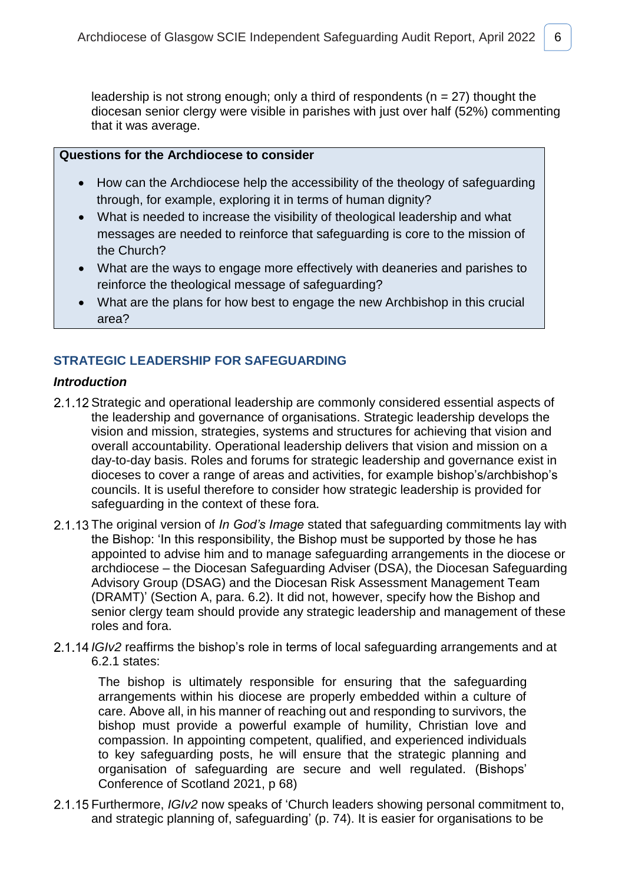leadership is not strong enough; only a third of respondents (n = 27) thought the diocesan senior clergy were visible in parishes with just over half (52%) commenting that it was average.

**Questions for the Archdiocese to consider**

- How can the Archdiocese help the accessibility of the theology of safeguarding through, for example, exploring it in terms of human dignity?
- What is needed to increase the visibility of theological leadership and what messages are needed to reinforce that safeguarding is core to the mission of the Church?
- What are the ways to engage more effectively with deaneries and parishes to reinforce the theological message of safeguarding?
- What are the plans for how best to engage the new Archbishop in this crucial area?

## STRATEGIC LEADERSHIP FOR SAFEGUARDING

### *Introduction*

2.1.12 Strategic and operational leadership are commonly considered essential aspects of the leadership and governance of organisations. Strategic leadership develops the vision and mission, strategies, systems and structures for achieving that vision and overall accountability. Operational leadership delivers that vision and mission on a day-to-day basis. Roles and forums for strategic leadership and governance exist in dioceses to cover a range of areas and activities, for example bishop's/archbishop's councils. It is useful therefore to consider how strategic leadership is provided for safeguarding in the context of these fora.

2.1.13 The original version of *In God's Image* stated that safeguarding commitments lay with the Bishop: 'In this responsibility, the Bishop must be supported by those he has appointed to advise him and to manage safeguarding arrangements in the diocese or archdiocese – the Diocesan Safeguarding Adviser (DSA), the Diocesan Safeguarding Advisory Group (DSAG) and the Diocesan Risk Assessment Management Team (DRAMT)' (Section A, para. 6.2). It did not, however, specify how the Bishop and senior clergy team should provide any strategic leadership and management of these roles and fora.

2.1.14 *IGIv2* reaffirms the bishop's role in terms of local safeguarding arrangements and at 6.2.1 states:

> The bishop is ultimately responsible for ensuring that the safeguarding arrangements within his diocese are properly embedded within a culture of care. Above all, in his manner of reaching out and responding to survivors, the bishop must provide a powerful example of humility, Christian love and compassion. In appointing competent, qualified, and experienced individuals to key safeguarding posts, he will ensure that the strategic planning and organisation of safeguarding are secure and well regulated. (Bishops' Conference of Scotland 2021, p 68)

2.1.15 Furthermore, *IGIv2* now speaks of 'Church leaders showing personal commitment to, and strategic planning of, safeguarding' (p. 74). It is easier for organisations to be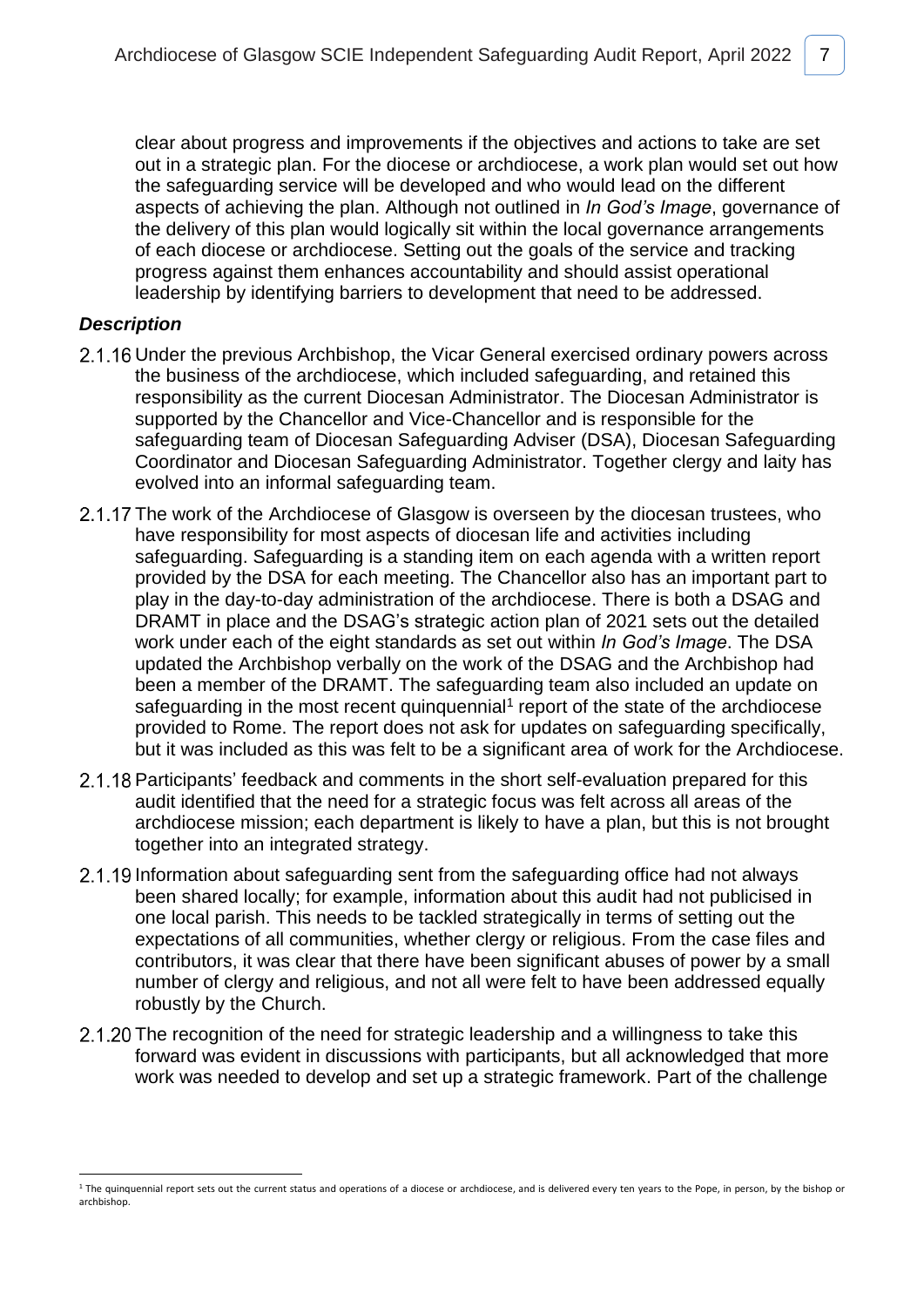clear about progress and improvements if the objectives and actions to take are set out in a strategic plan. For the diocese or archdiocese, a work plan would set out how the safeguarding service will be developed and who would lead on the different aspects of achieving the plan. Although not outlined in *In God's Image*, governance of the delivery of this plan would logically sit within the local governance arrangements of each diocese or archdiocese. Setting out the goals of the service and tracking progress against them enhances accountability and should assist operational leadership by identifying barriers to development that need to be addressed.

### *Description*

2.1.16 Under the previous Archbishop, the Vicar General exercised ordinary powers across the business of the archdiocese, which included safeguarding, and retained this responsibility as the current Diocesan Administrator. The Diocesan Administrator is supported by the Chancellor and Vice-Chancellor and is responsible for the safeguarding team of Diocesan Safeguarding Adviser (DSA), Diocesan Safeguarding Coordinator and Diocesan Safeguarding Administrator. Together clergy and laity has evolved into an informal safeguarding team.

2.1.17 The work of the Archdiocese of Glasgow is overseen by the diocesan trustees, who have responsibility for most aspects of diocesan life and activities including safeguarding. Safeguarding is a standing item on each agenda with a written report provided by the DSA for each meeting. The Chancellor also has an important part to play in the day-to-day administration of the archdiocese. There is both a DSAG and DRAMT in place and the DSAG's strategic action plan of 2021 sets out the detailed work under each of the eight standards as set out within *In God's Image*. The DSA updated the Archbishop verbally on the work of the DSAG and the Archbishop had been a member of the DRAMT. The safeguarding team also included an update on safeguarding in the most recent quinquennial[1] report of the state of the archdiocese provided to Rome. The report does not ask for updates on safeguarding specifically, but it was included as this was felt to be a significant area of work for the Archdiocese.

2.1.18 Participants' feedback and comments in the short self-evaluation prepared for this audit identified that the need for a strategic focus was felt across all areas of the archdiocese mission; each department is likely to have a plan, but this is not brought together into an integrated strategy.

2.1.19 Information about safeguarding sent from the safeguarding office had not always been shared locally; for example, information about this audit had not publicised in one local parish. This needs to be tackled strategically in terms of setting out the expectations of all communities, whether clergy or religious. From the case files and contributors, it was clear that there have been significant abuses of power by a small number of clergy and religious, and not all were felt to have been addressed equally robustly by the Church.

2.1.20 The recognition of the need for strategic leadership and a willingness to take this forward was evident in discussions with participants, but all acknowledged that more work was needed to develop and set up a strategic framework. Part of the challenge

[1] The quinquennial report sets out the current status and operations of a diocese or archdiocese, and is delivered every ten years to the Pope, in person, by the bishop or archbishop.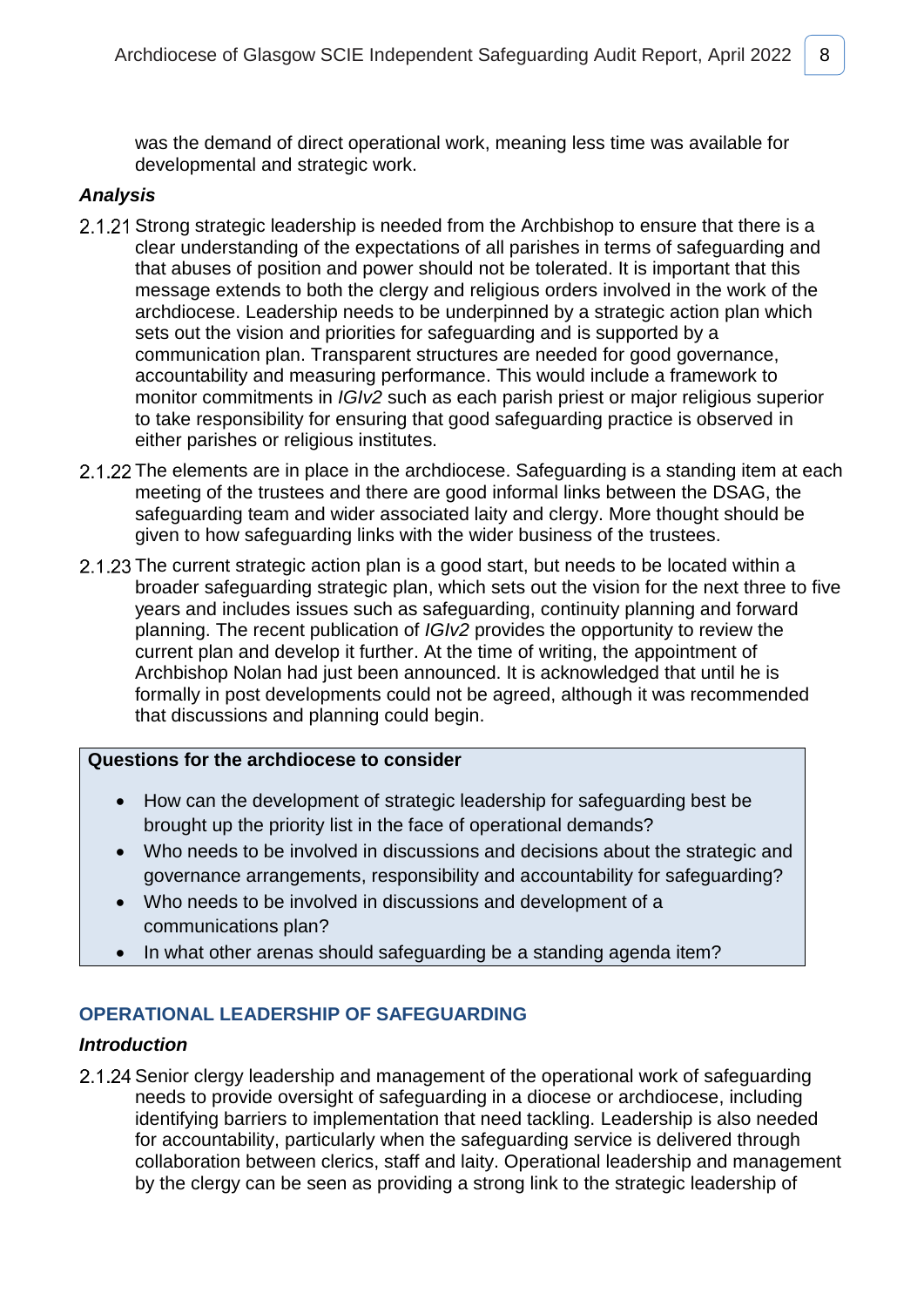was the demand of direct operational work, meaning less time was available for developmental and strategic work.

### *Analysis*

2.1.21 Strong strategic leadership is needed from the Archbishop to ensure that there is a clear understanding of the expectations of all parishes in terms of safeguarding and that abuses of position and power should not be tolerated. It is important that this message extends to both the clergy and religious orders involved in the work of the archdiocese. Leadership needs to be underpinned by a strategic action plan which sets out the vision and priorities for safeguarding and is supported by a communication plan. Transparent structures are needed for good governance, accountability and measuring performance. This would include a framework to monitor commitments in *IGIv2* such as each parish priest or major religious superior to take responsibility for ensuring that good safeguarding practice is observed in either parishes or religious institutes.

2.1.22 The elements are in place in the archdiocese. Safeguarding is a standing item at each meeting of the trustees and there are good informal links between the DSAG, the safeguarding team and wider associated laity and clergy. More thought should be given to how safeguarding links with the wider business of the trustees.

2.1.23 The current strategic action plan is a good start, but needs to be located within a broader safeguarding strategic plan, which sets out the vision for the next three to five years and includes issues such as safeguarding, continuity planning and forward planning. The recent publication of *IGIv2* provides the opportunity to review the current plan and develop it further. At the time of writing, the appointment of Archbishop Nolan had just been announced. It is acknowledged that until he is formally in post developments could not be agreed, although it was recommended that discussions and planning could begin.

**Questions for the archdiocese to consider**

- How can the development of strategic leadership for safeguarding best be brought up the priority list in the face of operational demands?
- Who needs to be involved in discussions and decisions about the strategic and governance arrangements, responsibility and accountability for safeguarding?
- Who needs to be involved in discussions and development of a communications plan?
- In what other arenas should safeguarding be a standing agenda item?

## OPERATIONAL LEADERSHIP OF SAFEGUARDING

### *Introduction*

2.1.24 Senior clergy leadership and management of the operational work of safeguarding needs to provide oversight of safeguarding in a diocese or archdiocese, including identifying barriers to implementation that need tackling. Leadership is also needed for accountability, particularly when the safeguarding service is delivered through collaboration between clerics, staff and laity. Operational leadership and management by the clergy can be seen as providing a strong link to the strategic leadership of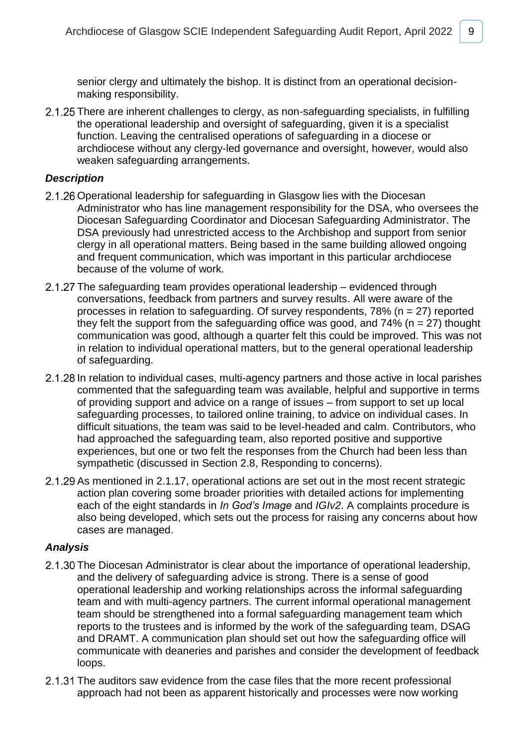senior clergy and ultimately the bishop. It is distinct from an operational decision-making responsibility.

2.1.25 There are inherent challenges to clergy, as non-safeguarding specialists, in fulfilling the operational leadership and oversight of safeguarding, given it is a specialist function. Leaving the centralised operations of safeguarding in a diocese or archdiocese without any clergy-led governance and oversight, however, would also weaken safeguarding arrangements.

### *Description*

2.1.26 Operational leadership for safeguarding in Glasgow lies with the Diocesan Administrator who has line management responsibility for the DSA, who oversees the Diocesan Safeguarding Coordinator and Diocesan Safeguarding Administrator. The DSA previously had unrestricted access to the Archbishop and support from senior clergy in all operational matters. Being based in the same building allowed ongoing and frequent communication, which was important in this particular archdiocese because of the volume of work.

2.1.27 The safeguarding team provides operational leadership – evidenced through conversations, feedback from partners and survey results. All were aware of the processes in relation to safeguarding. Of survey respondents, 78% (n = 27) reported they felt the support from the safeguarding office was good, and 74% (n = 27) thought communication was good, although a quarter felt this could be improved. This was not in relation to individual operational matters, but to the general operational leadership of safeguarding.

2.1.28 In relation to individual cases, multi-agency partners and those active in local parishes commented that the safeguarding team was available, helpful and supportive in terms of providing support and advice on a range of issues – from support to set up local safeguarding processes, to tailored online training, to advice on individual cases. In difficult situations, the team was said to be level-headed and calm. Contributors, who had approached the safeguarding team, also reported positive and supportive experiences, but one or two felt the responses from the Church had been less than sympathetic (discussed in Section 2.8, Responding to concerns).

2.1.29 As mentioned in 2.1.17, operational actions are set out in the most recent strategic action plan covering some broader priorities with detailed actions for implementing each of the eight standards in *In God's Image* and *IGIv2*. A complaints procedure is also being developed, which sets out the process for raising any concerns about how cases are managed.

### *Analysis*

2.1.30 The Diocesan Administrator is clear about the importance of operational leadership, and the delivery of safeguarding advice is strong. There is a sense of good operational leadership and working relationships across the informal safeguarding team and with multi-agency partners. The current informal operational management team should be strengthened into a formal safeguarding management team which reports to the trustees and is informed by the work of the safeguarding team, DSAG and DRAMT. A communication plan should set out how the safeguarding office will communicate with deaneries and parishes and consider the development of feedback loops.

2.1.31 The auditors saw evidence from the case files that the more recent professional approach had not been as apparent historically and processes were now working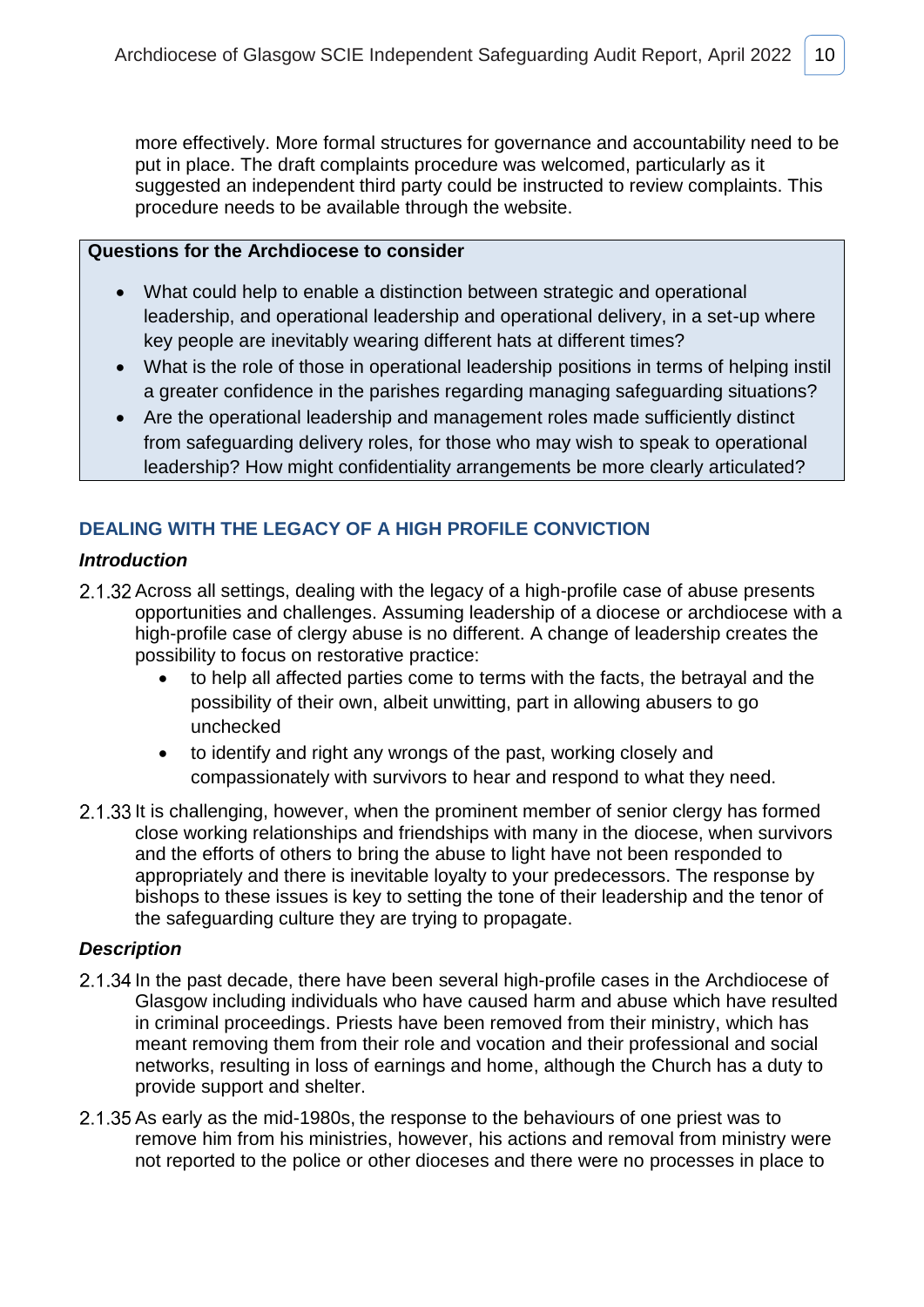more effectively. More formal structures for governance and accountability need to be put in place. The draft complaints procedure was welcomed, particularly as it suggested an independent third party could be instructed to review complaints. This procedure needs to be available through the website.

**Questions for the Archdiocese to consider**

- What could help to enable a distinction between strategic and operational leadership, and operational leadership and operational delivery, in a set-up where key people are inevitably wearing different hats at different times?
- What is the role of those in operational leadership positions in terms of helping instil a greater confidence in the parishes regarding managing safeguarding situations?
- Are the operational leadership and management roles made sufficiently distinct from safeguarding delivery roles, for those who may wish to speak to operational leadership? How might confidentiality arrangements be more clearly articulated?

### DEALING WITH THE LEGACY OF A HIGH PROFILE CONVICTION

#### *Introduction*

2.1.32 Across all settings, dealing with the legacy of a high-profile case of abuse presents opportunities and challenges. Assuming leadership of a diocese or archdiocese with a high-profile case of clergy abuse is no different. A change of leadership creates the possibility to focus on restorative practice:

- to help all affected parties come to terms with the facts, the betrayal and the possibility of their own, albeit unwitting, part in allowing abusers to go unchecked
- to identify and right any wrongs of the past, working closely and compassionately with survivors to hear and respond to what they need.

2.1.33 It is challenging, however, when the prominent member of senior clergy has formed close working relationships and friendships with many in the diocese, when survivors and the efforts of others to bring the abuse to light have not been responded to appropriately and there is inevitable loyalty to your predecessors. The response by bishops to these issues is key to setting the tone of their leadership and the tenor of the safeguarding culture they are trying to propagate.

#### *Description*

2.1.34 In the past decade, there have been several high-profile cases in the Archdiocese of Glasgow including individuals who have caused harm and abuse which have resulted in criminal proceedings. Priests have been removed from their ministry, which has meant removing them from their role and vocation and their professional and social networks, resulting in loss of earnings and home, although the Church has a duty to provide support and shelter.

2.1.35 As early as the mid-1980s, the response to the behaviours of one priest was to remove him from his ministries, however, his actions and removal from ministry were not reported to the police or other dioceses and there were no processes in place to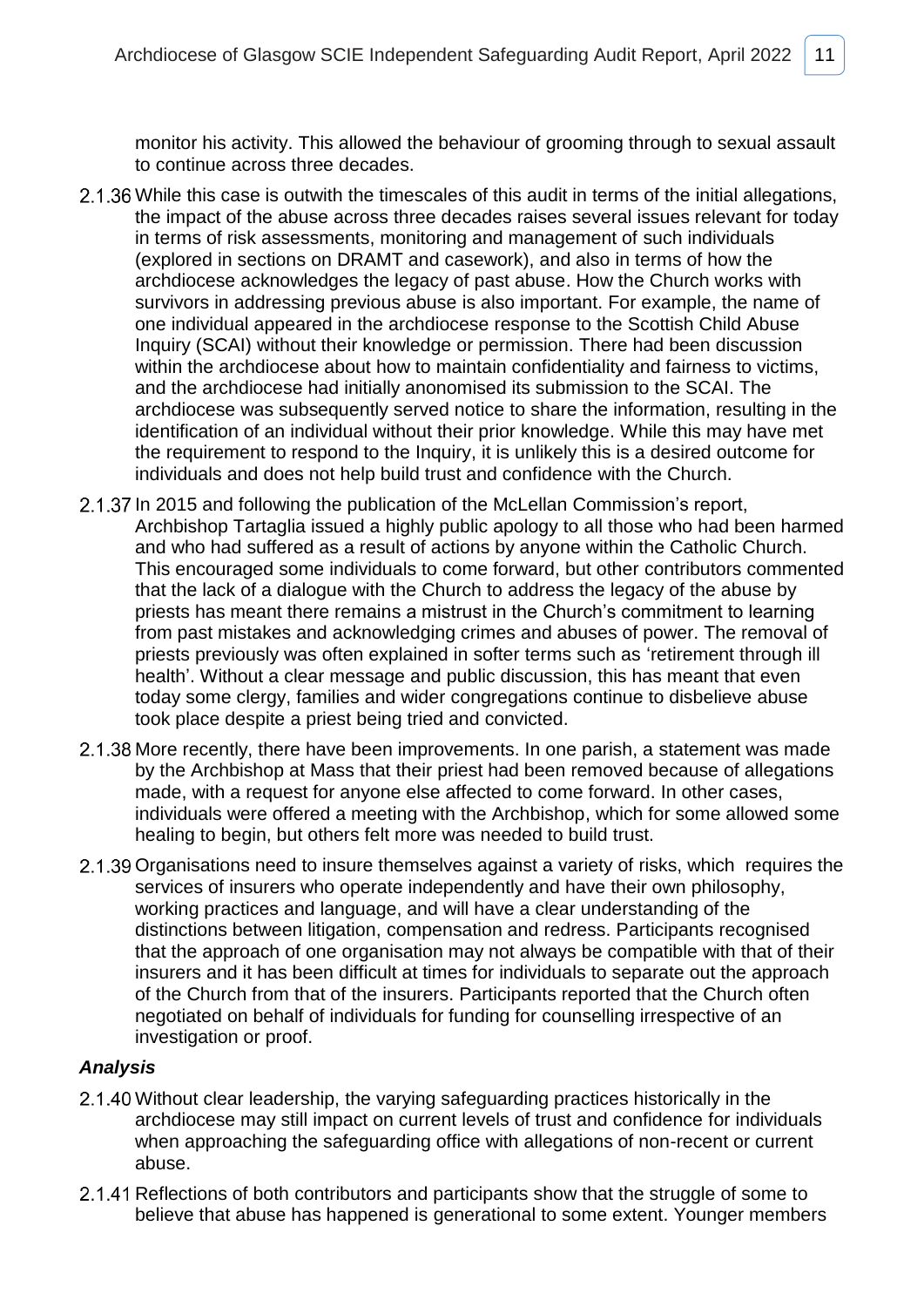monitor his activity. This allowed the behaviour of grooming through to sexual assault to continue across three decades.

2.1.36 While this case is outwith the timescales of this audit in terms of the initial allegations, the impact of the abuse across three decades raises several issues relevant for today in terms of risk assessments, monitoring and management of such individuals (explored in sections on DRAMT and casework), and also in terms of how the archdiocese acknowledges the legacy of past abuse. How the Church works with survivors in addressing previous abuse is also important. For example, the name of one individual appeared in the archdiocese response to the Scottish Child Abuse Inquiry (SCAI) without their knowledge or permission. There had been discussion within the archdiocese about how to maintain confidentiality and fairness to victims, and the archdiocese had initially anonomised its submission to the SCAI. The archdiocese was subsequently served notice to share the information, resulting in the identification of an individual without their prior knowledge. While this may have met the requirement to respond to the Inquiry, it is unlikely this is a desired outcome for individuals and does not help build trust and confidence with the Church.

2.1.37 In 2015 and following the publication of the McLellan Commission's report, Archbishop Tartaglia issued a highly public apology to all those who had been harmed and who had suffered as a result of actions by anyone within the Catholic Church. This encouraged some individuals to come forward, but other contributors commented that the lack of a dialogue with the Church to address the legacy of the abuse by priests has meant there remains a mistrust in the Church's commitment to learning from past mistakes and acknowledging crimes and abuses of power. The removal of priests previously was often explained in softer terms such as 'retirement through ill health'. Without a clear message and public discussion, this has meant that even today some clergy, families and wider congregations continue to disbelieve abuse took place despite a priest being tried and convicted.

2.1.38 More recently, there have been improvements. In one parish, a statement was made by the Archbishop at Mass that their priest had been removed because of allegations made, with a request for anyone else affected to come forward. In other cases, individuals were offered a meeting with the Archbishop, which for some allowed some healing to begin, but others felt more was needed to build trust.

2.1.39 Organisations need to insure themselves against a variety of risks, which requires the services of insurers who operate independently and have their own philosophy, working practices and language, and will have a clear understanding of the distinctions between litigation, compensation and redress. Participants recognised that the approach of one organisation may not always be compatible with that of their insurers and it has been difficult at times for individuals to separate out the approach of the Church from that of the insurers. Participants reported that the Church often negotiated on behalf of individuals for funding for counselling irrespective of an investigation or proof.

### *Analysis*

2.1.40 Without clear leadership, the varying safeguarding practices historically in the archdiocese may still impact on current levels of trust and confidence for individuals when approaching the safeguarding office with allegations of non-recent or current abuse.

2.1.41 Reflections of both contributors and participants show that the struggle of some to believe that abuse has happened is generational to some extent. Younger members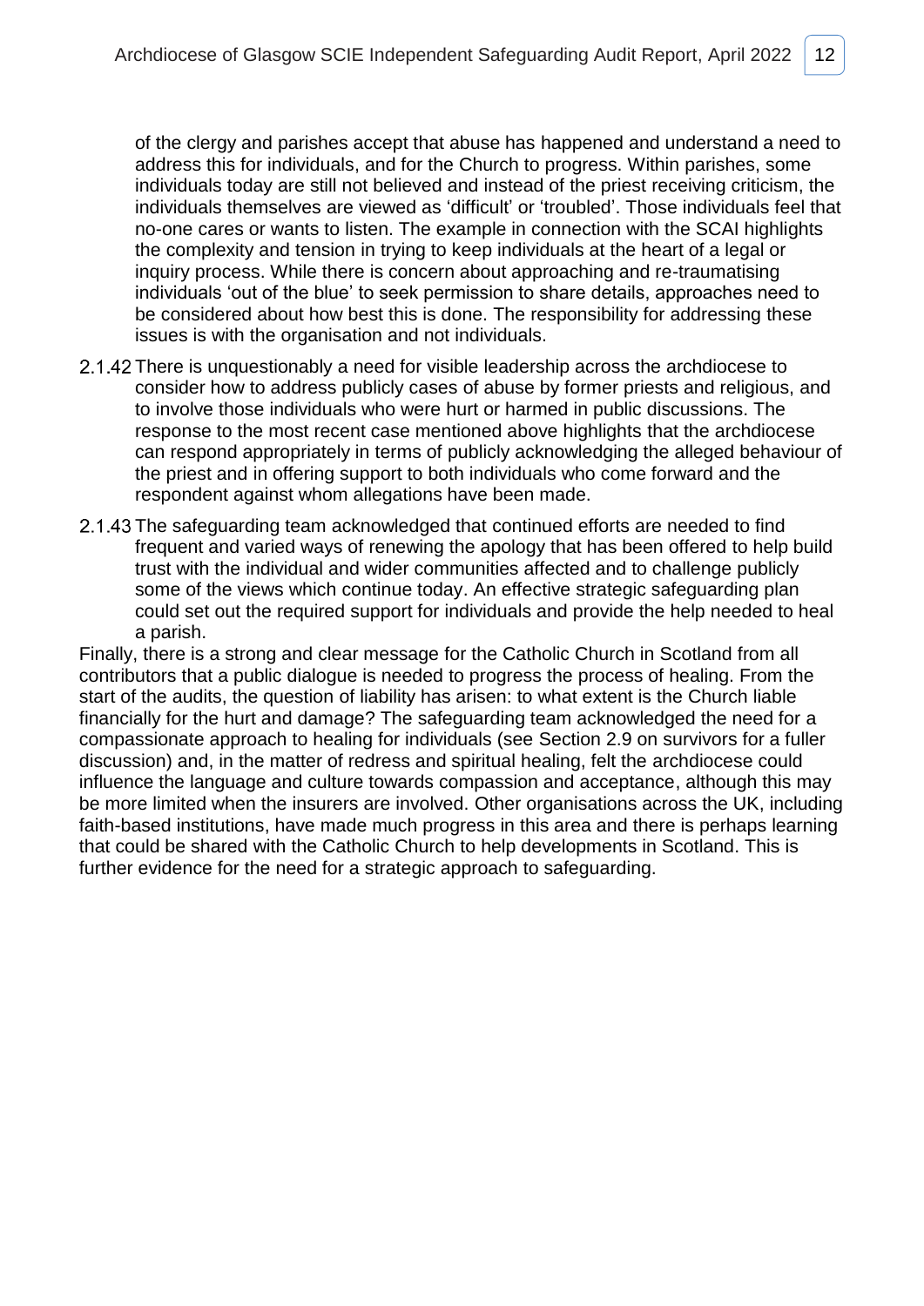of the clergy and parishes accept that abuse has happened and understand a need to address this for individuals, and for the Church to progress. Within parishes, some individuals today are still not believed and instead of the priest receiving criticism, the individuals themselves are viewed as 'difficult' or 'troubled'. Those individuals feel that no-one cares or wants to listen. The example in connection with the SCAI highlights the complexity and tension in trying to keep individuals at the heart of a legal or inquiry process. While there is concern about approaching and re-traumatising individuals 'out of the blue' to seek permission to share details, approaches need to be considered about how best this is done. The responsibility for addressing these issues is with the organisation and not individuals.

2.1.42 There is unquestionably a need for visible leadership across the archdiocese to consider how to address publicly cases of abuse by former priests and religious, and to involve those individuals who were hurt or harmed in public discussions. The response to the most recent case mentioned above highlights that the archdiocese can respond appropriately in terms of publicly acknowledging the alleged behaviour of the priest and in offering support to both individuals who come forward and the respondent against whom allegations have been made.

2.1.43 The safeguarding team acknowledged that continued efforts are needed to find frequent and varied ways of renewing the apology that has been offered to help build trust with the individual and wider communities affected and to challenge publicly some of the views which continue today. An effective strategic safeguarding plan could set out the required support for individuals and provide the help needed to heal a parish.

Finally, there is a strong and clear message for the Catholic Church in Scotland from all contributors that a public dialogue is needed to progress the process of healing. From the start of the audits, the question of liability has arisen: to what extent is the Church liable financially for the hurt and damage? The safeguarding team acknowledged the need for a compassionate approach to healing for individuals (see Section 2.9 on survivors for a fuller discussion) and, in the matter of redress and spiritual healing, felt the archdiocese could influence the language and culture towards compassion and acceptance, although this may be more limited when the insurers are involved. Other organisations across the UK, including faith-based institutions, have made much progress in this area and there is perhaps learning that could be shared with the Catholic Church to help developments in Scotland. This is further evidence for the need for a strategic approach to safeguarding.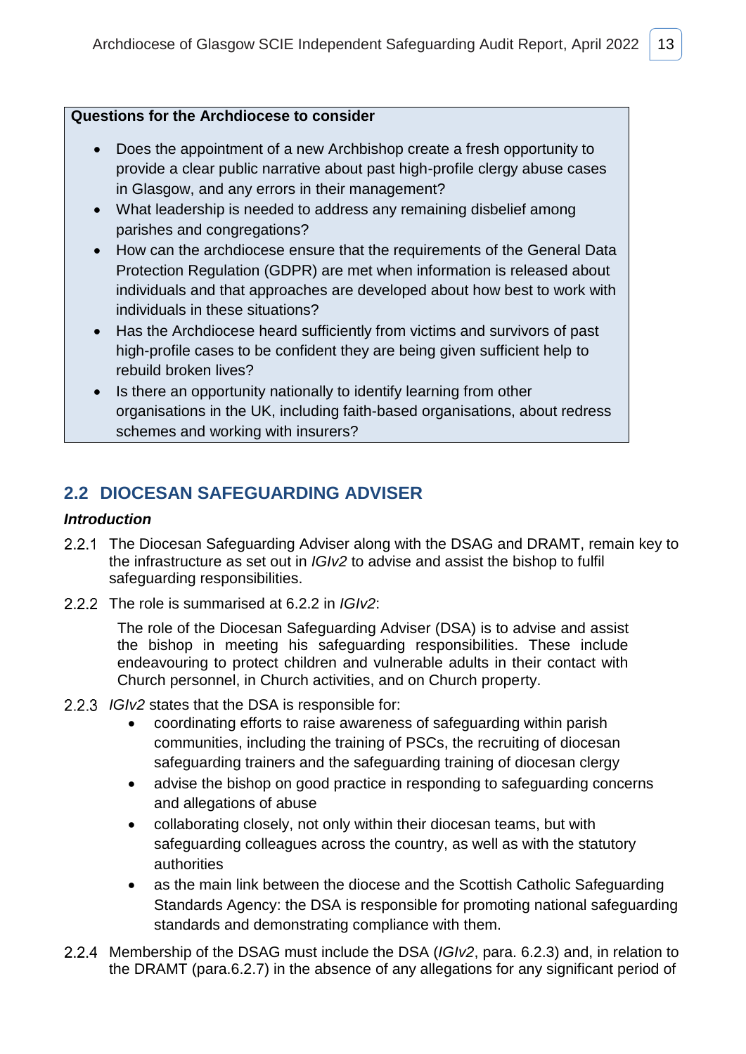**Questions for the Archdiocese to consider**

- Does the appointment of a new Archbishop create a fresh opportunity to provide a clear public narrative about past high-profile clergy abuse cases in Glasgow, and any errors in their management?
- What leadership is needed to address any remaining disbelief among parishes and congregations?
- How can the archdiocese ensure that the requirements of the General Data Protection Regulation (GDPR) are met when information is released about individuals and that approaches are developed about how best to work with individuals in these situations?
- Has the Archdiocese heard sufficiently from victims and survivors of past high-profile cases to be confident they are being given sufficient help to rebuild broken lives?
- Is there an opportunity nationally to identify learning from other organisations in the UK, including faith-based organisations, about redress schemes and working with insurers?

## 2.2 DIOCESAN SAFEGUARDING ADVISER

***Introduction***

2.2.1 The Diocesan Safeguarding Adviser along with the DSAG and DRAMT, remain key to the infrastructure as set out in *IGIv2* to advise and assist the bishop to fulfil safeguarding responsibilities.

2.2.2 The role is summarised at 6.2.2 in *IGIv2*:

> The role of the Diocesan Safeguarding Adviser (DSA) is to advise and assist the bishop in meeting his safeguarding responsibilities. These include endeavouring to protect children and vulnerable adults in their contact with Church personnel, in Church activities, and on Church property.

2.2.3 *IGIv2* states that the DSA is responsible for:

- coordinating efforts to raise awareness of safeguarding within parish communities, including the training of PSCs, the recruiting of diocesan safeguarding trainers and the safeguarding training of diocesan clergy
- advise the bishop on good practice in responding to safeguarding concerns and allegations of abuse
- collaborating closely, not only within their diocesan teams, but with safeguarding colleagues across the country, as well as with the statutory authorities
- as the main link between the diocese and the Scottish Catholic Safeguarding Standards Agency: the DSA is responsible for promoting national safeguarding standards and demonstrating compliance with them.

2.2.4 Membership of the DSAG must include the DSA (*IGIv2*, para. 6.2.3) and, in relation to the DRAMT (para.6.2.7) in the absence of any allegations for any significant period of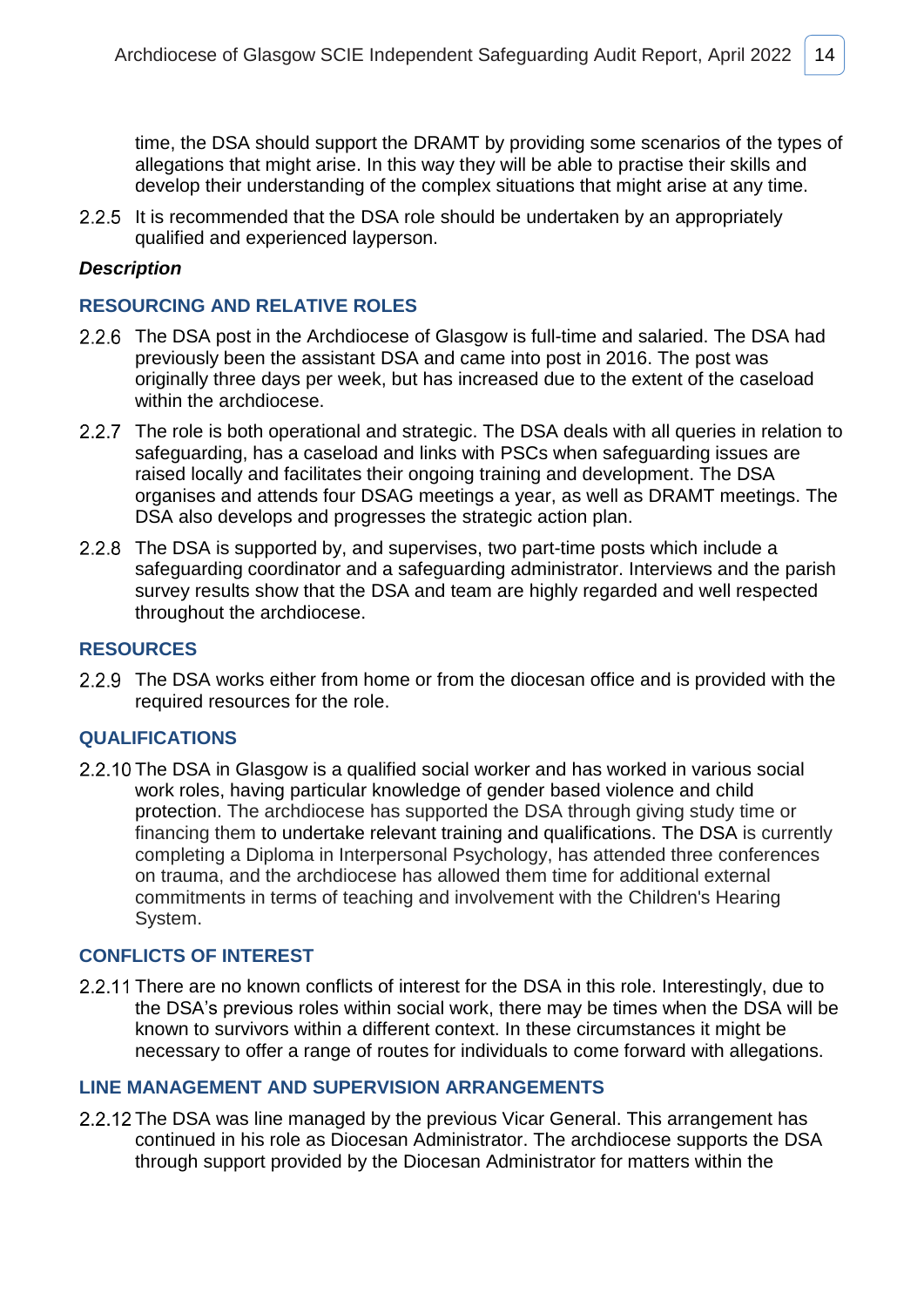time, the DSA should support the DRAMT by providing some scenarios of the types of allegations that might arise. In this way they will be able to practise their skills and develop their understanding of the complex situations that might arise at any time.

2.2.5 It is recommended that the DSA role should be undertaken by an appropriately qualified and experienced layperson.

***Description***

### RESOURCING AND RELATIVE ROLES

2.2.6 The DSA post in the Archdiocese of Glasgow is full-time and salaried. The DSA had previously been the assistant DSA and came into post in 2016. The post was originally three days per week, but has increased due to the extent of the caseload within the archdiocese.

2.2.7 The role is both operational and strategic. The DSA deals with all queries in relation to safeguarding, has a caseload and links with PSCs when safeguarding issues are raised locally and facilitates their ongoing training and development. The DSA organises and attends four DSAG meetings a year, as well as DRAMT meetings. The DSA also develops and progresses the strategic action plan.

2.2.8 The DSA is supported by, and supervises, two part-time posts which include a safeguarding coordinator and a safeguarding administrator. Interviews and the parish survey results show that the DSA and team are highly regarded and well respected throughout the archdiocese.

### RESOURCES

2.2.9 The DSA works either from home or from the diocesan office and is provided with the required resources for the role.

### QUALIFICATIONS

2.2.10 The DSA in Glasgow is a qualified social worker and has worked in various social work roles, having particular knowledge of gender based violence and child protection. The archdiocese has supported the DSA through giving study time or financing them to undertake relevant training and qualifications. The DSA is currently completing a Diploma in Interpersonal Psychology, has attended three conferences on trauma, and the archdiocese has allowed them time for additional external commitments in terms of teaching and involvement with the Children's Hearing System.

### CONFLICTS OF INTEREST

2.2.11 There are no known conflicts of interest for the DSA in this role. Interestingly, due to the DSA's previous roles within social work, there may be times when the DSA will be known to survivors within a different context. In these circumstances it might be necessary to offer a range of routes for individuals to come forward with allegations.

### LINE MANAGEMENT AND SUPERVISION ARRANGEMENTS

2.2.12 The DSA was line managed by the previous Vicar General. This arrangement has continued in his role as Diocesan Administrator. The archdiocese supports the DSA through support provided by the Diocesan Administrator for matters within the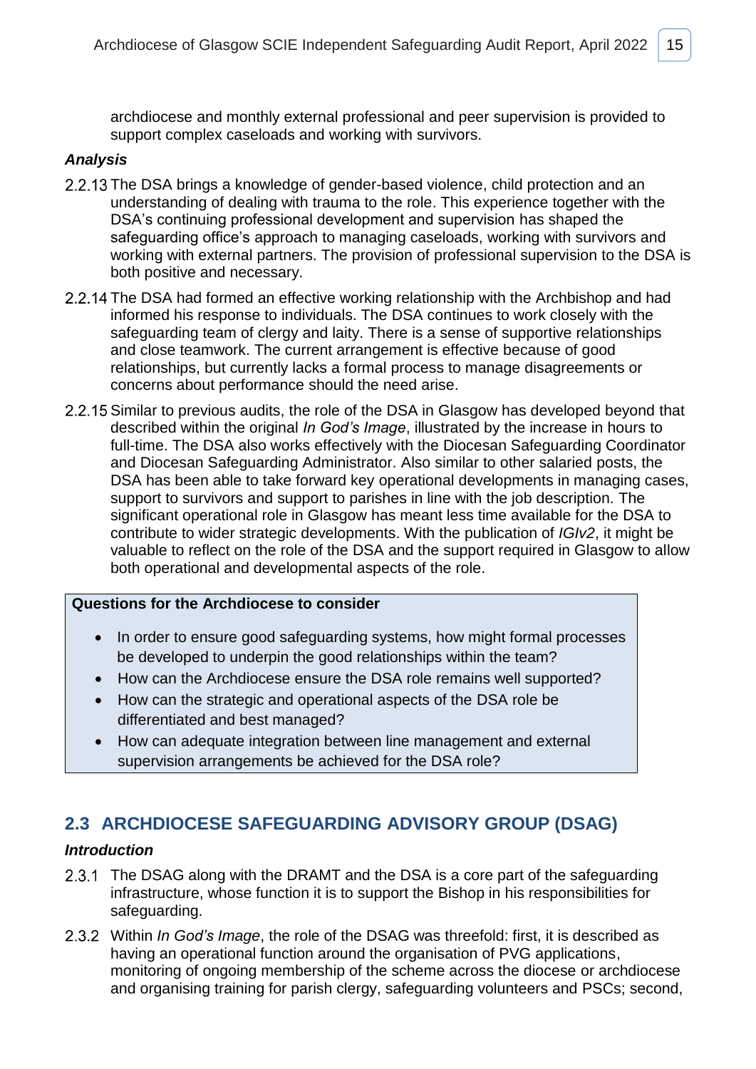archdiocese and monthly external professional and peer supervision is provided to support complex caseloads and working with survivors.

***Analysis***

2.2.13 The DSA brings a knowledge of gender-based violence, child protection and an understanding of dealing with trauma to the role. This experience together with the DSA's continuing professional development and supervision has shaped the safeguarding office's approach to managing caseloads, working with survivors and working with external partners. The provision of professional supervision to the DSA is both positive and necessary.

2.2.14 The DSA had formed an effective working relationship with the Archbishop and had informed his response to individuals. The DSA continues to work closely with the safeguarding team of clergy and laity. There is a sense of supportive relationships and close teamwork. The current arrangement is effective because of good relationships, but currently lacks a formal process to manage disagreements or concerns about performance should the need arise.

2.2.15 Similar to previous audits, the role of the DSA in Glasgow has developed beyond that described within the original *In God's Image*, illustrated by the increase in hours to full-time. The DSA also works effectively with the Diocesan Safeguarding Coordinator and Diocesan Safeguarding Administrator. Also similar to other salaried posts, the DSA has been able to take forward key operational developments in managing cases, support to survivors and support to parishes in line with the job description. The significant operational role in Glasgow has meant less time available for the DSA to contribute to wider strategic developments. With the publication of *IGIv2*, it might be valuable to reflect on the role of the DSA and the support required in Glasgow to allow both operational and developmental aspects of the role.

**Questions for the Archdiocese to consider**

- In order to ensure good safeguarding systems, how might formal processes be developed to underpin the good relationships within the team?
- How can the Archdiocese ensure the DSA role remains well supported?
- How can the strategic and operational aspects of the DSA role be differentiated and best managed?
- How can adequate integration between line management and external supervision arrangements be achieved for the DSA role?

## 2.3 ARCHDIOCESE SAFEGUARDING ADVISORY GROUP (DSAG)

***Introduction***

2.3.1 The DSAG along with the DRAMT and the DSA is a core part of the safeguarding infrastructure, whose function it is to support the Bishop in his responsibilities for safeguarding.

2.3.2 Within *In God's Image*, the role of the DSAG was threefold: first, it is described as having an operational function around the organisation of PVG applications, monitoring of ongoing membership of the scheme across the diocese or archdiocese and organising training for parish clergy, safeguarding volunteers and PSCs; second,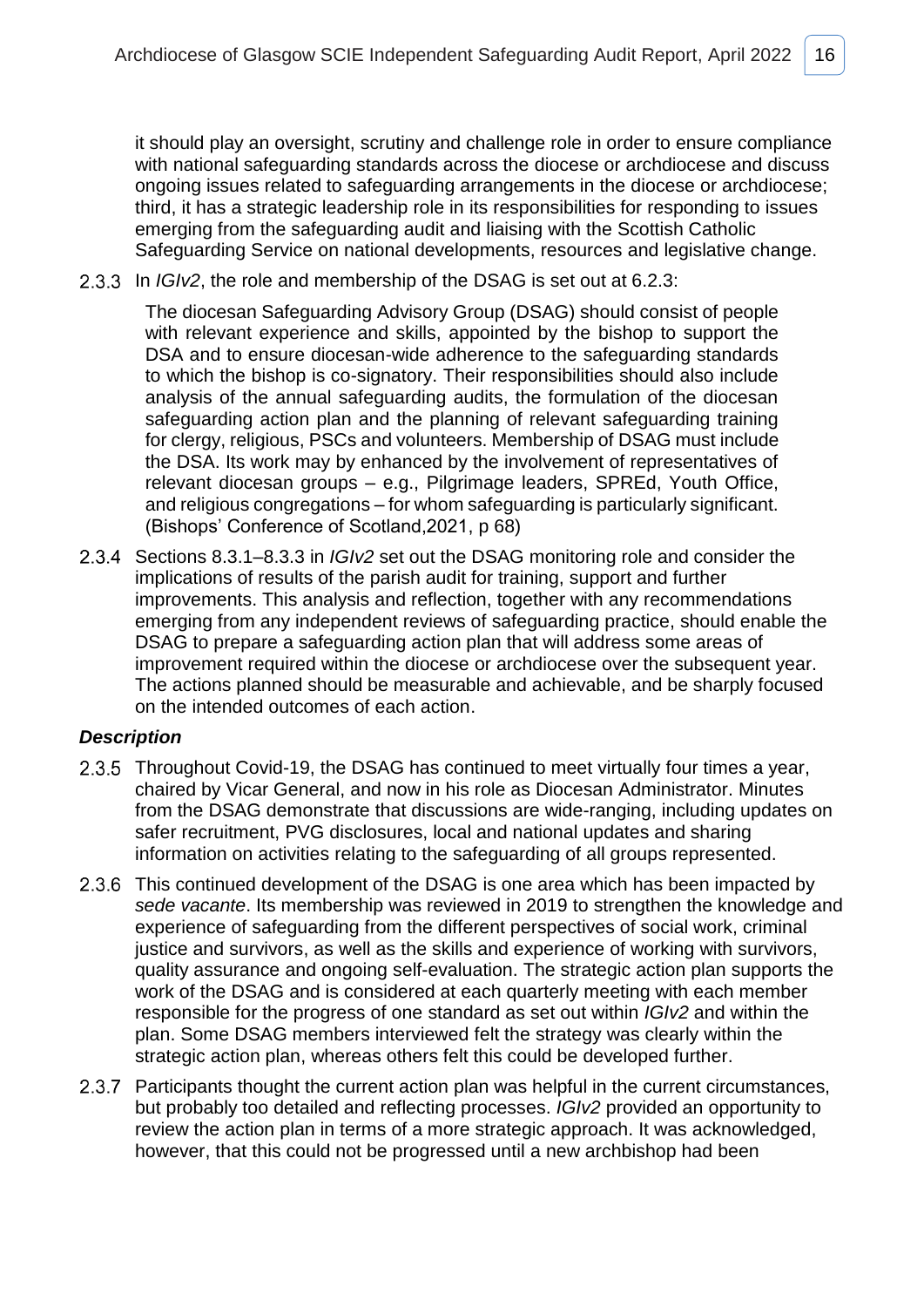it should play an oversight, scrutiny and challenge role in order to ensure compliance with national safeguarding standards across the diocese or archdiocese and discuss ongoing issues related to safeguarding arrangements in the diocese or archdiocese; third, it has a strategic leadership role in its responsibilities for responding to issues emerging from the safeguarding audit and liaising with the Scottish Catholic Safeguarding Service on national developments, resources and legislative change.

2.3.3 In *IGIv2*, the role and membership of the DSAG is set out at 6.2.3:

> The diocesan Safeguarding Advisory Group (DSAG) should consist of people with relevant experience and skills, appointed by the bishop to support the DSA and to ensure diocesan-wide adherence to the safeguarding standards to which the bishop is co-signatory. Their responsibilities should also include analysis of the annual safeguarding audits, the formulation of the diocesan safeguarding action plan and the planning of relevant safeguarding training for clergy, religious, PSCs and volunteers. Membership of DSAG must include the DSA. Its work may by enhanced by the involvement of representatives of relevant diocesan groups – e.g., Pilgrimage leaders, SPREd, Youth Office, and religious congregations – for whom safeguarding is particularly significant. (Bishops' Conference of Scotland,2021, p 68)

2.3.4 Sections 8.3.1–8.3.3 in *IGIv2* set out the DSAG monitoring role and consider the implications of results of the parish audit for training, support and further improvements. This analysis and reflection, together with any recommendations emerging from any independent reviews of safeguarding practice, should enable the DSAG to prepare a safeguarding action plan that will address some areas of improvement required within the diocese or archdiocese over the subsequent year. The actions planned should be measurable and achievable, and be sharply focused on the intended outcomes of each action.

### *Description*

2.3.5 Throughout Covid-19, the DSAG has continued to meet virtually four times a year, chaired by Vicar General, and now in his role as Diocesan Administrator. Minutes from the DSAG demonstrate that discussions are wide-ranging, including updates on safer recruitment, PVG disclosures, local and national updates and sharing information on activities relating to the safeguarding of all groups represented.

2.3.6 This continued development of the DSAG is one area which has been impacted by *sede vacante*. Its membership was reviewed in 2019 to strengthen the knowledge and experience of safeguarding from the different perspectives of social work, criminal justice and survivors, as well as the skills and experience of working with survivors, quality assurance and ongoing self-evaluation. The strategic action plan supports the work of the DSAG and is considered at each quarterly meeting with each member responsible for the progress of one standard as set out within *IGIv2* and within the plan. Some DSAG members interviewed felt the strategy was clearly within the strategic action plan, whereas others felt this could be developed further.

2.3.7 Participants thought the current action plan was helpful in the current circumstances, but probably too detailed and reflecting processes. *IGIv2* provided an opportunity to review the action plan in terms of a more strategic approach. It was acknowledged, however, that this could not be progressed until a new archbishop had been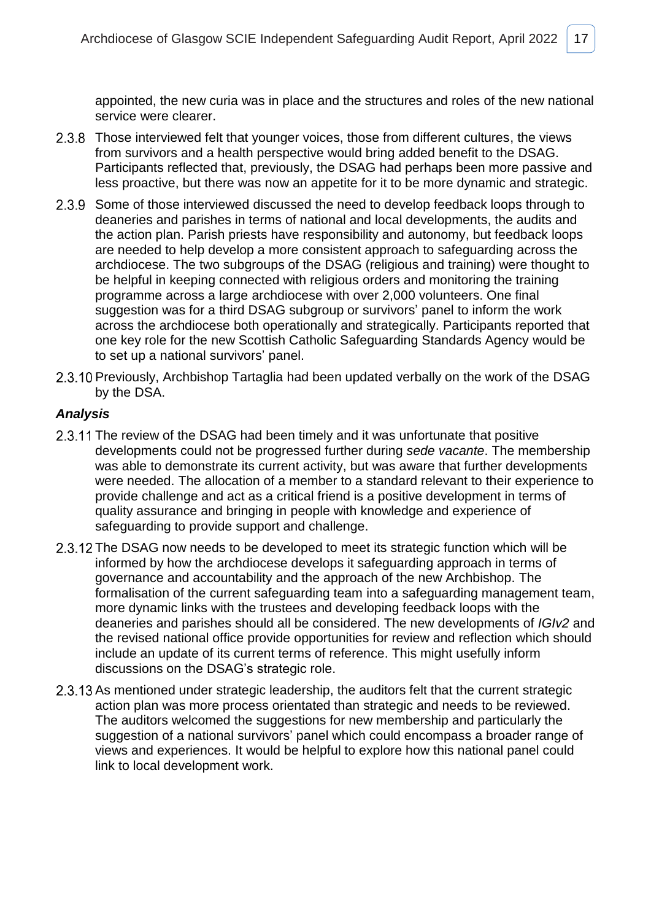appointed, the new curia was in place and the structures and roles of the new national service were clearer.

2.3.8 Those interviewed felt that younger voices, those from different cultures, the views from survivors and a health perspective would bring added benefit to the DSAG. Participants reflected that, previously, the DSAG had perhaps been more passive and less proactive, but there was now an appetite for it to be more dynamic and strategic.

2.3.9 Some of those interviewed discussed the need to develop feedback loops through to deaneries and parishes in terms of national and local developments, the audits and the action plan. Parish priests have responsibility and autonomy, but feedback loops are needed to help develop a more consistent approach to safeguarding across the archdiocese. The two subgroups of the DSAG (religious and training) were thought to be helpful in keeping connected with religious orders and monitoring the training programme across a large archdiocese with over 2,000 volunteers. One final suggestion was for a third DSAG subgroup or survivors' panel to inform the work across the archdiocese both operationally and strategically. Participants reported that one key role for the new Scottish Catholic Safeguarding Standards Agency would be to set up a national survivors' panel.

2.3.10 Previously, Archbishop Tartaglia had been updated verbally on the work of the DSAG by the DSA.

### *Analysis*

2.3.11 The review of the DSAG had been timely and it was unfortunate that positive developments could not be progressed further during *sede vacante*. The membership was able to demonstrate its current activity, but was aware that further developments were needed. The allocation of a member to a standard relevant to their experience to provide challenge and act as a critical friend is a positive development in terms of quality assurance and bringing in people with knowledge and experience of safeguarding to provide support and challenge.

2.3.12 The DSAG now needs to be developed to meet its strategic function which will be informed by how the archdiocese develops it safeguarding approach in terms of governance and accountability and the approach of the new Archbishop. The formalisation of the current safeguarding team into a safeguarding management team, more dynamic links with the trustees and developing feedback loops with the deaneries and parishes should all be considered. The new developments of *IGIv2* and the revised national office provide opportunities for review and reflection which should include an update of its current terms of reference. This might usefully inform discussions on the DSAG's strategic role.

2.3.13 As mentioned under strategic leadership, the auditors felt that the current strategic action plan was more process orientated than strategic and needs to be reviewed. The auditors welcomed the suggestions for new membership and particularly the suggestion of a national survivors' panel which could encompass a broader range of views and experiences. It would be helpful to explore how this national panel could link to local development work.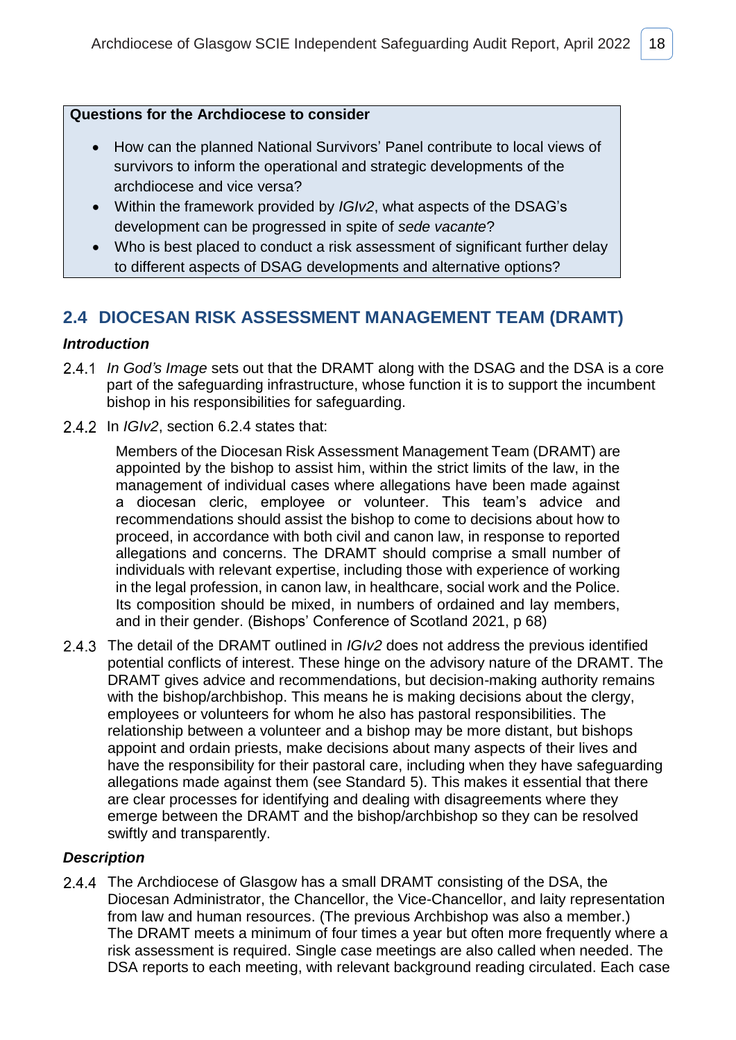**Questions for the Archdiocese to consider**

- How can the planned National Survivors' Panel contribute to local views of survivors to inform the operational and strategic developments of the archdiocese and vice versa?
- Within the framework provided by *IGIv2*, what aspects of the DSAG's development can be progressed in spite of *sede vacante*?
- Who is best placed to conduct a risk assessment of significant further delay to different aspects of DSAG developments and alternative options?

## 2.4 DIOCESAN RISK ASSESSMENT MANAGEMENT TEAM (DRAMT)

### *Introduction*

2.4.1 *In God's Image* sets out that the DRAMT along with the DSAG and the DSA is a core part of the safeguarding infrastructure, whose function it is to support the incumbent bishop in his responsibilities for safeguarding.

2.4.2 In *IGIv2*, section 6.2.4 states that:

> Members of the Diocesan Risk Assessment Management Team (DRAMT) are appointed by the bishop to assist him, within the strict limits of the law, in the management of individual cases where allegations have been made against a diocesan cleric, employee or volunteer. This team's advice and recommendations should assist the bishop to come to decisions about how to proceed, in accordance with both civil and canon law, in response to reported allegations and concerns. The DRAMT should comprise a small number of individuals with relevant expertise, including those with experience of working in the legal profession, in canon law, in healthcare, social work and the Police. Its composition should be mixed, in numbers of ordained and lay members, and in their gender. (Bishops' Conference of Scotland 2021, p 68)

2.4.3 The detail of the DRAMT outlined in *IGIv2* does not address the previous identified potential conflicts of interest. These hinge on the advisory nature of the DRAMT. The DRAMT gives advice and recommendations, but decision-making authority remains with the bishop/archbishop. This means he is making decisions about the clergy, employees or volunteers for whom he also has pastoral responsibilities. The relationship between a volunteer and a bishop may be more distant, but bishops appoint and ordain priests, make decisions about many aspects of their lives and have the responsibility for their pastoral care, including when they have safeguarding allegations made against them (see Standard 5). This makes it essential that there are clear processes for identifying and dealing with disagreements where they emerge between the DRAMT and the bishop/archbishop so they can be resolved swiftly and transparently.

### *Description*

2.4.4 The Archdiocese of Glasgow has a small DRAMT consisting of the DSA, the Diocesan Administrator, the Chancellor, the Vice-Chancellor, and laity representation from law and human resources. (The previous Archbishop was also a member.) The DRAMT meets a minimum of four times a year but often more frequently where a risk assessment is required. Single case meetings are also called when needed. The DSA reports to each meeting, with relevant background reading circulated. Each case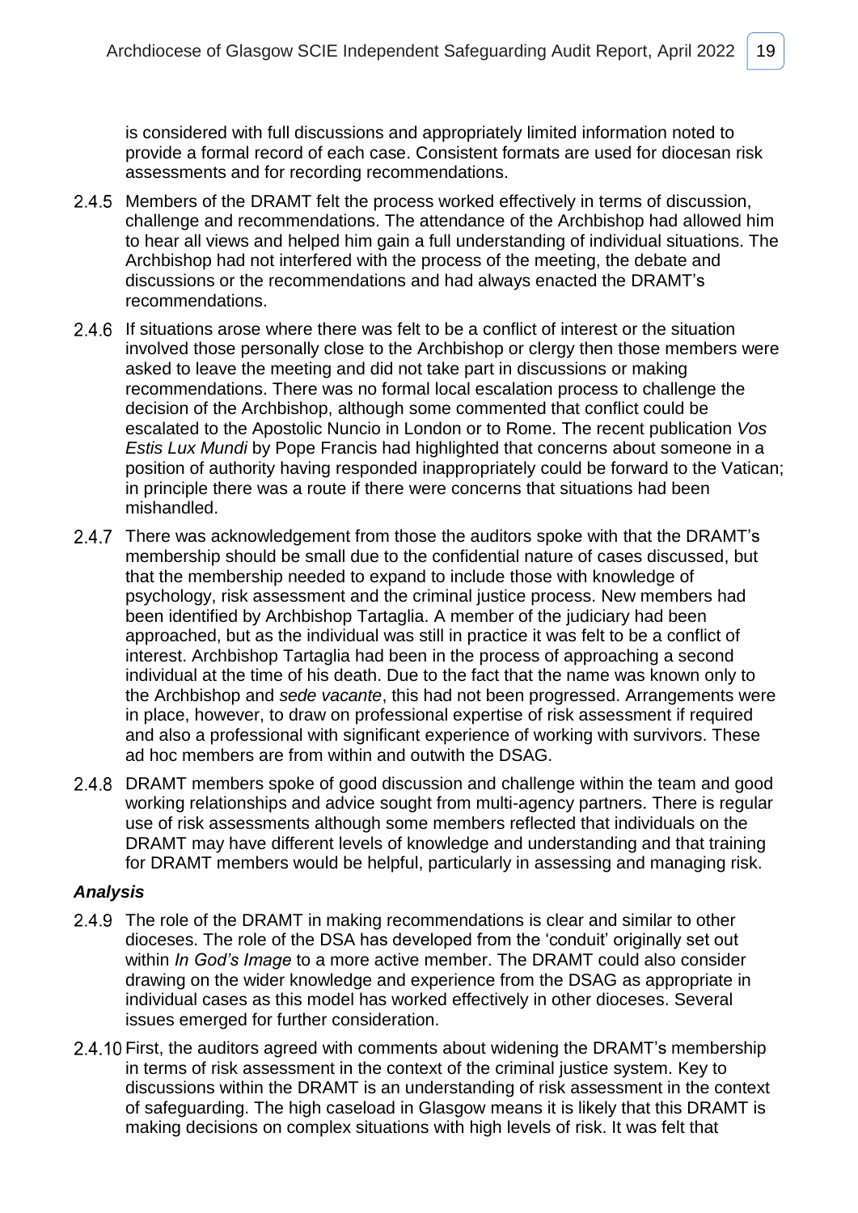is considered with full discussions and appropriately limited information noted to provide a formal record of each case. Consistent formats are used for diocesan risk assessments and for recording recommendations.

2.4.5 Members of the DRAMT felt the process worked effectively in terms of discussion, challenge and recommendations. The attendance of the Archbishop had allowed him to hear all views and helped him gain a full understanding of individual situations. The Archbishop had not interfered with the process of the meeting, the debate and discussions or the recommendations and had always enacted the DRAMT's recommendations.

2.4.6 If situations arose where there was felt to be a conflict of interest or the situation involved those personally close to the Archbishop or clergy then those members were asked to leave the meeting and did not take part in discussions or making recommendations. There was no formal local escalation process to challenge the decision of the Archbishop, although some commented that conflict could be escalated to the Apostolic Nuncio in London or to Rome. The recent publication *Vos Estis Lux Mundi* by Pope Francis had highlighted that concerns about someone in a position of authority having responded inappropriately could be forward to the Vatican; in principle there was a route if there were concerns that situations had been mishandled.

2.4.7 There was acknowledgement from those the auditors spoke with that the DRAMT's membership should be small due to the confidential nature of cases discussed, but that the membership needed to expand to include those with knowledge of psychology, risk assessment and the criminal justice process. New members had been identified by Archbishop Tartaglia. A member of the judiciary had been approached, but as the individual was still in practice it was felt to be a conflict of interest. Archbishop Tartaglia had been in the process of approaching a second individual at the time of his death. Due to the fact that the name was known only to the Archbishop and *sede vacante*, this had not been progressed. Arrangements were in place, however, to draw on professional expertise of risk assessment if required and also a professional with significant experience of working with survivors. These ad hoc members are from within and outwith the DSAG.

2.4.8 DRAMT members spoke of good discussion and challenge within the team and good working relationships and advice sought from multi-agency partners. There is regular use of risk assessments although some members reflected that individuals on the DRAMT may have different levels of knowledge and understanding and that training for DRAMT members would be helpful, particularly in assessing and managing risk.

### *Analysis*

2.4.9 The role of the DRAMT in making recommendations is clear and similar to other dioceses. The role of the DSA has developed from the 'conduit' originally set out within *In God's Image* to a more active member. The DRAMT could also consider drawing on the wider knowledge and experience from the DSAG as appropriate in individual cases as this model has worked effectively in other dioceses. Several issues emerged for further consideration.

2.4.10 First, the auditors agreed with comments about widening the DRAMT's membership in terms of risk assessment in the context of the criminal justice system. Key to discussions within the DRAMT is an understanding of risk assessment in the context of safeguarding. The high caseload in Glasgow means it is likely that this DRAMT is making decisions on complex situations with high levels of risk. It was felt that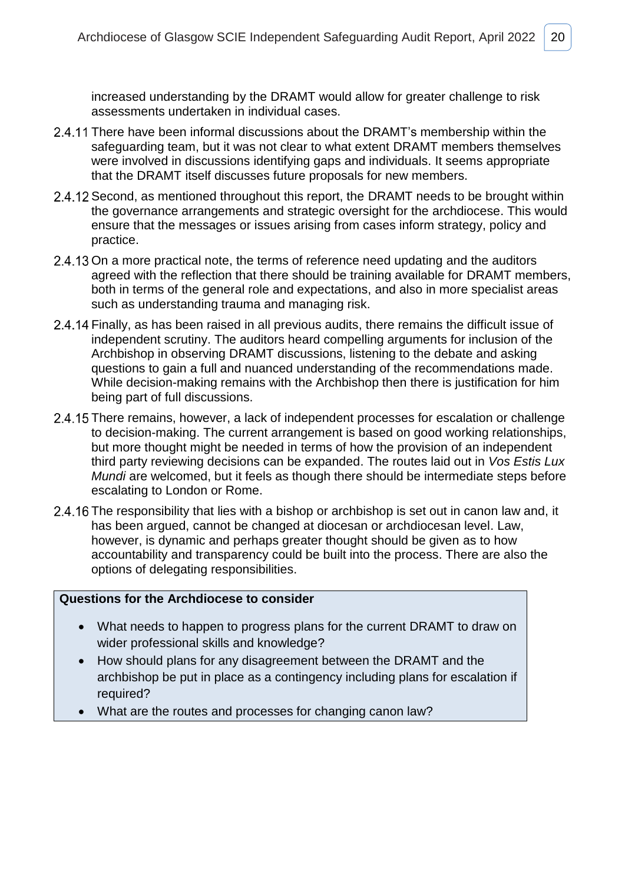increased understanding by the DRAMT would allow for greater challenge to risk assessments undertaken in individual cases.

2.4.11 There have been informal discussions about the DRAMT's membership within the safeguarding team, but it was not clear to what extent DRAMT members themselves were involved in discussions identifying gaps and individuals. It seems appropriate that the DRAMT itself discusses future proposals for new members.

2.4.12 Second, as mentioned throughout this report, the DRAMT needs to be brought within the governance arrangements and strategic oversight for the archdiocese. This would ensure that the messages or issues arising from cases inform strategy, policy and practice.

2.4.13 On a more practical note, the terms of reference need updating and the auditors agreed with the reflection that there should be training available for DRAMT members, both in terms of the general role and expectations, and also in more specialist areas such as understanding trauma and managing risk.

2.4.14 Finally, as has been raised in all previous audits, there remains the difficult issue of independent scrutiny. The auditors heard compelling arguments for inclusion of the Archbishop in observing DRAMT discussions, listening to the debate and asking questions to gain a full and nuanced understanding of the recommendations made. While decision-making remains with the Archbishop then there is justification for him being part of full discussions.

2.4.15 There remains, however, a lack of independent processes for escalation or challenge to decision-making. The current arrangement is based on good working relationships, but more thought might be needed in terms of how the provision of an independent third party reviewing decisions can be expanded. The routes laid out in *Vos Estis Lux Mundi* are welcomed, but it feels as though there should be intermediate steps before escalating to London or Rome.

2.4.16 The responsibility that lies with a bishop or archbishop is set out in canon law and, it has been argued, cannot be changed at diocesan or archdiocesan level. Law, however, is dynamic and perhaps greater thought should be given as to how accountability and transparency could be built into the process. There are also the options of delegating responsibilities.

**Questions for the Archdiocese to consider**

- What needs to happen to progress plans for the current DRAMT to draw on wider professional skills and knowledge?
- How should plans for any disagreement between the DRAMT and the archbishop be put in place as a contingency including plans for escalation if required?
- What are the routes and processes for changing canon law?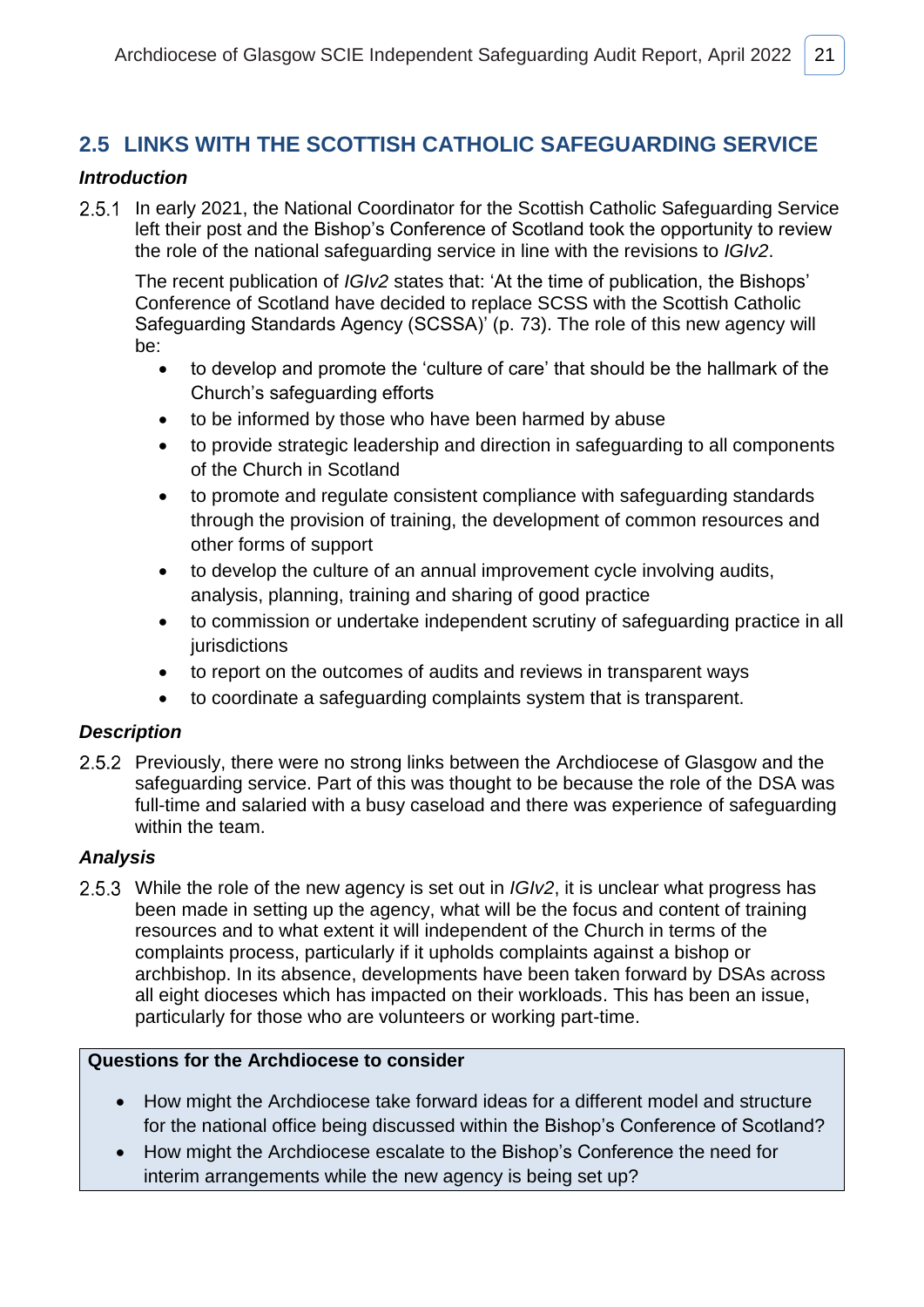## 2.5 LINKS WITH THE SCOTTISH CATHOLIC SAFEGUARDING SERVICE

### *Introduction*

2.5.1 In early 2021, the National Coordinator for the Scottish Catholic Safeguarding Service left their post and the Bishop's Conference of Scotland took the opportunity to review the role of the national safeguarding service in line with the revisions to *IGIv2*.

The recent publication of *IGIv2* states that: 'At the time of publication, the Bishops' Conference of Scotland have decided to replace SCSS with the Scottish Catholic Safeguarding Standards Agency (SCSSA)' (p. 73). The role of this new agency will be:

- to develop and promote the 'culture of care' that should be the hallmark of the Church's safeguarding efforts
- to be informed by those who have been harmed by abuse
- to provide strategic leadership and direction in safeguarding to all components of the Church in Scotland
- to promote and regulate consistent compliance with safeguarding standards through the provision of training, the development of common resources and other forms of support
- to develop the culture of an annual improvement cycle involving audits, analysis, planning, training and sharing of good practice
- to commission or undertake independent scrutiny of safeguarding practice in all jurisdictions
- to report on the outcomes of audits and reviews in transparent ways
- to coordinate a safeguarding complaints system that is transparent.

### *Description*

2.5.2 Previously, there were no strong links between the Archdiocese of Glasgow and the safeguarding service. Part of this was thought to be because the role of the DSA was full-time and salaried with a busy caseload and there was experience of safeguarding within the team.

### *Analysis*

2.5.3 While the role of the new agency is set out in *IGIv2*, it is unclear what progress has been made in setting up the agency, what will be the focus and content of training resources and to what extent it will independent of the Church in terms of the complaints process, particularly if it upholds complaints against a bishop or archbishop. In its absence, developments have been taken forward by DSAs across all eight dioceses which has impacted on their workloads. This has been an issue, particularly for those who are volunteers or working part-time.

**Questions for the Archdiocese to consider**

- How might the Archdiocese take forward ideas for a different model and structure for the national office being discussed within the Bishop's Conference of Scotland?
- How might the Archdiocese escalate to the Bishop's Conference the need for interim arrangements while the new agency is being set up?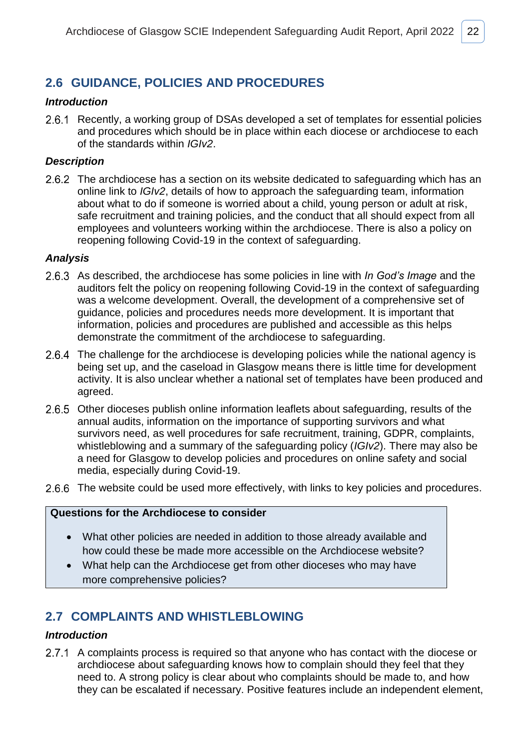## 2.6 GUIDANCE, POLICIES AND PROCEDURES

***Introduction***

2.6.1 Recently, a working group of DSAs developed a set of templates for essential policies and procedures which should be in place within each diocese or archdiocese to each of the standards within *IGIv2*.

***Description***

2.6.2 The archdiocese has a section on its website dedicated to safeguarding which has an online link to *IGIv2*, details of how to approach the safeguarding team, information about what to do if someone is worried about a child, young person or adult at risk, safe recruitment and training policies, and the conduct that all should expect from all employees and volunteers working within the archdiocese. There is also a policy on reopening following Covid-19 in the context of safeguarding.

***Analysis***

2.6.3 As described, the archdiocese has some policies in line with *In God's Image* and the auditors felt the policy on reopening following Covid-19 in the context of safeguarding was a welcome development. Overall, the development of a comprehensive set of guidance, policies and procedures needs more development. It is important that information, policies and procedures are published and accessible as this helps demonstrate the commitment of the archdiocese to safeguarding.

2.6.4 The challenge for the archdiocese is developing policies while the national agency is being set up, and the caseload in Glasgow means there is little time for development activity. It is also unclear whether a national set of templates have been produced and agreed.

2.6.5 Other dioceses publish online information leaflets about safeguarding, results of the annual audits, information on the importance of supporting survivors and what survivors need, as well procedures for safe recruitment, training, GDPR, complaints, whistleblowing and a summary of the safeguarding policy (*IGIv2*). There may also be a need for Glasgow to develop policies and procedures on online safety and social media, especially during Covid-19.

2.6.6 The website could be used more effectively, with links to key policies and procedures.

**Questions for the Archdiocese to consider**

- What other policies are needed in addition to those already available and how could these be made more accessible on the Archdiocese website?
- What help can the Archdiocese get from other dioceses who may have more comprehensive policies?

## 2.7 COMPLAINTS AND WHISTLEBLOWING

***Introduction***

2.7.1 A complaints process is required so that anyone who has contact with the diocese or archdiocese about safeguarding knows how to complain should they feel that they need to. A strong policy is clear about who complaints should be made to, and how they can be escalated if necessary. Positive features include an independent element,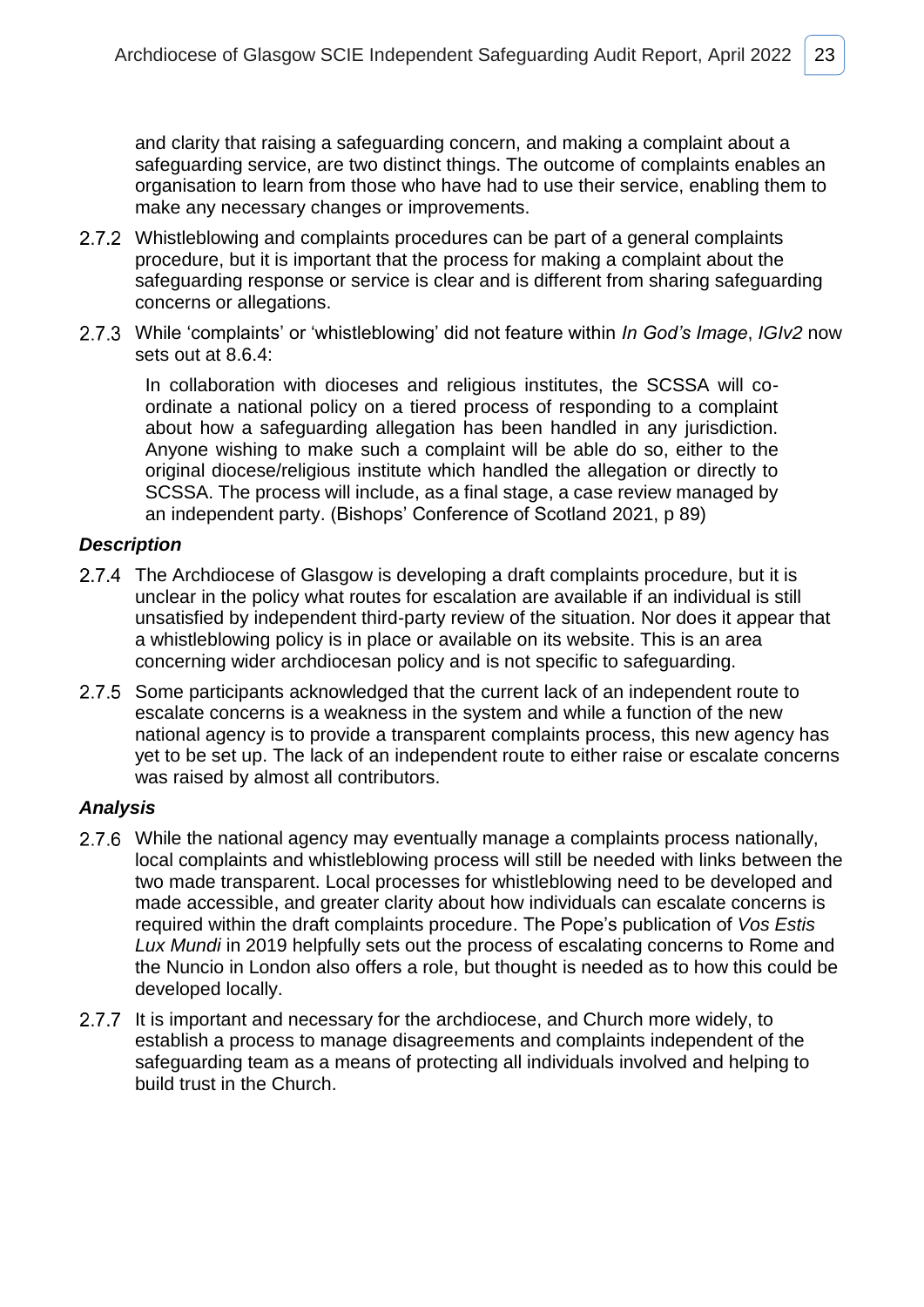and clarity that raising a safeguarding concern, and making a complaint about a safeguarding service, are two distinct things. The outcome of complaints enables an organisation to learn from those who have had to use their service, enabling them to make any necessary changes or improvements.

2.7.2 Whistleblowing and complaints procedures can be part of a general complaints procedure, but it is important that the process for making a complaint about the safeguarding response or service is clear and is different from sharing safeguarding concerns or allegations.

2.7.3 While 'complaints' or 'whistleblowing' did not feature within *In God's Image*, *IGIv2* now sets out at 8.6.4:

> In collaboration with dioceses and religious institutes, the SCSSA will co-ordinate a national policy on a tiered process of responding to a complaint about how a safeguarding allegation has been handled in any jurisdiction. Anyone wishing to make such a complaint will be able do so, either to the original diocese/religious institute which handled the allegation or directly to SCSSA. The process will include, as a final stage, a case review managed by an independent party. (Bishops' Conference of Scotland 2021, p 89)

### *Description*

2.7.4 The Archdiocese of Glasgow is developing a draft complaints procedure, but it is unclear in the policy what routes for escalation are available if an individual is still unsatisfied by independent third-party review of the situation. Nor does it appear that a whistleblowing policy is in place or available on its website. This is an area concerning wider archdiocesan policy and is not specific to safeguarding.

2.7.5 Some participants acknowledged that the current lack of an independent route to escalate concerns is a weakness in the system and while a function of the new national agency is to provide a transparent complaints process, this new agency has yet to be set up. The lack of an independent route to either raise or escalate concerns was raised by almost all contributors.

### *Analysis*

2.7.6 While the national agency may eventually manage a complaints process nationally, local complaints and whistleblowing process will still be needed with links between the two made transparent. Local processes for whistleblowing need to be developed and made accessible, and greater clarity about how individuals can escalate concerns is required within the draft complaints procedure. The Pope's publication of *Vos Estis Lux Mundi* in 2019 helpfully sets out the process of escalating concerns to Rome and the Nuncio in London also offers a role, but thought is needed as to how this could be developed locally.

2.7.7 It is important and necessary for the archdiocese, and Church more widely, to establish a process to manage disagreements and complaints independent of the safeguarding team as a means of protecting all individuals involved and helping to build trust in the Church.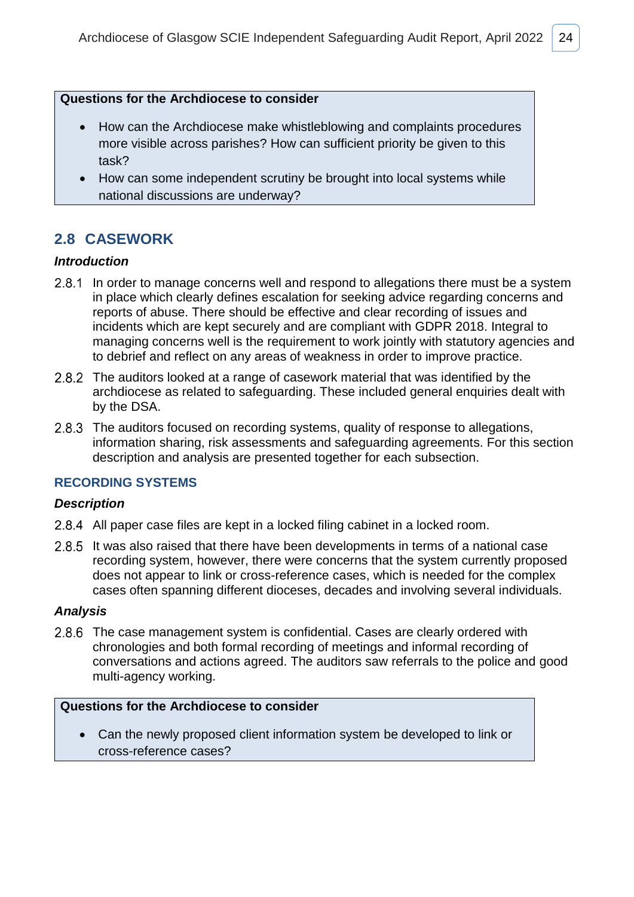**Questions for the Archdiocese to consider**

- How can the Archdiocese make whistleblowing and complaints procedures more visible across parishes? How can sufficient priority be given to this task?
- How can some independent scrutiny be brought into local systems while national discussions are underway?

## 2.8 CASEWORK

### *Introduction*

2.8.1 In order to manage concerns well and respond to allegations there must be a system in place which clearly defines escalation for seeking advice regarding concerns and reports of abuse. There should be effective and clear recording of issues and incidents which are kept securely and are compliant with GDPR 2018. Integral to managing concerns well is the requirement to work jointly with statutory agencies and to debrief and reflect on any areas of weakness in order to improve practice.

2.8.2 The auditors looked at a range of casework material that was identified by the archdiocese as related to safeguarding. These included general enquiries dealt with by the DSA.

2.8.3 The auditors focused on recording systems, quality of response to allegations, information sharing, risk assessments and safeguarding agreements. For this section description and analysis are presented together for each subsection.

### RECORDING SYSTEMS

#### *Description*

2.8.4 All paper case files are kept in a locked filing cabinet in a locked room.

2.8.5 It was also raised that there have been developments in terms of a national case recording system, however, there were concerns that the system currently proposed does not appear to link or cross-reference cases, which is needed for the complex cases often spanning different dioceses, decades and involving several individuals.

#### *Analysis*

2.8.6 The case management system is confidential. Cases are clearly ordered with chronologies and both formal recording of meetings and informal recording of conversations and actions agreed. The auditors saw referrals to the police and good multi-agency working.

**Questions for the Archdiocese to consider**

- Can the newly proposed client information system be developed to link or cross-reference cases?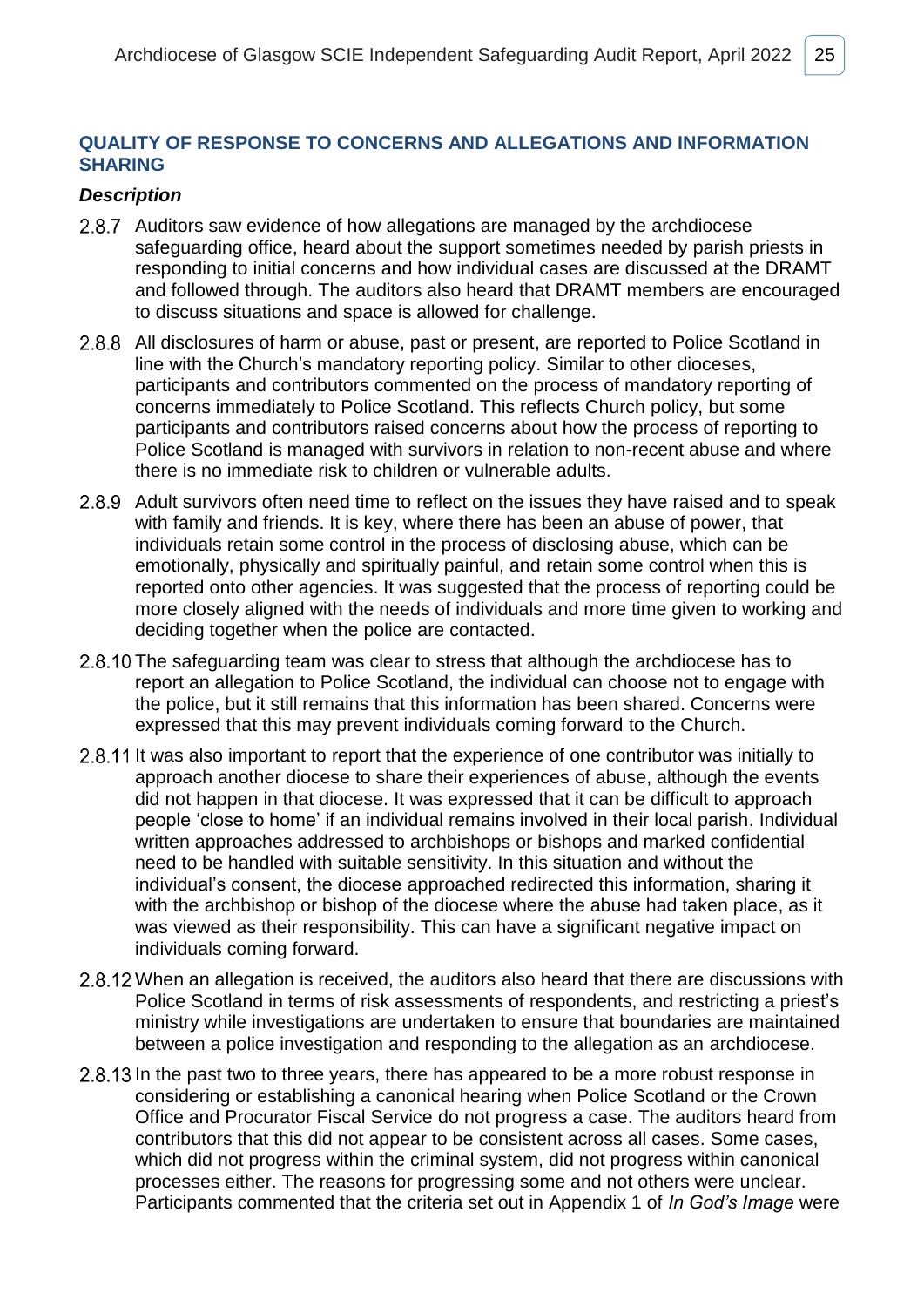## QUALITY OF RESPONSE TO CONCERNS AND ALLEGATIONS AND INFORMATION SHARING

### *Description*

2.8.7 Auditors saw evidence of how allegations are managed by the archdiocese safeguarding office, heard about the support sometimes needed by parish priests in responding to initial concerns and how individual cases are discussed at the DRAMT and followed through. The auditors also heard that DRAMT members are encouraged to discuss situations and space is allowed for challenge.

2.8.8 All disclosures of harm or abuse, past or present, are reported to Police Scotland in line with the Church's mandatory reporting policy. Similar to other dioceses, participants and contributors commented on the process of mandatory reporting of concerns immediately to Police Scotland. This reflects Church policy, but some participants and contributors raised concerns about how the process of reporting to Police Scotland is managed with survivors in relation to non-recent abuse and where there is no immediate risk to children or vulnerable adults.

2.8.9 Adult survivors often need time to reflect on the issues they have raised and to speak with family and friends. It is key, where there has been an abuse of power, that individuals retain some control in the process of disclosing abuse, which can be emotionally, physically and spiritually painful, and retain some control when this is reported onto other agencies. It was suggested that the process of reporting could be more closely aligned with the needs of individuals and more time given to working and deciding together when the police are contacted.

2.8.10 The safeguarding team was clear to stress that although the archdiocese has to report an allegation to Police Scotland, the individual can choose not to engage with the police, but it still remains that this information has been shared. Concerns were expressed that this may prevent individuals coming forward to the Church.

2.8.11 It was also important to report that the experience of one contributor was initially to approach another diocese to share their experiences of abuse, although the events did not happen in that diocese. It was expressed that it can be difficult to approach people 'close to home' if an individual remains involved in their local parish. Individual written approaches addressed to archbishops or bishops and marked confidential need to be handled with suitable sensitivity. In this situation and without the individual's consent, the diocese approached redirected this information, sharing it with the archbishop or bishop of the diocese where the abuse had taken place, as it was viewed as their responsibility. This can have a significant negative impact on individuals coming forward.

2.8.12 When an allegation is received, the auditors also heard that there are discussions with Police Scotland in terms of risk assessments of respondents, and restricting a priest's ministry while investigations are undertaken to ensure that boundaries are maintained between a police investigation and responding to the allegation as an archdiocese.

2.8.13 In the past two to three years, there has appeared to be a more robust response in considering or establishing a canonical hearing when Police Scotland or the Crown Office and Procurator Fiscal Service do not progress a case. The auditors heard from contributors that this did not appear to be consistent across all cases. Some cases, which did not progress within the criminal system, did not progress within canonical processes either. The reasons for progressing some and not others were unclear. Participants commented that the criteria set out in Appendix 1 of *In God's Image* were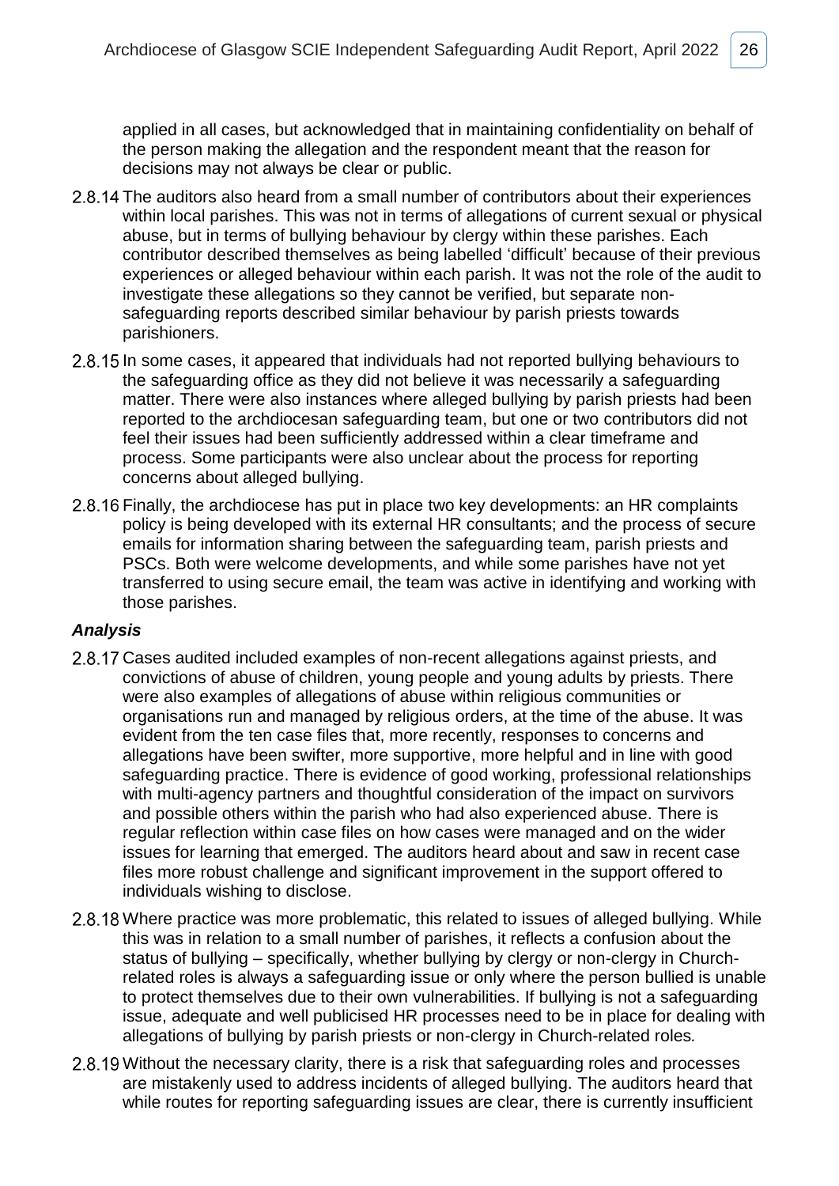applied in all cases, but acknowledged that in maintaining confidentiality on behalf of the person making the allegation and the respondent meant that the reason for decisions may not always be clear or public.

2.8.14 The auditors also heard from a small number of contributors about their experiences within local parishes. This was not in terms of allegations of current sexual or physical abuse, but in terms of bullying behaviour by clergy within these parishes. Each contributor described themselves as being labelled 'difficult' because of their previous experiences or alleged behaviour within each parish. It was not the role of the audit to investigate these allegations so they cannot be verified, but separate non-safeguarding reports described similar behaviour by parish priests towards parishioners.

2.8.15 In some cases, it appeared that individuals had not reported bullying behaviours to the safeguarding office as they did not believe it was necessarily a safeguarding matter. There were also instances where alleged bullying by parish priests had been reported to the archdiocesan safeguarding team, but one or two contributors did not feel their issues had been sufficiently addressed within a clear timeframe and process. Some participants were also unclear about the process for reporting concerns about alleged bullying.

2.8.16 Finally, the archdiocese has put in place two key developments: an HR complaints policy is being developed with its external HR consultants; and the process of secure emails for information sharing between the safeguarding team, parish priests and PSCs. Both were welcome developments, and while some parishes have not yet transferred to using secure email, the team was active in identifying and working with those parishes.

### *Analysis*

2.8.17 Cases audited included examples of non-recent allegations against priests, and convictions of abuse of children, young people and young adults by priests. There were also examples of allegations of abuse within religious communities or organisations run and managed by religious orders, at the time of the abuse. It was evident from the ten case files that, more recently, responses to concerns and allegations have been swifter, more supportive, more helpful and in line with good safeguarding practice. There is evidence of good working, professional relationships with multi-agency partners and thoughtful consideration of the impact on survivors and possible others within the parish who had also experienced abuse. There is regular reflection within case files on how cases were managed and on the wider issues for learning that emerged. The auditors heard about and saw in recent case files more robust challenge and significant improvement in the support offered to individuals wishing to disclose.

2.8.18 Where practice was more problematic, this related to issues of alleged bullying. While this was in relation to a small number of parishes, it reflects a confusion about the status of bullying – specifically, whether bullying by clergy or non-clergy in Church-related roles is always a safeguarding issue or only where the person bullied is unable to protect themselves due to their own vulnerabilities. If bullying is not a safeguarding issue, adequate and well publicised HR processes need to be in place for dealing with allegations of bullying by parish priests or non-clergy in Church-related roles.

2.8.19 Without the necessary clarity, there is a risk that safeguarding roles and processes are mistakenly used to address incidents of alleged bullying. The auditors heard that while routes for reporting safeguarding issues are clear, there is currently insufficient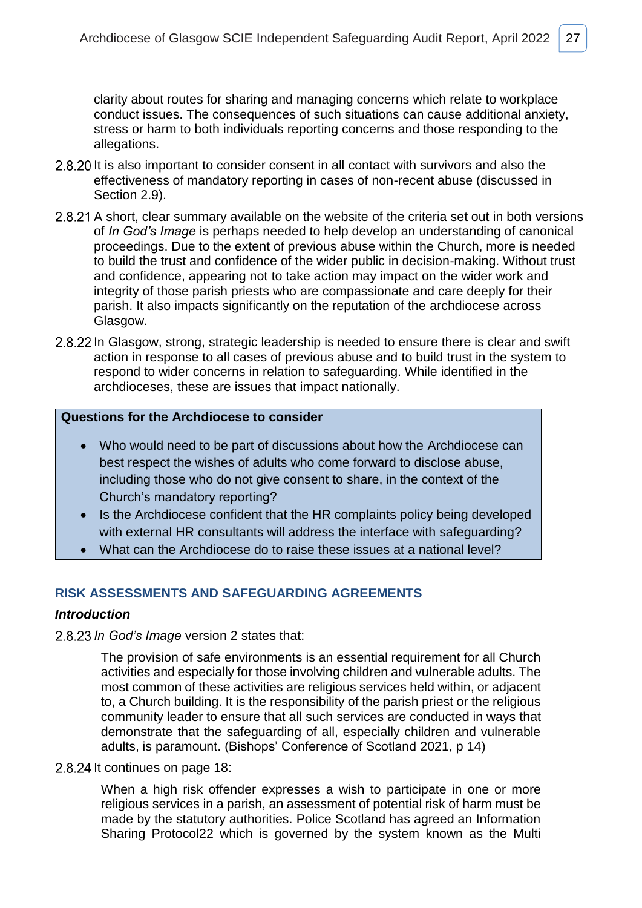clarity about routes for sharing and managing concerns which relate to workplace conduct issues. The consequences of such situations can cause additional anxiety, stress or harm to both individuals reporting concerns and those responding to the allegations.

2.8.20 It is also important to consider consent in all contact with survivors and also the effectiveness of mandatory reporting in cases of non-recent abuse (discussed in Section 2.9).

2.8.21 A short, clear summary available on the website of the criteria set out in both versions of *In God's Image* is perhaps needed to help develop an understanding of canonical proceedings. Due to the extent of previous abuse within the Church, more is needed to build the trust and confidence of the wider public in decision-making. Without trust and confidence, appearing not to take action may impact on the wider work and integrity of those parish priests who are compassionate and care deeply for their parish. It also impacts significantly on the reputation of the archdiocese across Glasgow.

2.8.22 In Glasgow, strong, strategic leadership is needed to ensure there is clear and swift action in response to all cases of previous abuse and to build trust in the system to respond to wider concerns in relation to safeguarding. While identified in the archdioceses, these are issues that impact nationally.

**Questions for the Archdiocese to consider**

- Who would need to be part of discussions about how the Archdiocese can best respect the wishes of adults who come forward to disclose abuse, including those who do not give consent to share, in the context of the Church's mandatory reporting?
- Is the Archdiocese confident that the HR complaints policy being developed with external HR consultants will address the interface with safeguarding?
- What can the Archdiocese do to raise these issues at a national level?

## RISK ASSESSMENTS AND SAFEGUARDING AGREEMENTS

### *Introduction*

2.8.23 *In God's Image* version 2 states that:

> The provision of safe environments is an essential requirement for all Church activities and especially for those involving children and vulnerable adults. The most common of these activities are religious services held within, or adjacent to, a Church building. It is the responsibility of the parish priest or the religious community leader to ensure that all such services are conducted in ways that demonstrate that the safeguarding of all, especially children and vulnerable adults, is paramount. (Bishops' Conference of Scotland 2021, p 14)

2.8.24 It continues on page 18:

> When a high risk offender expresses a wish to participate in one or more religious services in a parish, an assessment of potential risk of harm must be made by the statutory authorities. Police Scotland has agreed an Information Sharing Protocol22 which is governed by the system known as the Multi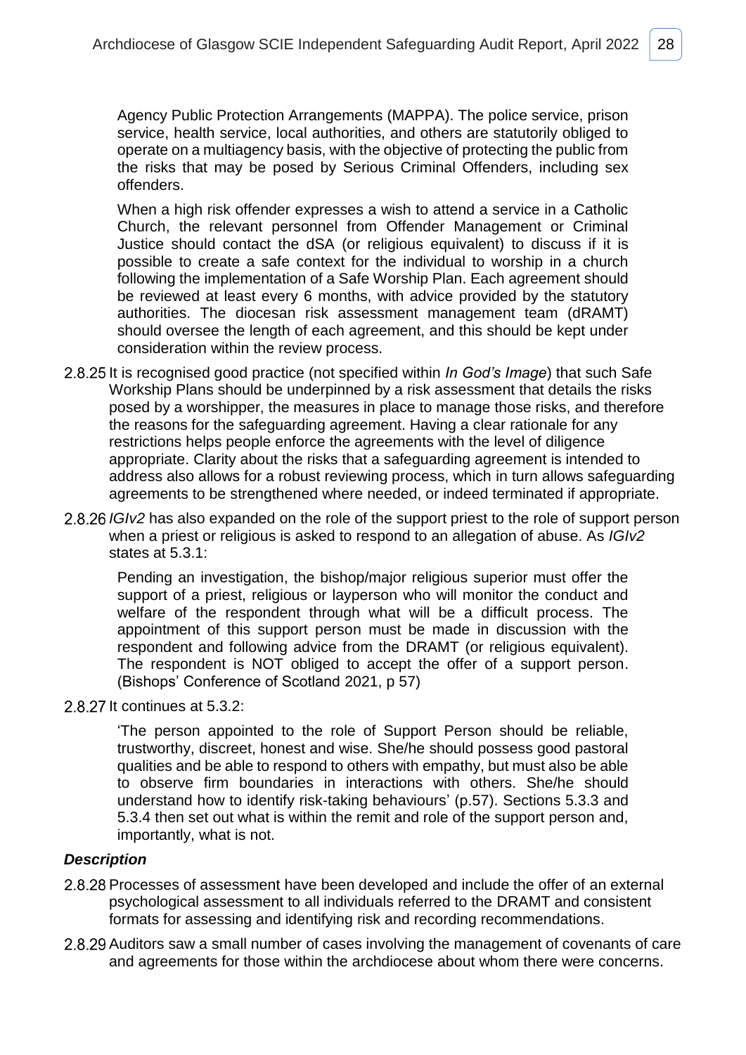Agency Public Protection Arrangements (MAPPA). The police service, prison service, health service, local authorities, and others are statutorily obliged to operate on a multiagency basis, with the objective of protecting the public from the risks that may be posed by Serious Criminal Offenders, including sex offenders.

> When a high risk offender expresses a wish to attend a service in a Catholic Church, the relevant personnel from Offender Management or Criminal Justice should contact the dSA (or religious equivalent) to discuss if it is possible to create a safe context for the individual to worship in a church following the implementation of a Safe Worship Plan. Each agreement should be reviewed at least every 6 months, with advice provided by the statutory authorities. The diocesan risk assessment management team (dRAMT) should oversee the length of each agreement, and this should be kept under consideration within the review process.

2.8.25 It is recognised good practice (not specified within *In God's Image*) that such Safe Workship Plans should be underpinned by a risk assessment that details the risks posed by a worshipper, the measures in place to manage those risks, and therefore the reasons for the safeguarding agreement. Having a clear rationale for any restrictions helps people enforce the agreements with the level of diligence appropriate. Clarity about the risks that a safeguarding agreement is intended to address also allows for a robust reviewing process, which in turn allows safeguarding agreements to be strengthened where needed, or indeed terminated if appropriate.

2.8.26 *IGIv2* has also expanded on the role of the support priest to the role of support person when a priest or religious is asked to respond to an allegation of abuse. As *IGIv2* states at 5.3.1:

> Pending an investigation, the bishop/major religious superior must offer the support of a priest, religious or layperson who will monitor the conduct and welfare of the respondent through what will be a difficult process. The appointment of this support person must be made in discussion with the respondent and following advice from the DRAMT (or religious equivalent). The respondent is NOT obliged to accept the offer of a support person. (Bishops' Conference of Scotland 2021, p 57)

2.8.27 It continues at 5.3.2:

> 'The person appointed to the role of Support Person should be reliable, trustworthy, discreet, honest and wise. She/he should possess good pastoral qualities and be able to respond to others with empathy, but must also be able to observe firm boundaries in interactions with others. She/he should understand how to identify risk-taking behaviours' (p.57). Sections 5.3.3 and 5.3.4 then set out what is within the remit and role of the support person and, importantly, what is not.

### *Description*

2.8.28 Processes of assessment have been developed and include the offer of an external psychological assessment to all individuals referred to the DRAMT and consistent formats for assessing and identifying risk and recording recommendations.

2.8.29 Auditors saw a small number of cases involving the management of covenants of care and agreements for those within the archdiocese about whom there were concerns.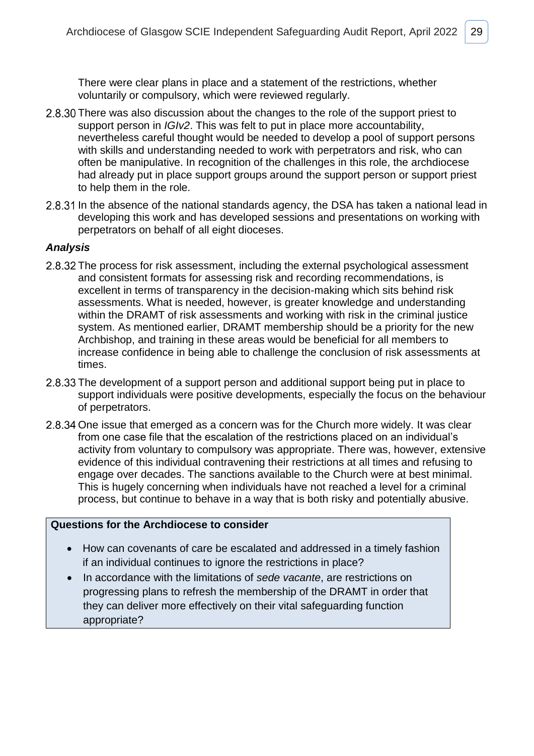There were clear plans in place and a statement of the restrictions, whether voluntarily or compulsory, which were reviewed regularly.

2.8.30 There was also discussion about the changes to the role of the support priest to support person in *IGIv2*. This was felt to put in place more accountability, nevertheless careful thought would be needed to develop a pool of support persons with skills and understanding needed to work with perpetrators and risk, who can often be manipulative. In recognition of the challenges in this role, the archdiocese had already put in place support groups around the support person or support priest to help them in the role.

2.8.31 In the absence of the national standards agency, the DSA has taken a national lead in developing this work and has developed sessions and presentations on working with perpetrators on behalf of all eight dioceses.

### *Analysis*

2.8.32 The process for risk assessment, including the external psychological assessment and consistent formats for assessing risk and recording recommendations, is excellent in terms of transparency in the decision-making which sits behind risk assessments. What is needed, however, is greater knowledge and understanding within the DRAMT of risk assessments and working with risk in the criminal justice system. As mentioned earlier, DRAMT membership should be a priority for the new Archbishop, and training in these areas would be beneficial for all members to increase confidence in being able to challenge the conclusion of risk assessments at times.

2.8.33 The development of a support person and additional support being put in place to support individuals were positive developments, especially the focus on the behaviour of perpetrators.

2.8.34 One issue that emerged as a concern was for the Church more widely. It was clear from one case file that the escalation of the restrictions placed on an individual's activity from voluntary to compulsory was appropriate. There was, however, extensive evidence of this individual contravening their restrictions at all times and refusing to engage over decades. The sanctions available to the Church were at best minimal. This is hugely concerning when individuals have not reached a level for a criminal process, but continue to behave in a way that is both risky and potentially abusive.

**Questions for the Archdiocese to consider**

- How can covenants of care be escalated and addressed in a timely fashion if an individual continues to ignore the restrictions in place?
- In accordance with the limitations of *sede vacante*, are restrictions on progressing plans to refresh the membership of the DRAMT in order that they can deliver more effectively on their vital safeguarding function appropriate?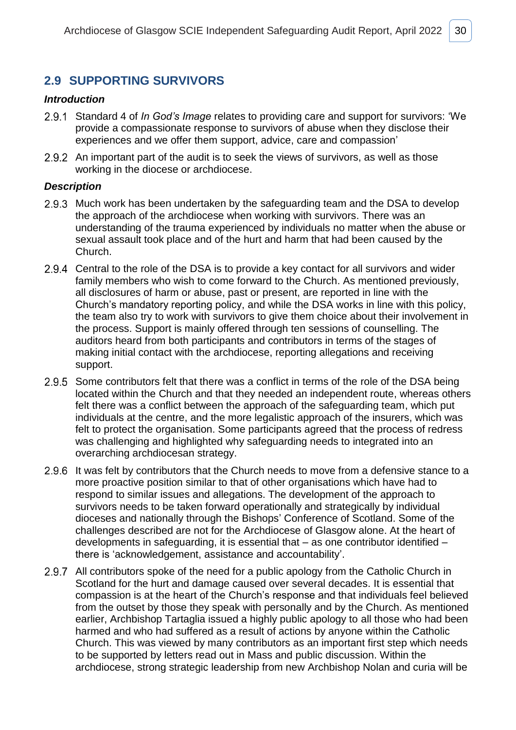## 2.9 SUPPORTING SURVIVORS

### *Introduction*

2.9.1 Standard 4 of *In God's Image* relates to providing care and support for survivors: 'We provide a compassionate response to survivors of abuse when they disclose their experiences and we offer them support, advice, care and compassion'

2.9.2 An important part of the audit is to seek the views of survivors, as well as those working in the diocese or archdiocese.

### *Description*

2.9.3 Much work has been undertaken by the safeguarding team and the DSA to develop the approach of the archdiocese when working with survivors. There was an understanding of the trauma experienced by individuals no matter when the abuse or sexual assault took place and of the hurt and harm that had been caused by the Church.

2.9.4 Central to the role of the DSA is to provide a key contact for all survivors and wider family members who wish to come forward to the Church. As mentioned previously, all disclosures of harm or abuse, past or present, are reported in line with the Church's mandatory reporting policy, and while the DSA works in line with this policy, the team also try to work with survivors to give them choice about their involvement in the process. Support is mainly offered through ten sessions of counselling. The auditors heard from both participants and contributors in terms of the stages of making initial contact with the archdiocese, reporting allegations and receiving support.

2.9.5 Some contributors felt that there was a conflict in terms of the role of the DSA being located within the Church and that they needed an independent route, whereas others felt there was a conflict between the approach of the safeguarding team, which put individuals at the centre, and the more legalistic approach of the insurers, which was felt to protect the organisation. Some participants agreed that the process of redress was challenging and highlighted why safeguarding needs to integrated into an overarching archdiocesan strategy.

2.9.6 It was felt by contributors that the Church needs to move from a defensive stance to a more proactive position similar to that of other organisations which have had to respond to similar issues and allegations. The development of the approach to survivors needs to be taken forward operationally and strategically by individual dioceses and nationally through the Bishops' Conference of Scotland. Some of the challenges described are not for the Archdiocese of Glasgow alone. At the heart of developments in safeguarding, it is essential that – as one contributor identified – there is 'acknowledgement, assistance and accountability'.

2.9.7 All contributors spoke of the need for a public apology from the Catholic Church in Scotland for the hurt and damage caused over several decades. It is essential that compassion is at the heart of the Church's response and that individuals feel believed from the outset by those they speak with personally and by the Church. As mentioned earlier, Archbishop Tartaglia issued a highly public apology to all those who had been harmed and who had suffered as a result of actions by anyone within the Catholic Church. This was viewed by many contributors as an important first step which needs to be supported by letters read out in Mass and public discussion. Within the archdiocese, strong strategic leadership from new Archbishop Nolan and curia will be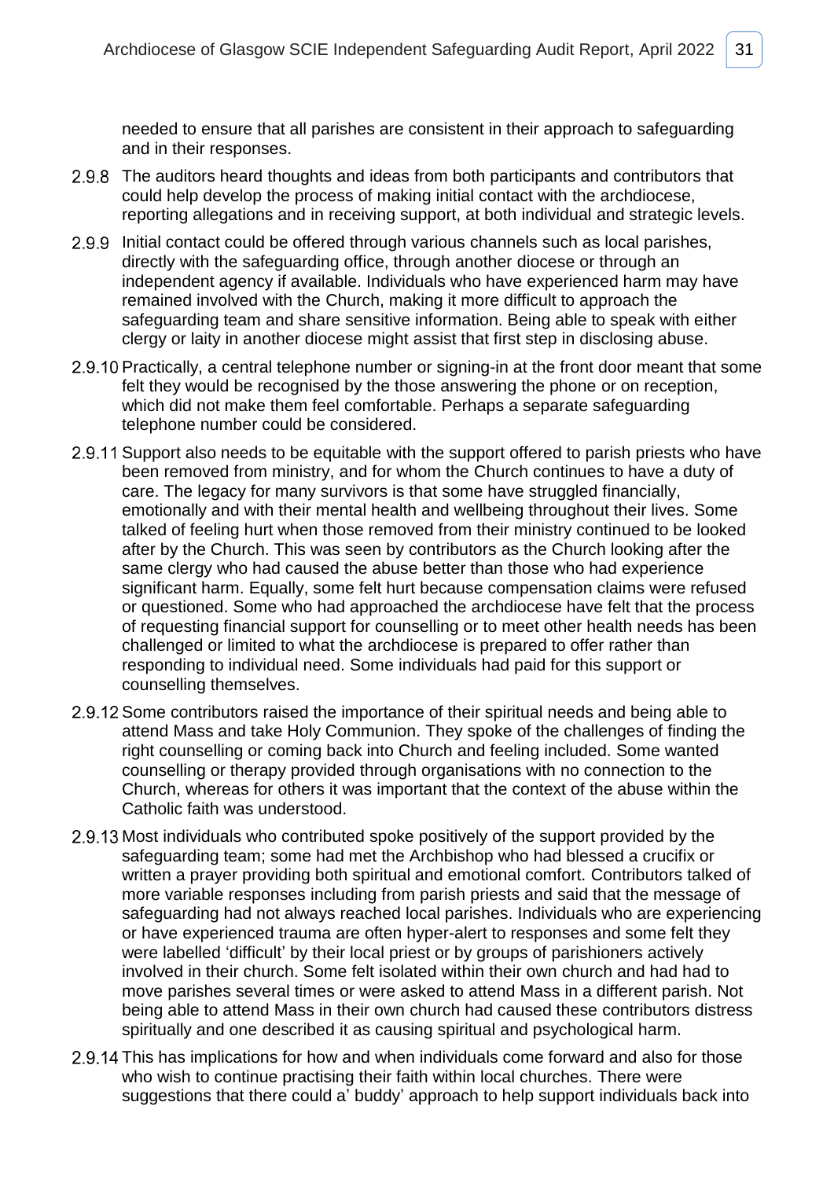needed to ensure that all parishes are consistent in their approach to safeguarding and in their responses.

2.9.8 The auditors heard thoughts and ideas from both participants and contributors that could help develop the process of making initial contact with the archdiocese, reporting allegations and in receiving support, at both individual and strategic levels.

2.9.9 Initial contact could be offered through various channels such as local parishes, directly with the safeguarding office, through another diocese or through an independent agency if available. Individuals who have experienced harm may have remained involved with the Church, making it more difficult to approach the safeguarding team and share sensitive information. Being able to speak with either clergy or laity in another diocese might assist that first step in disclosing abuse.

2.9.10 Practically, a central telephone number or signing-in at the front door meant that some felt they would be recognised by the those answering the phone or on reception, which did not make them feel comfortable. Perhaps a separate safeguarding telephone number could be considered.

2.9.11 Support also needs to be equitable with the support offered to parish priests who have been removed from ministry, and for whom the Church continues to have a duty of care. The legacy for many survivors is that some have struggled financially, emotionally and with their mental health and wellbeing throughout their lives. Some talked of feeling hurt when those removed from their ministry continued to be looked after by the Church. This was seen by contributors as the Church looking after the same clergy who had caused the abuse better than those who had experience significant harm. Equally, some felt hurt because compensation claims were refused or questioned. Some who had approached the archdiocese have felt that the process of requesting financial support for counselling or to meet other health needs has been challenged or limited to what the archdiocese is prepared to offer rather than responding to individual need. Some individuals had paid for this support or counselling themselves.

2.9.12 Some contributors raised the importance of their spiritual needs and being able to attend Mass and take Holy Communion. They spoke of the challenges of finding the right counselling or coming back into Church and feeling included. Some wanted counselling or therapy provided through organisations with no connection to the Church, whereas for others it was important that the context of the abuse within the Catholic faith was understood.

2.9.13 Most individuals who contributed spoke positively of the support provided by the safeguarding team; some had met the Archbishop who had blessed a crucifix or written a prayer providing both spiritual and emotional comfort. Contributors talked of more variable responses including from parish priests and said that the message of safeguarding had not always reached local parishes. Individuals who are experiencing or have experienced trauma are often hyper-alert to responses and some felt they were labelled 'difficult' by their local priest or by groups of parishioners actively involved in their church. Some felt isolated within their own church and had had to move parishes several times or were asked to attend Mass in a different parish. Not being able to attend Mass in their own church had caused these contributors distress spiritually and one described it as causing spiritual and psychological harm.

2.9.14 This has implications for how and when individuals come forward and also for those who wish to continue practising their faith within local churches. There were suggestions that there could a' buddy' approach to help support individuals back into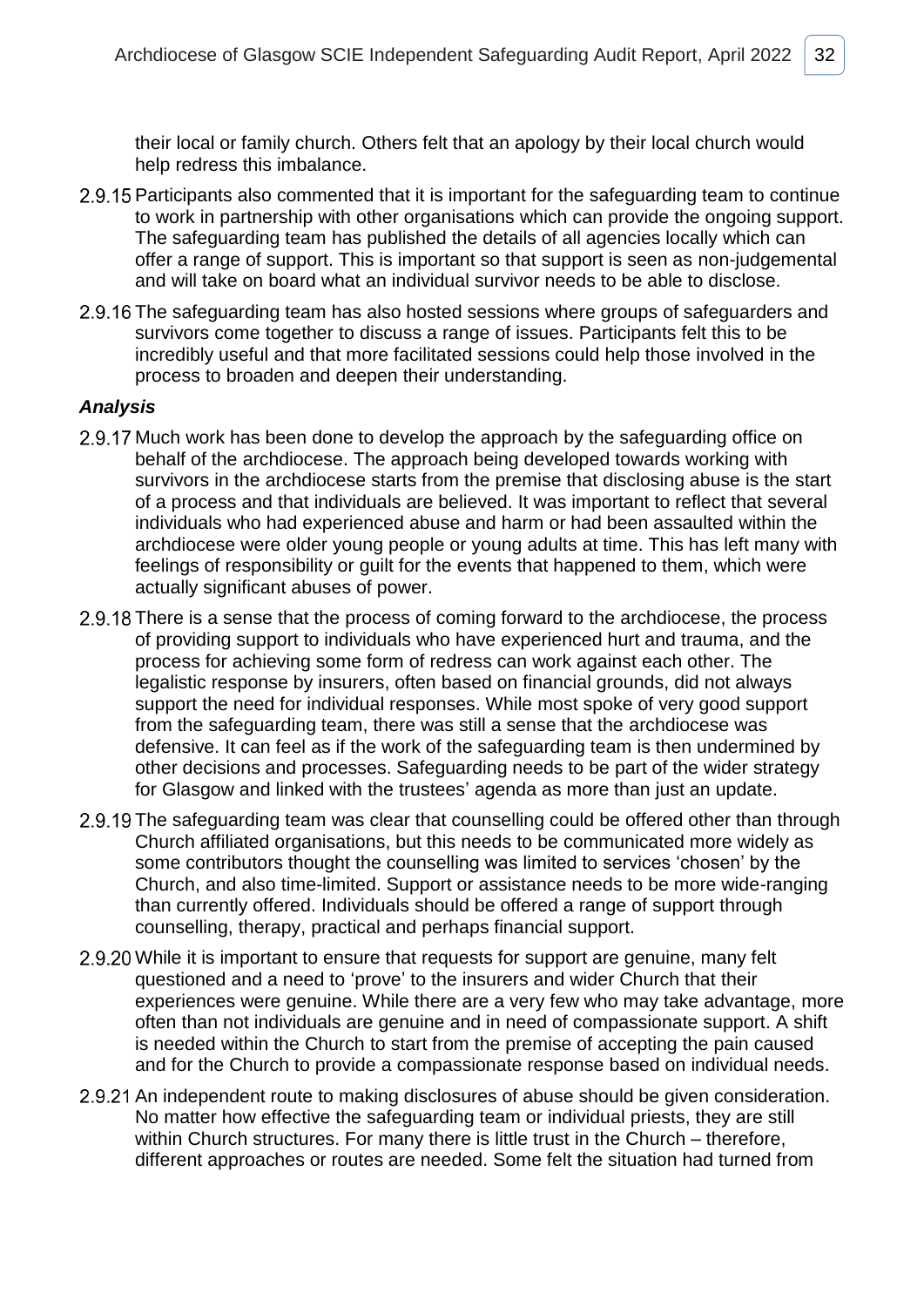their local or family church. Others felt that an apology by their local church would help redress this imbalance.

2.9.15 Participants also commented that it is important for the safeguarding team to continue to work in partnership with other organisations which can provide the ongoing support. The safeguarding team has published the details of all agencies locally which can offer a range of support. This is important so that support is seen as non-judgemental and will take on board what an individual survivor needs to be able to disclose.

2.9.16 The safeguarding team has also hosted sessions where groups of safeguarders and survivors come together to discuss a range of issues. Participants felt this to be incredibly useful and that more facilitated sessions could help those involved in the process to broaden and deepen their understanding.

***Analysis***

2.9.17 Much work has been done to develop the approach by the safeguarding office on behalf of the archdiocese. The approach being developed towards working with survivors in the archdiocese starts from the premise that disclosing abuse is the start of a process and that individuals are believed. It was important to reflect that several individuals who had experienced abuse and harm or had been assaulted within the archdiocese were older young people or young adults at time. This has left many with feelings of responsibility or guilt for the events that happened to them, which were actually significant abuses of power.

2.9.18 There is a sense that the process of coming forward to the archdiocese, the process of providing support to individuals who have experienced hurt and trauma, and the process for achieving some form of redress can work against each other. The legalistic response by insurers, often based on financial grounds, did not always support the need for individual responses. While most spoke of very good support from the safeguarding team, there was still a sense that the archdiocese was defensive. It can feel as if the work of the safeguarding team is then undermined by other decisions and processes. Safeguarding needs to be part of the wider strategy for Glasgow and linked with the trustees' agenda as more than just an update.

2.9.19 The safeguarding team was clear that counselling could be offered other than through Church affiliated organisations, but this needs to be communicated more widely as some contributors thought the counselling was limited to services 'chosen' by the Church, and also time-limited. Support or assistance needs to be more wide-ranging than currently offered. Individuals should be offered a range of support through counselling, therapy, practical and perhaps financial support.

2.9.20 While it is important to ensure that requests for support are genuine, many felt questioned and a need to 'prove' to the insurers and wider Church that their experiences were genuine. While there are a very few who may take advantage, more often than not individuals are genuine and in need of compassionate support. A shift is needed within the Church to start from the premise of accepting the pain caused and for the Church to provide a compassionate response based on individual needs.

2.9.21 An independent route to making disclosures of abuse should be given consideration. No matter how effective the safeguarding team or individual priests, they are still within Church structures. For many there is little trust in the Church – therefore, different approaches or routes are needed. Some felt the situation had turned from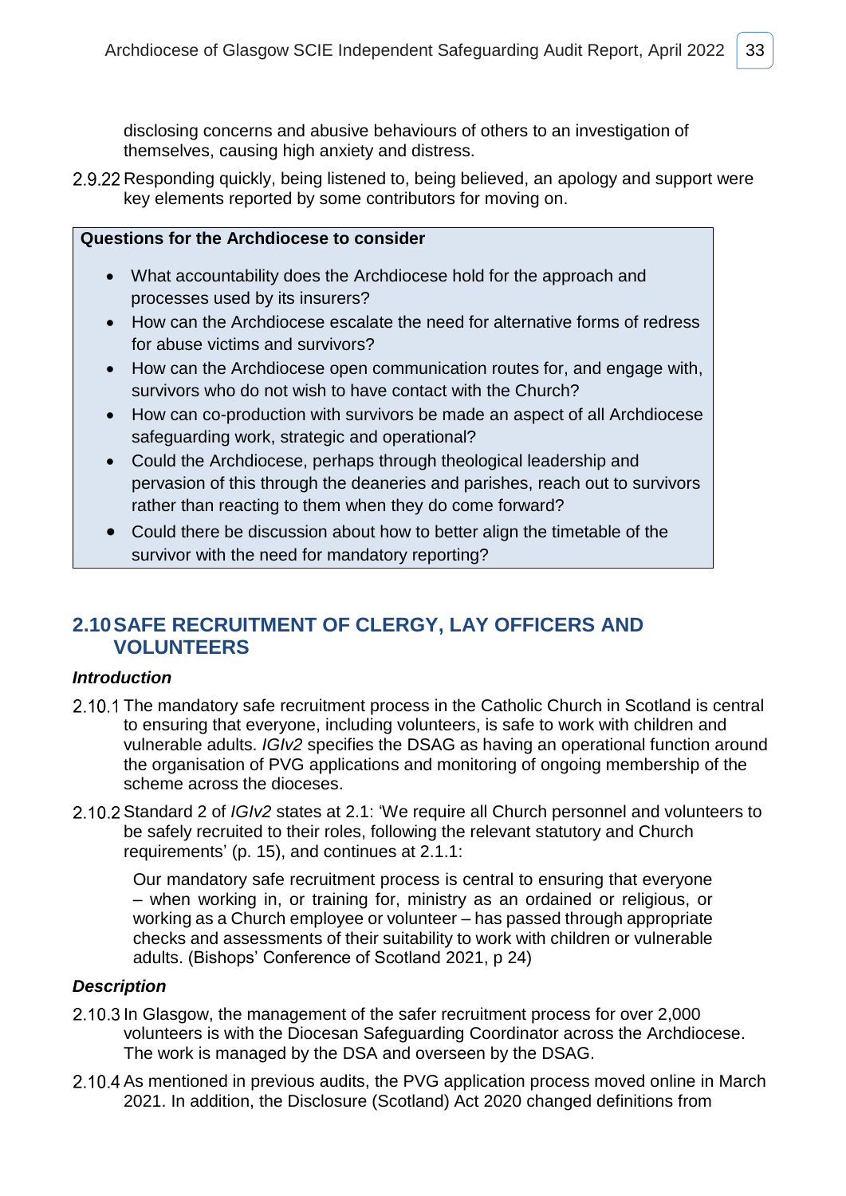disclosing concerns and abusive behaviours of others to an investigation of themselves, causing high anxiety and distress.

2.9.22 Responding quickly, being listened to, being believed, an apology and support were key elements reported by some contributors for moving on.

> **Questions for the Archdiocese to consider**
>
> - What accountability does the Archdiocese hold for the approach and processes used by its insurers?
> - How can the Archdiocese escalate the need for alternative forms of redress for abuse victims and survivors?
> - How can the Archdiocese open communication routes for, and engage with, survivors who do not wish to have contact with the Church?
> - How can co-production with survivors be made an aspect of all Archdiocese safeguarding work, strategic and operational?
> - Could the Archdiocese, perhaps through theological leadership and pervasion of this through the deaneries and parishes, reach out to survivors rather than reacting to them when they do come forward?
> - Could there be discussion about how to better align the timetable of the survivor with the need for mandatory reporting?

## 2.10 SAFE RECRUITMENT OF CLERGY, LAY OFFICERS AND VOLUNTEERS

### *Introduction*

2.10.1 The mandatory safe recruitment process in the Catholic Church in Scotland is central to ensuring that everyone, including volunteers, is safe to work with children and vulnerable adults. *IGIv2* specifies the DSAG as having an operational function around the organisation of PVG applications and monitoring of ongoing membership of the scheme across the dioceses.

2.10.2 Standard 2 of *IGIv2* states at 2.1: 'We require all Church personnel and volunteers to be safely recruited to their roles, following the relevant statutory and Church requirements' (p. 15), and continues at 2.1.1:

> Our mandatory safe recruitment process is central to ensuring that everyone – when working in, or training for, ministry as an ordained or religious, or working as a Church employee or volunteer – has passed through appropriate checks and assessments of their suitability to work with children or vulnerable adults. (Bishops' Conference of Scotland 2021, p 24)

### *Description*

2.10.3 In Glasgow, the management of the safer recruitment process for over 2,000 volunteers is with the Diocesan Safeguarding Coordinator across the Archdiocese. The work is managed by the DSA and overseen by the DSAG.

2.10.4 As mentioned in previous audits, the PVG application process moved online in March 2021. In addition, the Disclosure (Scotland) Act 2020 changed definitions from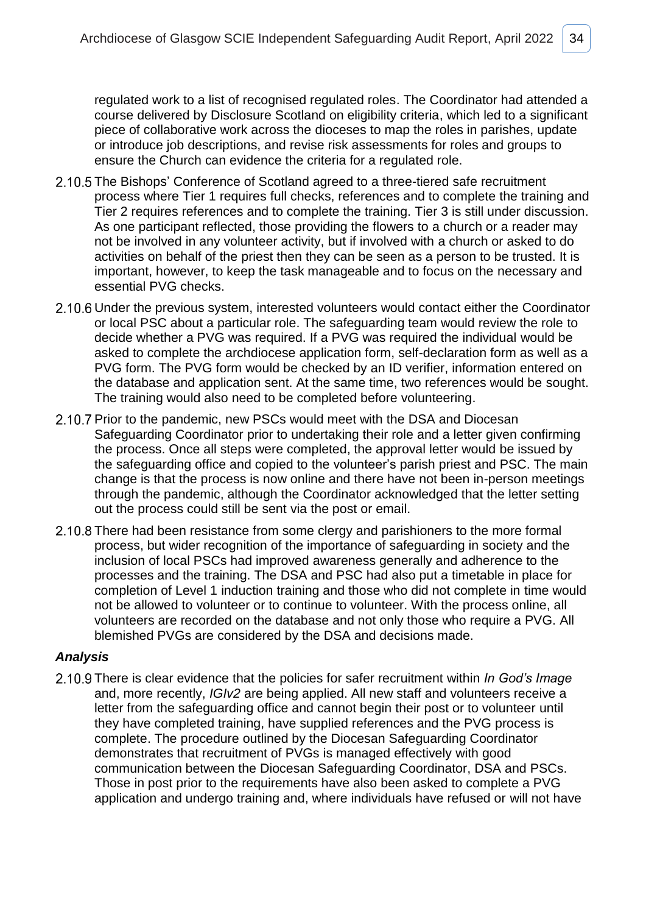regulated work to a list of recognised regulated roles. The Coordinator had attended a course delivered by Disclosure Scotland on eligibility criteria, which led to a significant piece of collaborative work across the dioceses to map the roles in parishes, update or introduce job descriptions, and revise risk assessments for roles and groups to ensure the Church can evidence the criteria for a regulated role.

2.10.5 The Bishops' Conference of Scotland agreed to a three-tiered safe recruitment process where Tier 1 requires full checks, references and to complete the training and Tier 2 requires references and to complete the training. Tier 3 is still under discussion. As one participant reflected, those providing the flowers to a church or a reader may not be involved in any volunteer activity, but if involved with a church or asked to do activities on behalf of the priest then they can be seen as a person to be trusted. It is important, however, to keep the task manageable and to focus on the necessary and essential PVG checks.

2.10.6 Under the previous system, interested volunteers would contact either the Coordinator or local PSC about a particular role. The safeguarding team would review the role to decide whether a PVG was required. If a PVG was required the individual would be asked to complete the archdiocese application form, self-declaration form as well as a PVG form. The PVG form would be checked by an ID verifier, information entered on the database and application sent. At the same time, two references would be sought. The training would also need to be completed before volunteering.

2.10.7 Prior to the pandemic, new PSCs would meet with the DSA and Diocesan Safeguarding Coordinator prior to undertaking their role and a letter given confirming the process. Once all steps were completed, the approval letter would be issued by the safeguarding office and copied to the volunteer's parish priest and PSC. The main change is that the process is now online and there have not been in-person meetings through the pandemic, although the Coordinator acknowledged that the letter setting out the process could still be sent via the post or email.

2.10.8 There had been resistance from some clergy and parishioners to the more formal process, but wider recognition of the importance of safeguarding in society and the inclusion of local PSCs had improved awareness generally and adherence to the processes and the training. The DSA and PSC had also put a timetable in place for completion of Level 1 induction training and those who did not complete in time would not be allowed to volunteer or to continue to volunteer. With the process online, all volunteers are recorded on the database and not only those who require a PVG. All blemished PVGs are considered by the DSA and decisions made.

### *Analysis*

2.10.9 There is clear evidence that the policies for safer recruitment within *In God's Image* and, more recently, *IGIv2* are being applied. All new staff and volunteers receive a letter from the safeguarding office and cannot begin their post or to volunteer until they have completed training, have supplied references and the PVG process is complete. The procedure outlined by the Diocesan Safeguarding Coordinator demonstrates that recruitment of PVGs is managed effectively with good communication between the Diocesan Safeguarding Coordinator, DSA and PSCs. Those in post prior to the requirements have also been asked to complete a PVG application and undergo training and, where individuals have refused or will not have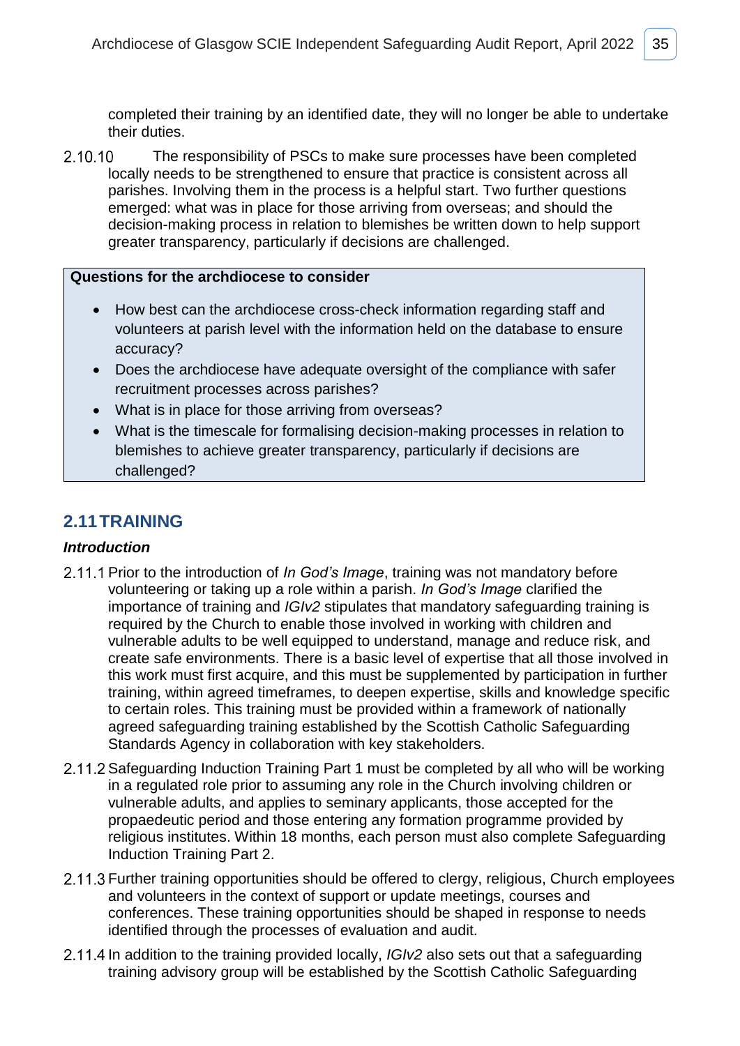completed their training by an identified date, they will no longer be able to undertake their duties.

2.10.10 The responsibility of PSCs to make sure processes have been completed locally needs to be strengthened to ensure that practice is consistent across all parishes. Involving them in the process is a helpful start. Two further questions emerged: what was in place for those arriving from overseas; and should the decision-making process in relation to blemishes be written down to help support greater transparency, particularly if decisions are challenged.

**Questions for the archdiocese to consider**

- How best can the archdiocese cross-check information regarding staff and volunteers at parish level with the information held on the database to ensure accuracy?
- Does the archdiocese have adequate oversight of the compliance with safer recruitment processes across parishes?
- What is in place for those arriving from overseas?
- What is the timescale for formalising decision-making processes in relation to blemishes to achieve greater transparency, particularly if decisions are challenged?

## 2.11 TRAINING

### *Introduction*

2.11.1 Prior to the introduction of *In God's Image*, training was not mandatory before volunteering or taking up a role within a parish. *In God's Image* clarified the importance of training and *IGIv2* stipulates that mandatory safeguarding training is required by the Church to enable those involved in working with children and vulnerable adults to be well equipped to understand, manage and reduce risk, and create safe environments. There is a basic level of expertise that all those involved in this work must first acquire, and this must be supplemented by participation in further training, within agreed timeframes, to deepen expertise, skills and knowledge specific to certain roles. This training must be provided within a framework of nationally agreed safeguarding training established by the Scottish Catholic Safeguarding Standards Agency in collaboration with key stakeholders.

2.11.2 Safeguarding Induction Training Part 1 must be completed by all who will be working in a regulated role prior to assuming any role in the Church involving children or vulnerable adults, and applies to seminary applicants, those accepted for the propaedeutic period and those entering any formation programme provided by religious institutes. Within 18 months, each person must also complete Safeguarding Induction Training Part 2.

2.11.3 Further training opportunities should be offered to clergy, religious, Church employees and volunteers in the context of support or update meetings, courses and conferences. These training opportunities should be shaped in response to needs identified through the processes of evaluation and audit.

2.11.4 In addition to the training provided locally, *IGIv2* also sets out that a safeguarding training advisory group will be established by the Scottish Catholic Safeguarding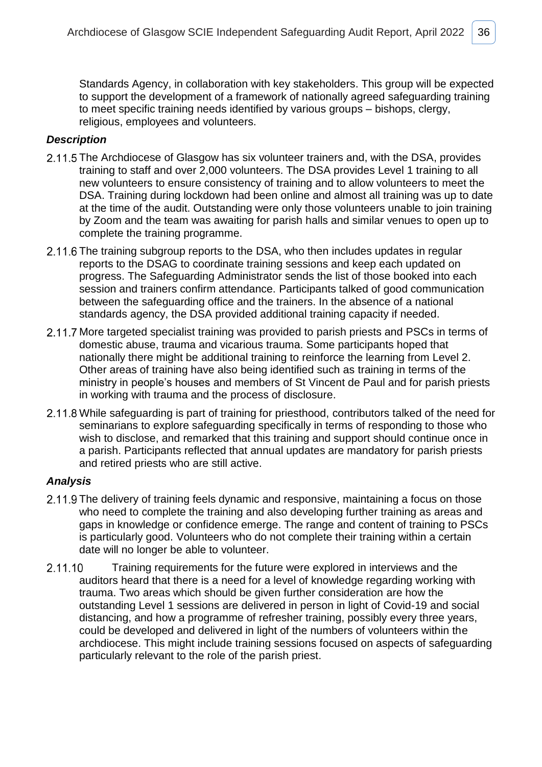Standards Agency, in collaboration with key stakeholders. This group will be expected to support the development of a framework of nationally agreed safeguarding training to meet specific training needs identified by various groups – bishops, clergy, religious, employees and volunteers.

***Description***

2.11.5 The Archdiocese of Glasgow has six volunteer trainers and, with the DSA, provides training to staff and over 2,000 volunteers. The DSA provides Level 1 training to all new volunteers to ensure consistency of training and to allow volunteers to meet the DSA. Training during lockdown had been online and almost all training was up to date at the time of the audit. Outstanding were only those volunteers unable to join training by Zoom and the team was awaiting for parish halls and similar venues to open up to complete the training programme.

2.11.6 The training subgroup reports to the DSA, who then includes updates in regular reports to the DSAG to coordinate training sessions and keep each updated on progress. The Safeguarding Administrator sends the list of those booked into each session and trainers confirm attendance. Participants talked of good communication between the safeguarding office and the trainers. In the absence of a national standards agency, the DSA provided additional training capacity if needed.

2.11.7 More targeted specialist training was provided to parish priests and PSCs in terms of domestic abuse, trauma and vicarious trauma. Some participants hoped that nationally there might be additional training to reinforce the learning from Level 2. Other areas of training have also being identified such as training in terms of the ministry in people's houses and members of St Vincent de Paul and for parish priests in working with trauma and the process of disclosure.

2.11.8 While safeguarding is part of training for priesthood, contributors talked of the need for seminarians to explore safeguarding specifically in terms of responding to those who wish to disclose, and remarked that this training and support should continue once in a parish. Participants reflected that annual updates are mandatory for parish priests and retired priests who are still active.

***Analysis***

2.11.9 The delivery of training feels dynamic and responsive, maintaining a focus on those who need to complete the training and also developing further training as areas and gaps in knowledge or confidence emerge. The range and content of training to PSCs is particularly good. Volunteers who do not complete their training within a certain date will no longer be able to volunteer.

2.11.10 Training requirements for the future were explored in interviews and the auditors heard that there is a need for a level of knowledge regarding working with trauma. Two areas which should be given further consideration are how the outstanding Level 1 sessions are delivered in person in light of Covid-19 and social distancing, and how a programme of refresher training, possibly every three years, could be developed and delivered in light of the numbers of volunteers within the archdiocese. This might include training sessions focused on aspects of safeguarding particularly relevant to the role of the parish priest.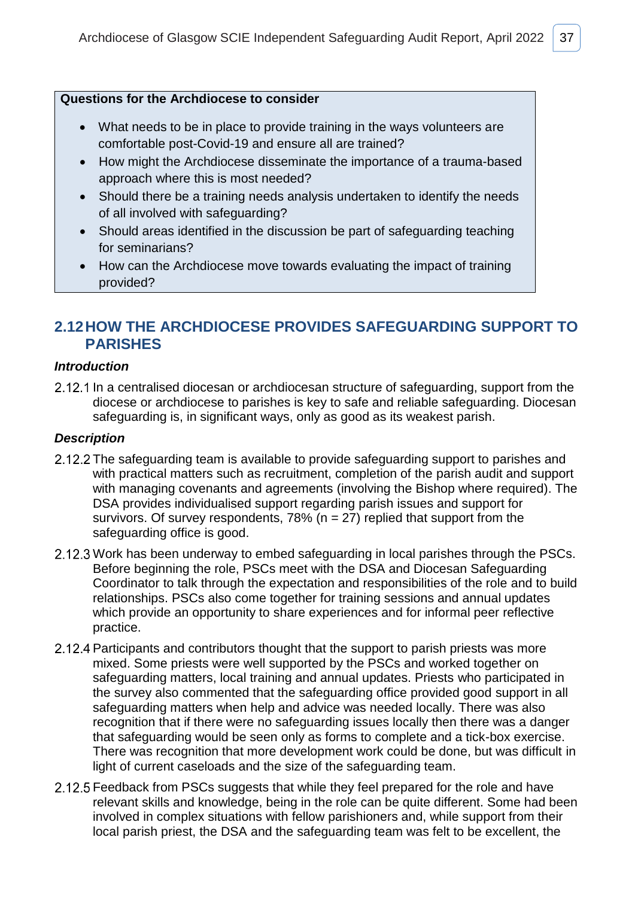**Questions for the Archdiocese to consider**

- What needs to be in place to provide training in the ways volunteers are comfortable post-Covid-19 and ensure all are trained?
- How might the Archdiocese disseminate the importance of a trauma-based approach where this is most needed?
- Should there be a training needs analysis undertaken to identify the needs of all involved with safeguarding?
- Should areas identified in the discussion be part of safeguarding teaching for seminarians?
- How can the Archdiocese move towards evaluating the impact of training provided?

## 2.12 HOW THE ARCHDIOCESE PROVIDES SAFEGUARDING SUPPORT TO PARISHES

***Introduction***

2.12.1 In a centralised diocesan or archdiocesan structure of safeguarding, support from the diocese or archdiocese to parishes is key to safe and reliable safeguarding. Diocesan safeguarding is, in significant ways, only as good as its weakest parish.

***Description***

2.12.2 The safeguarding team is available to provide safeguarding support to parishes and with practical matters such as recruitment, completion of the parish audit and support with managing covenants and agreements (involving the Bishop where required). The DSA provides individualised support regarding parish issues and support for survivors. Of survey respondents, 78% (n = 27) replied that support from the safeguarding office is good.

2.12.3 Work has been underway to embed safeguarding in local parishes through the PSCs. Before beginning the role, PSCs meet with the DSA and Diocesan Safeguarding Coordinator to talk through the expectation and responsibilities of the role and to build relationships. PSCs also come together for training sessions and annual updates which provide an opportunity to share experiences and for informal peer reflective practice.

2.12.4 Participants and contributors thought that the support to parish priests was more mixed. Some priests were well supported by the PSCs and worked together on safeguarding matters, local training and annual updates. Priests who participated in the survey also commented that the safeguarding office provided good support in all safeguarding matters when help and advice was needed locally. There was also recognition that if there were no safeguarding issues locally then there was a danger that safeguarding would be seen only as forms to complete and a tick-box exercise. There was recognition that more development work could be done, but was difficult in light of current caseloads and the size of the safeguarding team.

2.12.5 Feedback from PSCs suggests that while they feel prepared for the role and have relevant skills and knowledge, being in the role can be quite different. Some had been involved in complex situations with fellow parishioners and, while support from their local parish priest, the DSA and the safeguarding team was felt to be excellent, the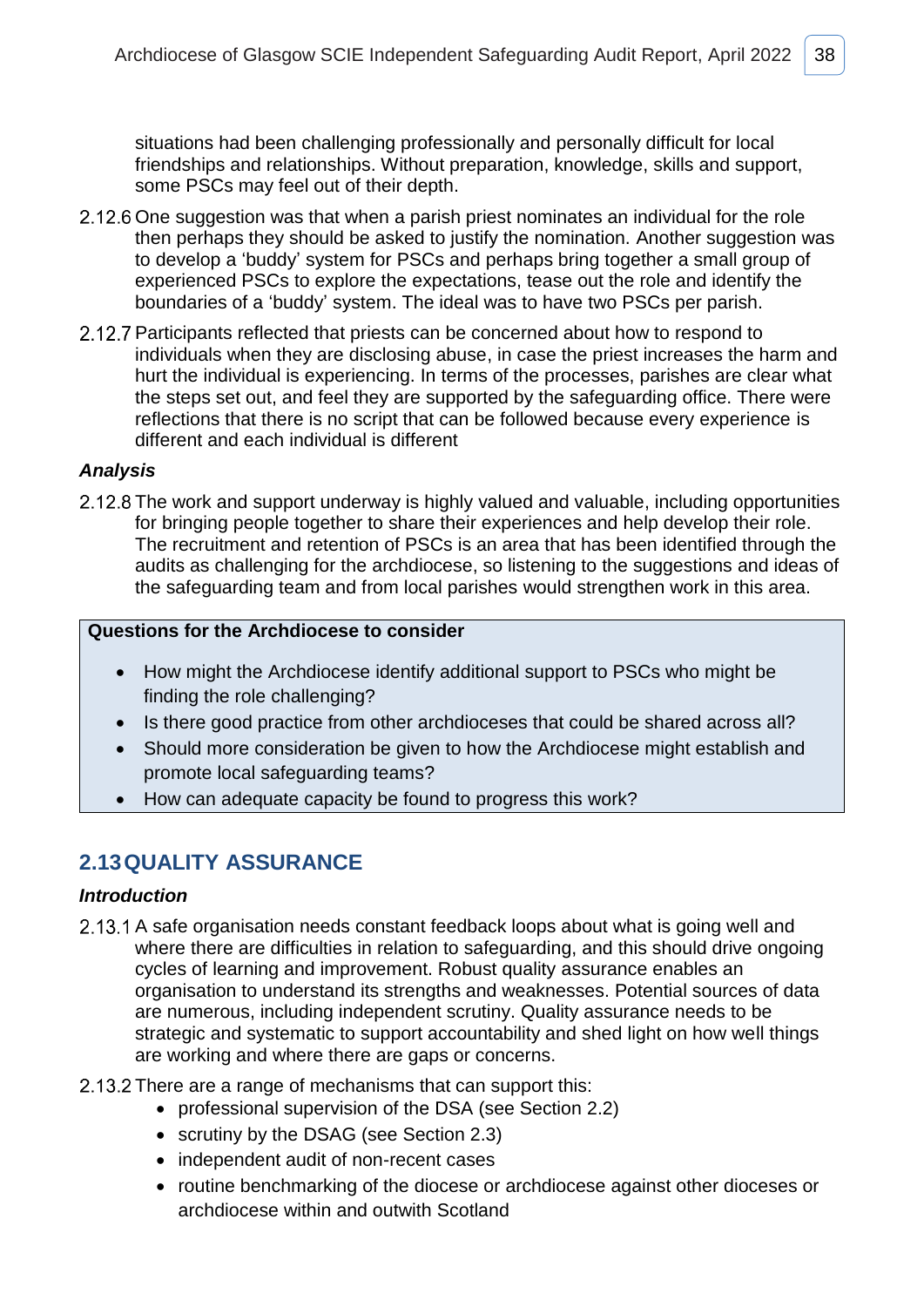situations had been challenging professionally and personally difficult for local friendships and relationships. Without preparation, knowledge, skills and support, some PSCs may feel out of their depth.

2.12.6 One suggestion was that when a parish priest nominates an individual for the role then perhaps they should be asked to justify the nomination. Another suggestion was to develop a 'buddy' system for PSCs and perhaps bring together a small group of experienced PSCs to explore the expectations, tease out the role and identify the boundaries of a 'buddy' system. The ideal was to have two PSCs per parish.

2.12.7 Participants reflected that priests can be concerned about how to respond to individuals when they are disclosing abuse, in case the priest increases the harm and hurt the individual is experiencing. In terms of the processes, parishes are clear what the steps set out, and feel they are supported by the safeguarding office. There were reflections that there is no script that can be followed because every experience is different and each individual is different

***Analysis***

2.12.8 The work and support underway is highly valued and valuable, including opportunities for bringing people together to share their experiences and help develop their role. The recruitment and retention of PSCs is an area that has been identified through the audits as challenging for the archdiocese, so listening to the suggestions and ideas of the safeguarding team and from local parishes would strengthen work in this area.

**Questions for the Archdiocese to consider**

- How might the Archdiocese identify additional support to PSCs who might be finding the role challenging?
- Is there good practice from other archdioceses that could be shared across all?
- Should more consideration be given to how the Archdiocese might establish and promote local safeguarding teams?
- How can adequate capacity be found to progress this work?

## 2.13 QUALITY ASSURANCE

***Introduction***

2.13.1 A safe organisation needs constant feedback loops about what is going well and where there are difficulties in relation to safeguarding, and this should drive ongoing cycles of learning and improvement. Robust quality assurance enables an organisation to understand its strengths and weaknesses. Potential sources of data are numerous, including independent scrutiny. Quality assurance needs to be strategic and systematic to support accountability and shed light on how well things are working and where there are gaps or concerns.

2.13.2 There are a range of mechanisms that can support this:

- professional supervision of the DSA (see Section 2.2)
- scrutiny by the DSAG (see Section 2.3)
- independent audit of non-recent cases
- routine benchmarking of the diocese or archdiocese against other dioceses or archdiocese within and outwith Scotland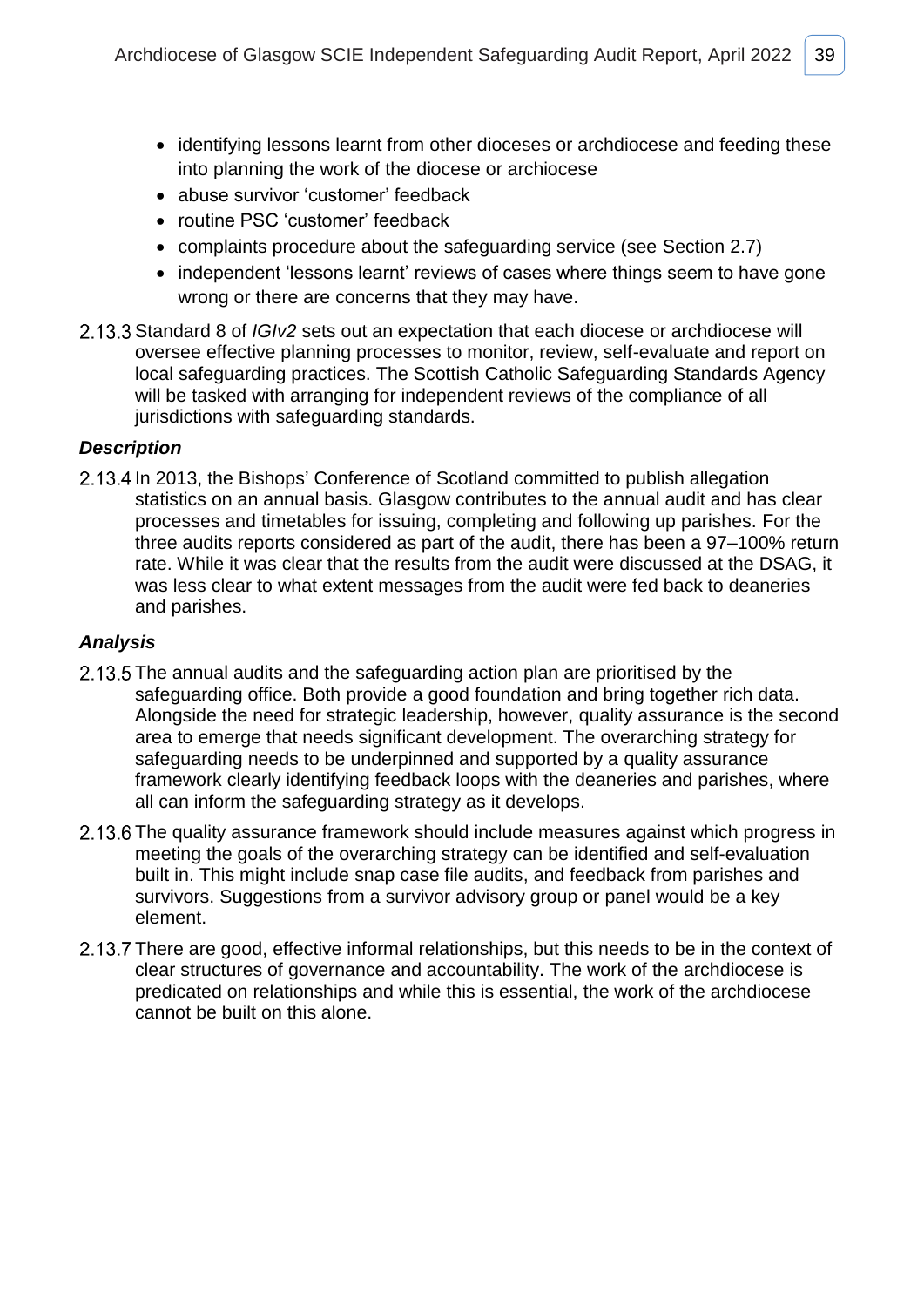- identifying lessons learnt from other dioceses or archdiocese and feeding these into planning the work of the diocese or archiocese
- abuse survivor 'customer' feedback
- routine PSC 'customer' feedback
- complaints procedure about the safeguarding service (see Section 2.7)
- independent 'lessons learnt' reviews of cases where things seem to have gone wrong or there are concerns that they may have.

2.13.3 Standard 8 of *IGIv2* sets out an expectation that each diocese or archdiocese will oversee effective planning processes to monitor, review, self-evaluate and report on local safeguarding practices. The Scottish Catholic Safeguarding Standards Agency will be tasked with arranging for independent reviews of the compliance of all jurisdictions with safeguarding standards.

### *Description*

2.13.4 In 2013, the Bishops' Conference of Scotland committed to publish allegation statistics on an annual basis. Glasgow contributes to the annual audit and has clear processes and timetables for issuing, completing and following up parishes. For the three audits reports considered as part of the audit, there has been a 97–100% return rate. While it was clear that the results from the audit were discussed at the DSAG, it was less clear to what extent messages from the audit were fed back to deaneries and parishes.

### *Analysis*

2.13.5 The annual audits and the safeguarding action plan are prioritised by the safeguarding office. Both provide a good foundation and bring together rich data. Alongside the need for strategic leadership, however, quality assurance is the second area to emerge that needs significant development. The overarching strategy for safeguarding needs to be underpinned and supported by a quality assurance framework clearly identifying feedback loops with the deaneries and parishes, where all can inform the safeguarding strategy as it develops.

2.13.6 The quality assurance framework should include measures against which progress in meeting the goals of the overarching strategy can be identified and self-evaluation built in. This might include snap case file audits, and feedback from parishes and survivors. Suggestions from a survivor advisory group or panel would be a key element.

2.13.7 There are good, effective informal relationships, but this needs to be in the context of clear structures of governance and accountability. The work of the archdiocese is predicated on relationships and while this is essential, the work of the archdiocese cannot be built on this alone.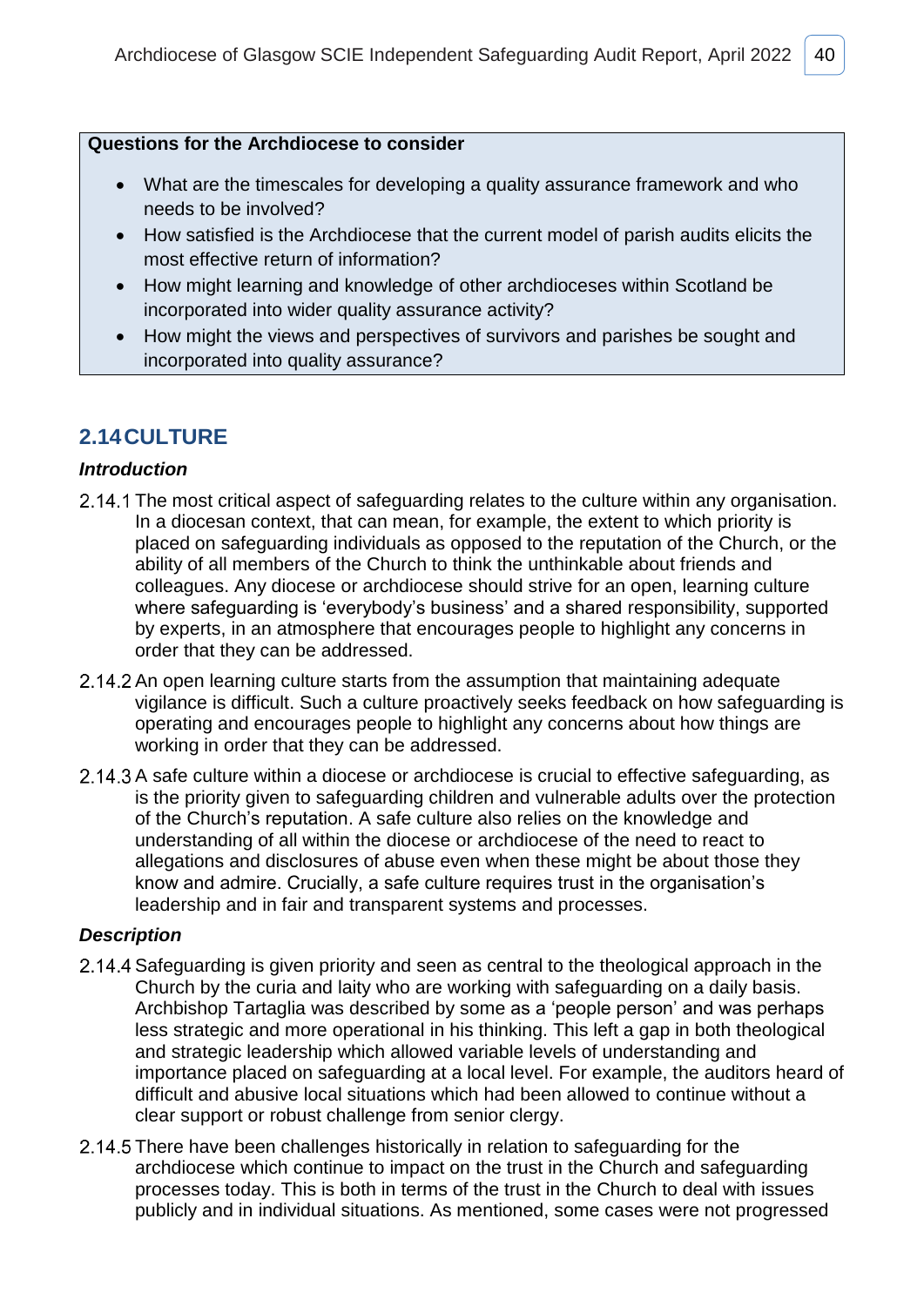**Questions for the Archdiocese to consider**

- What are the timescales for developing a quality assurance framework and who needs to be involved?
- How satisfied is the Archdiocese that the current model of parish audits elicits the most effective return of information?
- How might learning and knowledge of other archdioceses within Scotland be incorporated into wider quality assurance activity?
- How might the views and perspectives of survivors and parishes be sought and incorporated into quality assurance?

## 2.14 CULTURE

### *Introduction*

2.14.1 The most critical aspect of safeguarding relates to the culture within any organisation. In a diocesan context, that can mean, for example, the extent to which priority is placed on safeguarding individuals as opposed to the reputation of the Church, or the ability of all members of the Church to think the unthinkable about friends and colleagues. Any diocese or archdiocese should strive for an open, learning culture where safeguarding is 'everybody's business' and a shared responsibility, supported by experts, in an atmosphere that encourages people to highlight any concerns in order that they can be addressed.

2.14.2 An open learning culture starts from the assumption that maintaining adequate vigilance is difficult. Such a culture proactively seeks feedback on how safeguarding is operating and encourages people to highlight any concerns about how things are working in order that they can be addressed.

2.14.3 A safe culture within a diocese or archdiocese is crucial to effective safeguarding, as is the priority given to safeguarding children and vulnerable adults over the protection of the Church's reputation. A safe culture also relies on the knowledge and understanding of all within the diocese or archdiocese of the need to react to allegations and disclosures of abuse even when these might be about those they know and admire. Crucially, a safe culture requires trust in the organisation's leadership and in fair and transparent systems and processes.

### *Description*

2.14.4 Safeguarding is given priority and seen as central to the theological approach in the Church by the curia and laity who are working with safeguarding on a daily basis. Archbishop Tartaglia was described by some as a 'people person' and was perhaps less strategic and more operational in his thinking. This left a gap in both theological and strategic leadership which allowed variable levels of understanding and importance placed on safeguarding at a local level. For example, the auditors heard of difficult and abusive local situations which had been allowed to continue without a clear support or robust challenge from senior clergy.

2.14.5 There have been challenges historically in relation to safeguarding for the archdiocese which continue to impact on the trust in the Church and safeguarding processes today. This is both in terms of the trust in the Church to deal with issues publicly and in individual situations. As mentioned, some cases were not progressed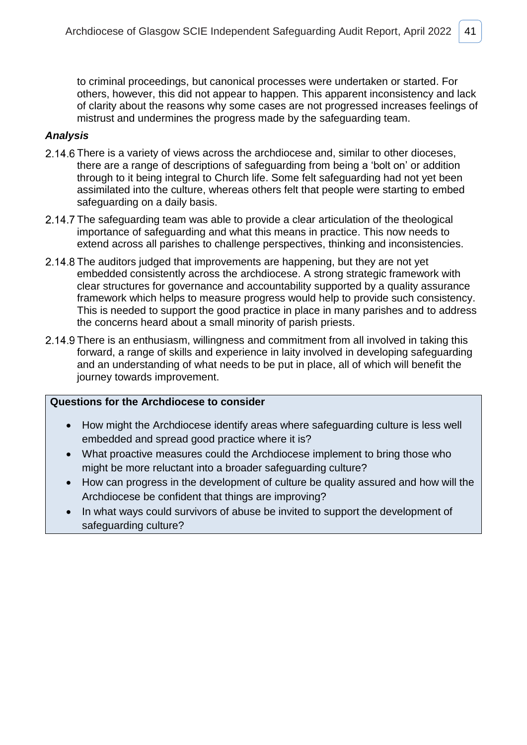to criminal proceedings, but canonical processes were undertaken or started. For others, however, this did not appear to happen. This apparent inconsistency and lack of clarity about the reasons why some cases are not progressed increases feelings of mistrust and undermines the progress made by the safeguarding team.

### *Analysis*

2.14.6 There is a variety of views across the archdiocese and, similar to other dioceses, there are a range of descriptions of safeguarding from being a 'bolt on' or addition through to it being integral to Church life. Some felt safeguarding had not yet been assimilated into the culture, whereas others felt that people were starting to embed safeguarding on a daily basis.

2.14.7 The safeguarding team was able to provide a clear articulation of the theological importance of safeguarding and what this means in practice. This now needs to extend across all parishes to challenge perspectives, thinking and inconsistencies.

2.14.8 The auditors judged that improvements are happening, but they are not yet embedded consistently across the archdiocese. A strong strategic framework with clear structures for governance and accountability supported by a quality assurance framework which helps to measure progress would help to provide such consistency. This is needed to support the good practice in place in many parishes and to address the concerns heard about a small minority of parish priests.

2.14.9 There is an enthusiasm, willingness and commitment from all involved in taking this forward, a range of skills and experience in laity involved in developing safeguarding and an understanding of what needs to be put in place, all of which will benefit the journey towards improvement.

**Questions for the Archdiocese to consider**

- How might the Archdiocese identify areas where safeguarding culture is less well embedded and spread good practice where it is?
- What proactive measures could the Archdiocese implement to bring those who might be more reluctant into a broader safeguarding culture?
- How can progress in the development of culture be quality assured and how will the Archdiocese be confident that things are improving?
- In what ways could survivors of abuse be invited to support the development of safeguarding culture?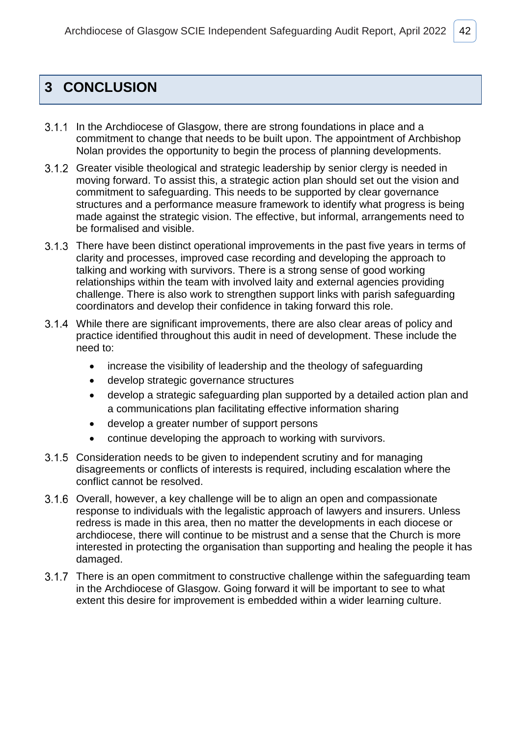# 3 CONCLUSION

3.1.1 In the Archdiocese of Glasgow, there are strong foundations in place and a commitment to change that needs to be built upon. The appointment of Archbishop Nolan provides the opportunity to begin the process of planning developments.

3.1.2 Greater visible theological and strategic leadership by senior clergy is needed in moving forward. To assist this, a strategic action plan should set out the vision and commitment to safeguarding. This needs to be supported by clear governance structures and a performance measure framework to identify what progress is being made against the strategic vision. The effective, but informal, arrangements need to be formalised and visible.

3.1.3 There have been distinct operational improvements in the past five years in terms of clarity and processes, improved case recording and developing the approach to talking and working with survivors. There is a strong sense of good working relationships within the team with involved laity and external agencies providing challenge. There is also work to strengthen support links with parish safeguarding coordinators and develop their confidence in taking forward this role.

3.1.4 While there are significant improvements, there are also clear areas of policy and practice identified throughout this audit in need of development. These include the need to:

- increase the visibility of leadership and the theology of safeguarding
- develop strategic governance structures
- develop a strategic safeguarding plan supported by a detailed action plan and a communications plan facilitating effective information sharing
- develop a greater number of support persons
- continue developing the approach to working with survivors.

3.1.5 Consideration needs to be given to independent scrutiny and for managing disagreements or conflicts of interests is required, including escalation where the conflict cannot be resolved.

3.1.6 Overall, however, a key challenge will be to align an open and compassionate response to individuals with the legalistic approach of lawyers and insurers. Unless redress is made in this area, then no matter the developments in each diocese or archdiocese, there will continue to be mistrust and a sense that the Church is more interested in protecting the organisation than supporting and healing the people it has damaged.

3.1.7 There is an open commitment to constructive challenge within the safeguarding team in the Archdiocese of Glasgow. Going forward it will be important to see to what extent this desire for improvement is embedded within a wider learning culture.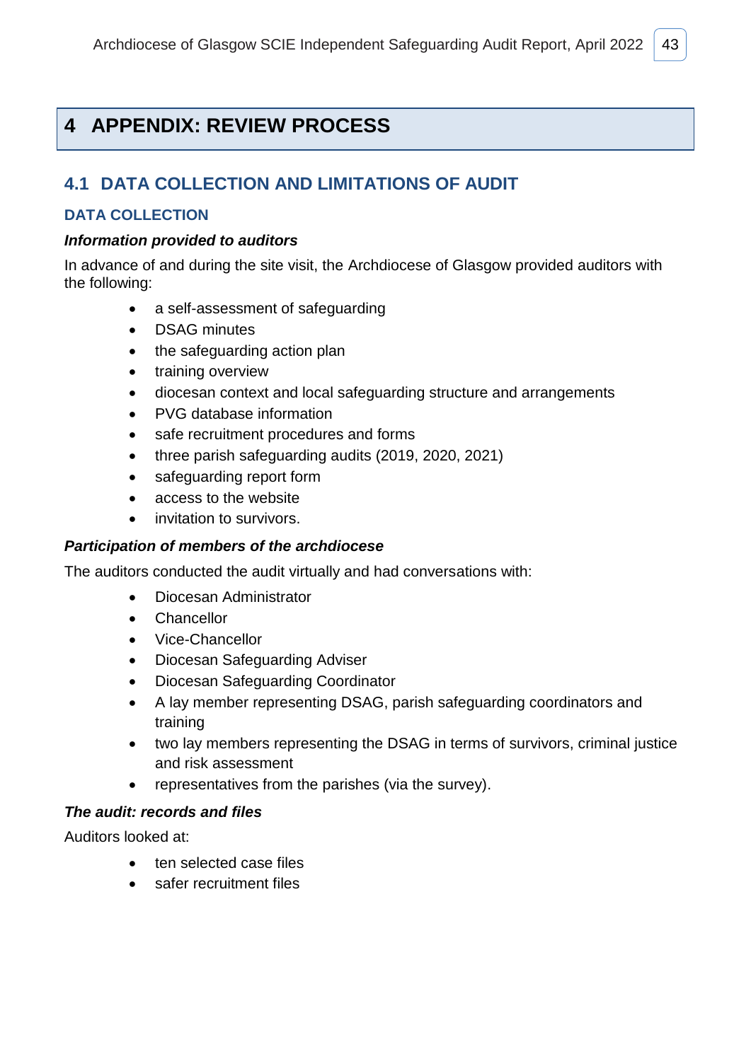# 4 APPENDIX: REVIEW PROCESS

## 4.1 DATA COLLECTION AND LIMITATIONS OF AUDIT

### DATA COLLECTION

***Information provided to auditors***

In advance of and during the site visit, the Archdiocese of Glasgow provided auditors with the following:

- a self-assessment of safeguarding
- DSAG minutes
- the safeguarding action plan
- training overview
- diocesan context and local safeguarding structure and arrangements
- PVG database information
- safe recruitment procedures and forms
- three parish safeguarding audits (2019, 2020, 2021)
- safeguarding report form
- access to the website
- invitation to survivors.

***Participation of members of the archdiocese***

The auditors conducted the audit virtually and had conversations with:

- Diocesan Administrator
- Chancellor
- Vice-Chancellor
- Diocesan Safeguarding Adviser
- Diocesan Safeguarding Coordinator
- A lay member representing DSAG, parish safeguarding coordinators and training
- two lay members representing the DSAG in terms of survivors, criminal justice and risk assessment
- representatives from the parishes (via the survey).

***The audit: records and files***

Auditors looked at:

- ten selected case files
- safer recruitment files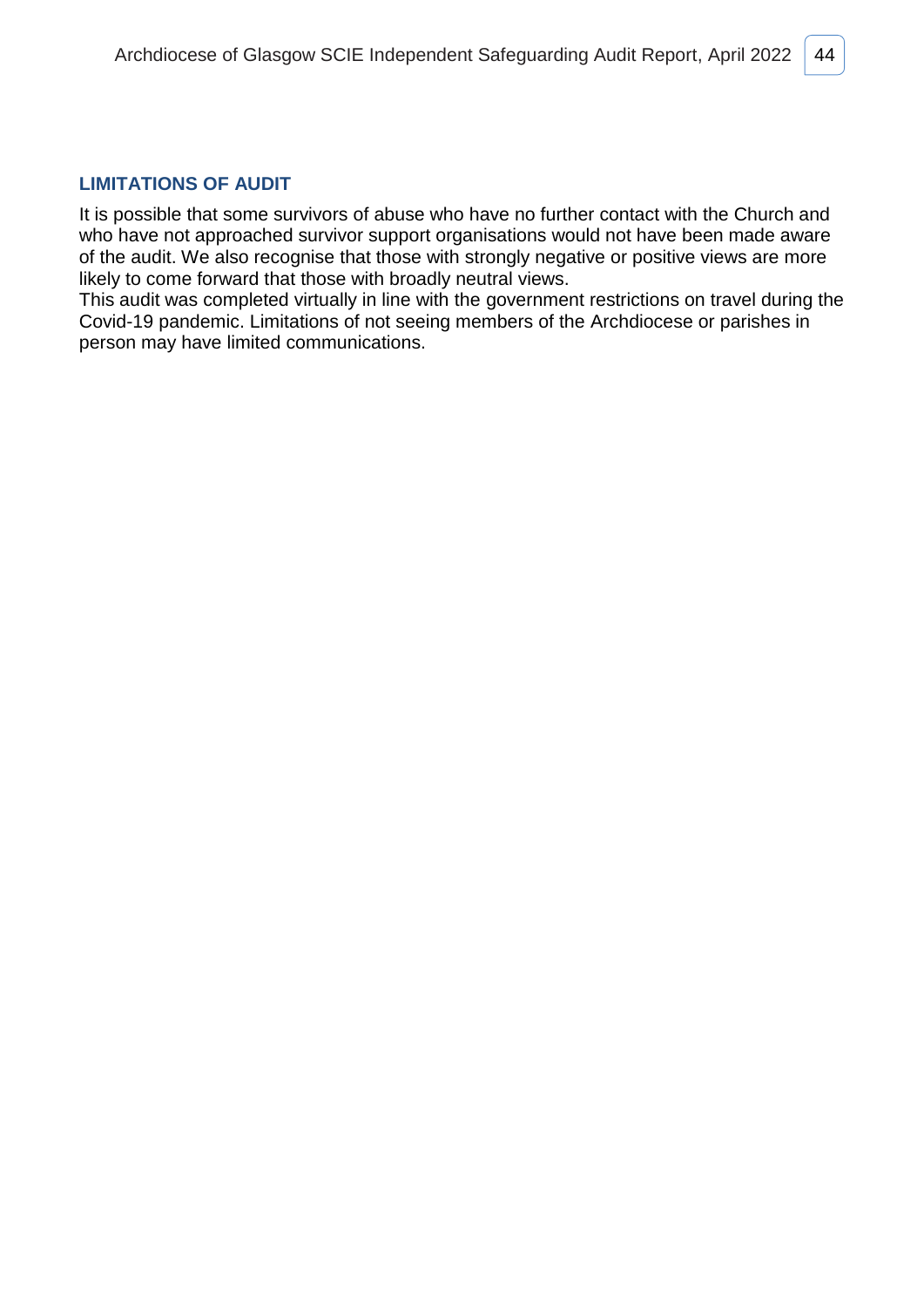## LIMITATIONS OF AUDIT

It is possible that some survivors of abuse who have no further contact with the Church and who have not approached survivor support organisations would not have been made aware of the audit. We also recognise that those with strongly negative or positive views are more likely to come forward that those with broadly neutral views.

This audit was completed virtually in line with the government restrictions on travel during the Covid-19 pandemic. Limitations of not seeing members of the Archdiocese or parishes in person may have limited communications.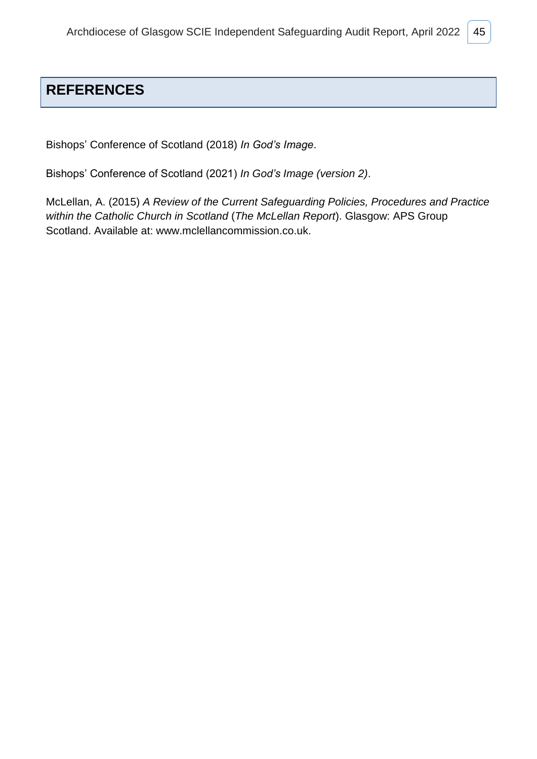# REFERENCES

Bishops' Conference of Scotland (2018) *In God's Image*.

Bishops' Conference of Scotland (2021) *In God's Image (version 2)*.

McLellan, A. (2015) *A Review of the Current Safeguarding Policies, Procedures and Practice within the Catholic Church in Scotland* (*The McLellan Report*). Glasgow: APS Group Scotland. Available at: www.mclellancommission.co.uk.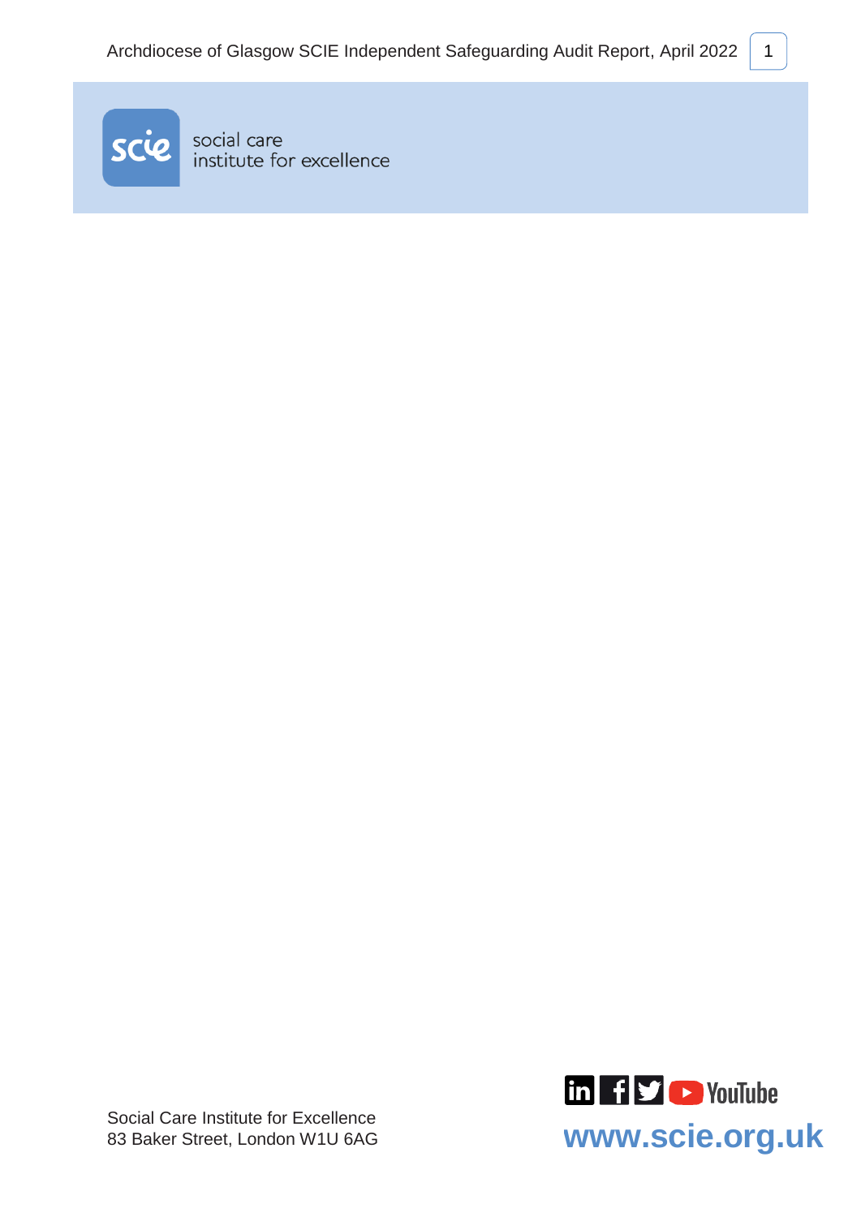social care
institute for excellence

Social Care Institute for Excellence
83 Baker Street, London W1U 6AG

www.scie.org.uk